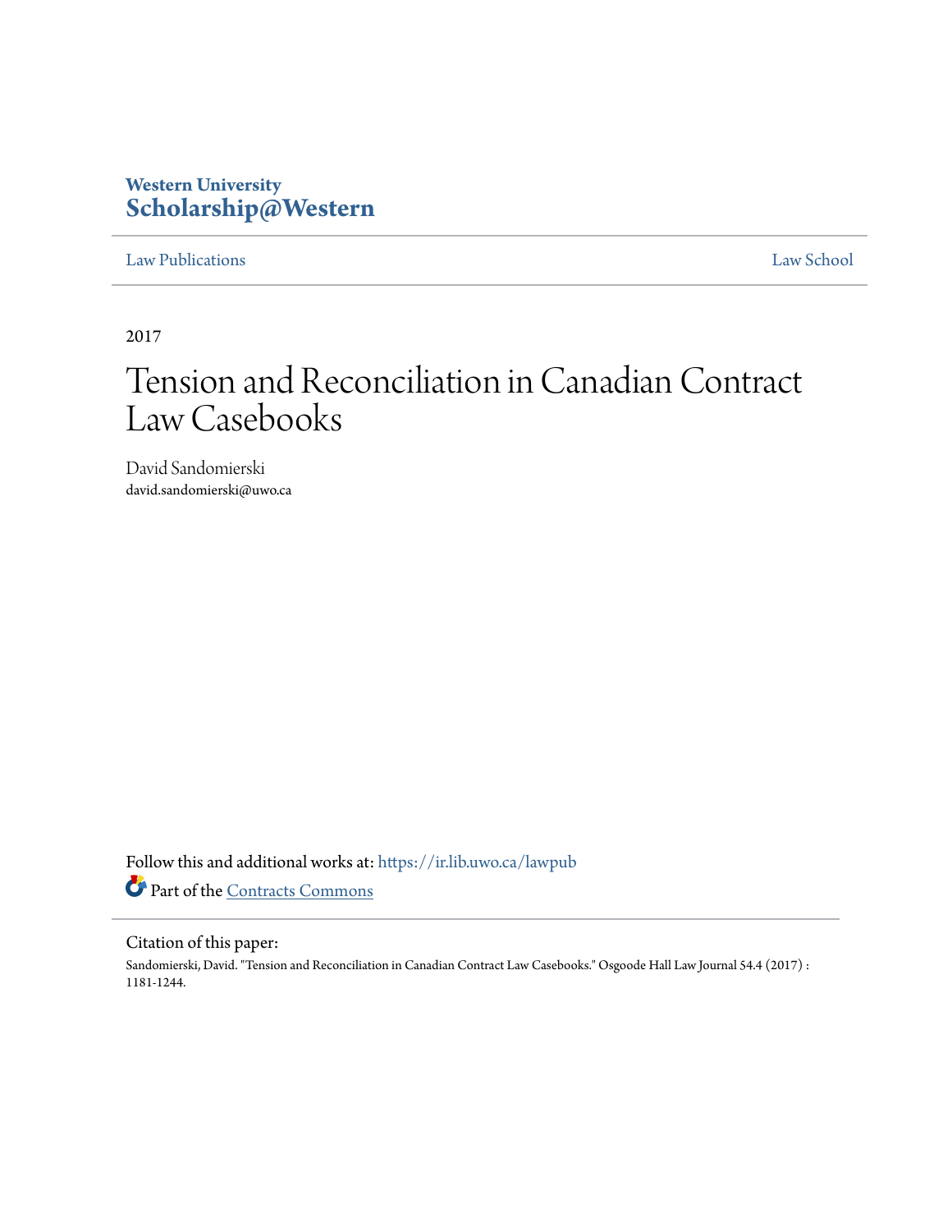Western University
**Scholarship@Western**

Law Publications | Law School

2017

# Tension and Reconciliation in Canadian Contract Law Casebooks

David Sandomierski
david.sandomierski@uwo.ca

Follow this and additional works at: https://ir.lib.uwo.ca/lawpub

Part of the Contracts Commons

Citation of this paper:
Sandomierski, David. "Tension and Reconciliation in Canadian Contract Law Casebooks." Osgoode Hall Law Journal 54.4 (2017) : 1181-1244.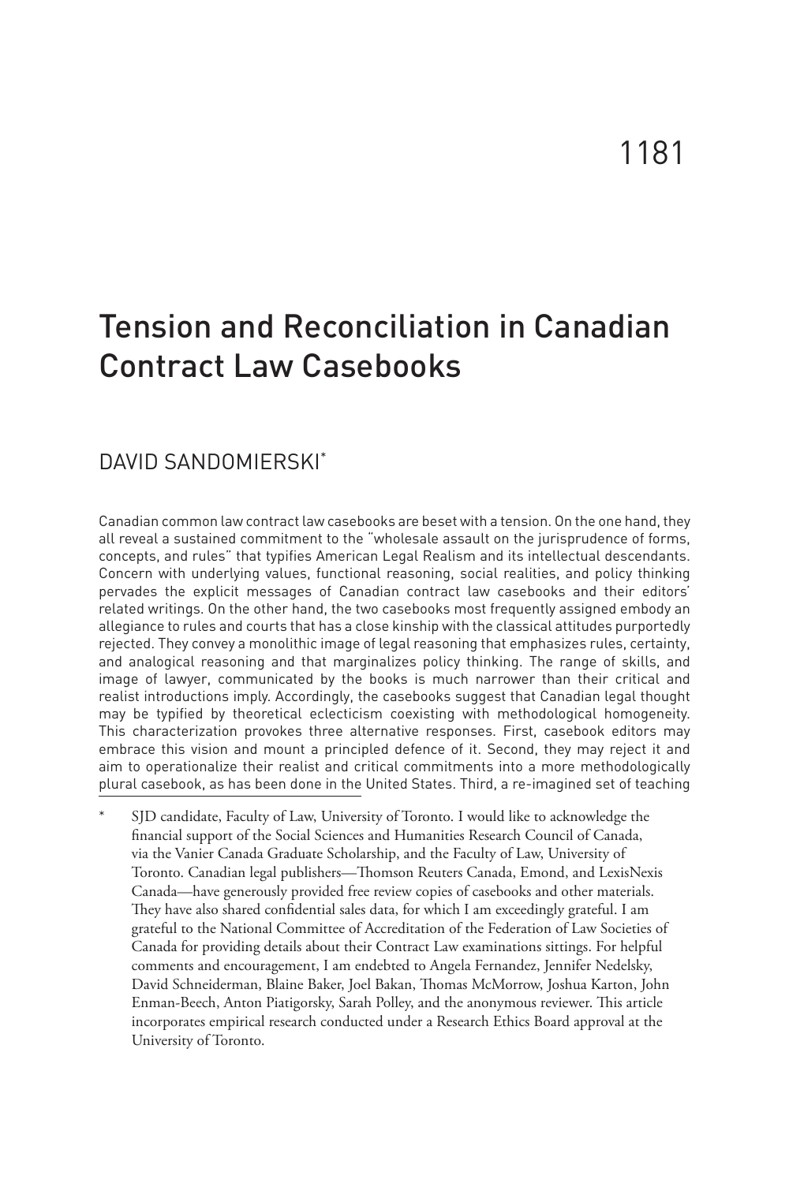# Tension and Reconciliation in Canadian Contract Law Casebooks

DAVID SANDOMIERSKI[*]

Canadian common law contract law casebooks are beset with a tension. On the one hand, they all reveal a sustained commitment to the "wholesale assault on the jurisprudence of forms, concepts, and rules" that typifies American Legal Realism and its intellectual descendants. Concern with underlying values, functional reasoning, social realities, and policy thinking pervades the explicit messages of Canadian contract law casebooks and their editors' related writings. On the other hand, the two casebooks most frequently assigned embody an allegiance to rules and courts that has a close kinship with the classical attitudes purportedly rejected. They convey a monolithic image of legal reasoning that emphasizes rules, certainty, and analogical reasoning and that marginalizes policy thinking. The range of skills, and image of lawyer, communicated by the books is much narrower than their critical and realist introductions imply. Accordingly, the casebooks suggest that Canadian legal thought may be typified by theoretical eclecticism coexisting with methodological homogeneity. This characterization provokes three alternative responses. First, casebook editors may embrace this vision and mount a principled defence of it. Second, they may reject it and aim to operationalize their realist and critical commitments into a more methodologically plural casebook, as has been done in the United States. Third, a re-imagined set of teaching

[*] SJD candidate, Faculty of Law, University of Toronto. I would like to acknowledge the financial support of the Social Sciences and Humanities Research Council of Canada, via the Vanier Canada Graduate Scholarship, and the Faculty of Law, University of Toronto. Canadian legal publishers—Thomson Reuters Canada, Emond, and LexisNexis Canada—have generously provided free review copies of casebooks and other materials. They have also shared confidential sales data, for which I am exceedingly grateful. I am grateful to the National Committee of Accreditation of the Federation of Law Societies of Canada for providing details about their Contract Law examinations sittings. For helpful comments and encouragement, I am endebted to Angela Fernandez, Jennifer Nedelsky, David Schneiderman, Blaine Baker, Joel Bakan, Thomas McMorrow, Joshua Karton, John Enman-Beech, Anton Piatigorsky, Sarah Polley, and the anonymous reviewer. This article incorporates empirical research conducted under a Research Ethics Board approval at the University of Toronto.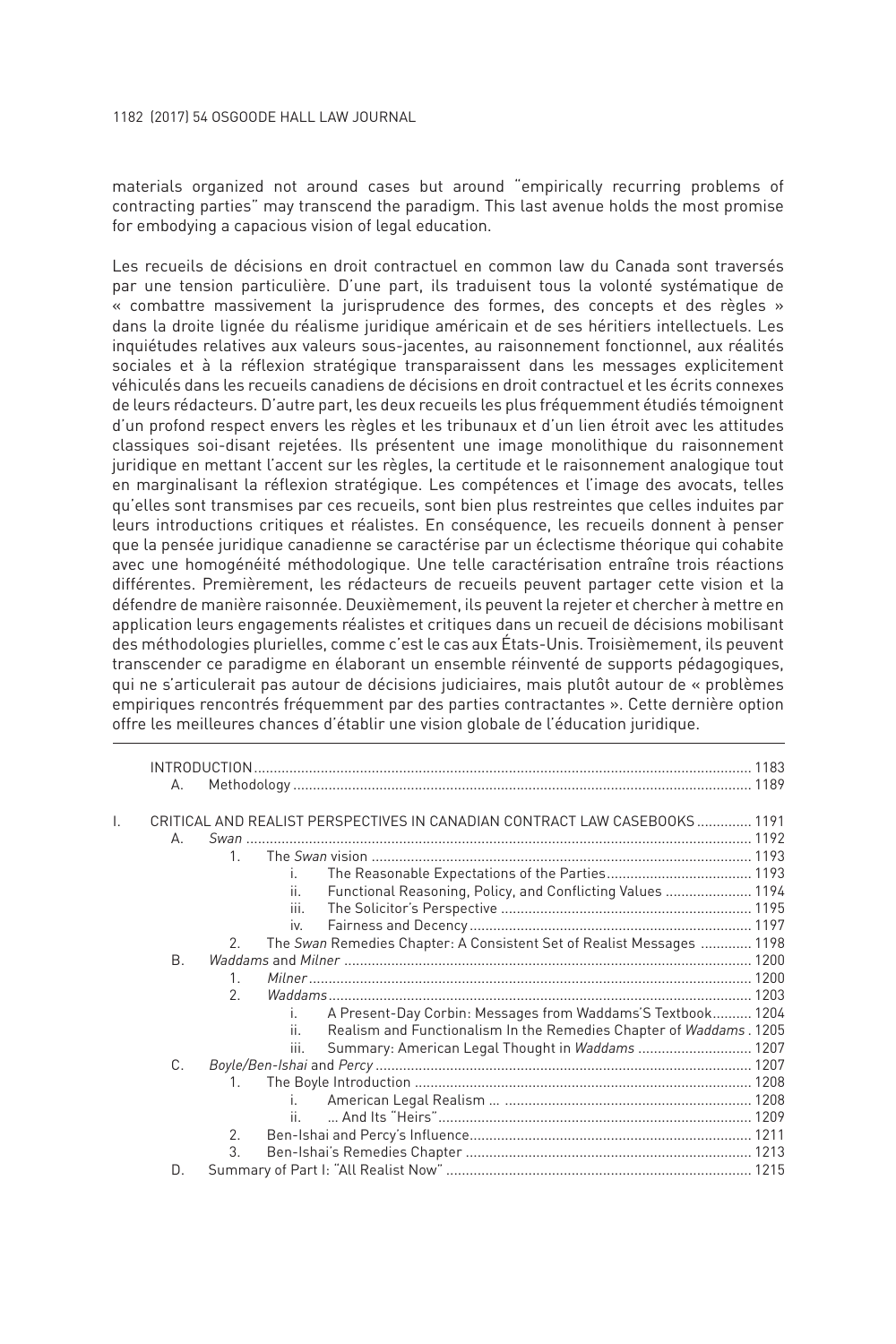materials organized not around cases but around "empirically recurring problems of contracting parties" may transcend the paradigm. This last avenue holds the most promise for embodying a capacious vision of legal education.

Les recueils de décisions en droit contractuel en common law du Canada sont traversés par une tension particulière. D'une part, ils traduisent tous la volonté systématique de « combattre massivement la jurisprudence des formes, des concepts et des règles » dans la droite lignée du réalisme juridique américain et de ses héritiers intellectuels. Les inquiétudes relatives aux valeurs sous-jacentes, au raisonnement fonctionnel, aux réalités sociales et à la réflexion stratégique transparaissent dans les messages explicitement véhiculés dans les recueils canadiens de décisions en droit contractuel et les écrits connexes de leurs rédacteurs. D'autre part, les deux recueils les plus fréquemment étudiés témoignent d'un profond respect envers les règles et les tribunaux et d'un lien étroit avec les attitudes classiques soi-disant rejetées. Ils présentent une image monolithique du raisonnement juridique en mettant l'accent sur les règles, la certitude et le raisonnement analogique tout en marginalisant la réflexion stratégique. Les compétences et l'image des avocats, telles qu'elles sont transmises par ces recueils, sont bien plus restreintes que celles induites par leurs introductions critiques et réalistes. En conséquence, les recueils donnent à penser que la pensée juridique canadienne se caractérise par un éclectisme théorique qui cohabite avec une homogénéité méthodologique. Une telle caractérisation entraîne trois réactions différentes. Premièrement, les rédacteurs de recueils peuvent partager cette vision et la défendre de manière raisonnée. Deuxièmement, ils peuvent la rejeter et chercher à mettre en application leurs engagements réalistes et critiques dans un recueil de décisions mobilisant des méthodologies plurielles, comme c'est le cas aux États-Unis. Troisièmement, ils peuvent transcender ce paradigme en élaborant un ensemble réinventé de supports pédagogiques, qui ne s'articulerait pas autour de décisions judiciaires, mais plutôt autour de « problèmes empiriques rencontrés fréquemment par des parties contractantes ». Cette dernière option offre les meilleures chances d'établir une vision globale de l'éducation juridique.

INTRODUCTION ..... 1183
- A. Methodology ..... 1189

I. CRITICAL AND REALIST PERSPECTIVES IN CANADIAN CONTRACT LAW CASEBOOKS ..... 1191
- A. *Swan* ..... 1192
  - 1. The *Swan* vision ..... 1193
    - i. The Reasonable Expectations of the Parties ..... 1193
    - ii. Functional Reasoning, Policy, and Conflicting Values ..... 1194
    - iii. The Solicitor's Perspective ..... 1195
    - iv. Fairness and Decency ..... 1197
  - 2. The *Swan* Remedies Chapter: A Consistent Set of Realist Messages ..... 1198
- B. *Waddams* and *Milner* ..... 1200
  - 1. *Milner* ..... 1200
  - 2. *Waddams* ..... 1203
    - i. A Present-Day Corbin: Messages from Waddams'S Textbook ..... 1204
    - ii. Realism and Functionalism In the Remedies Chapter of *Waddams* ..... 1205
    - iii. Summary: American Legal Thought in *Waddams* ..... 1207
- C. *Boyle/Ben-Ishai* and *Percy* ..... 1207
  - 1. The Boyle Introduction ..... 1208
    - i. American Legal Realism ... ..... 1208
    - ii. ... And Its "Heirs" ..... 1209
  - 2. Ben-Ishai and Percy's Influence ..... 1211
  - 3. Ben-Ishai's Remedies Chapter ..... 1213
- D. Summary of Part I: "All Realist Now" ..... 1215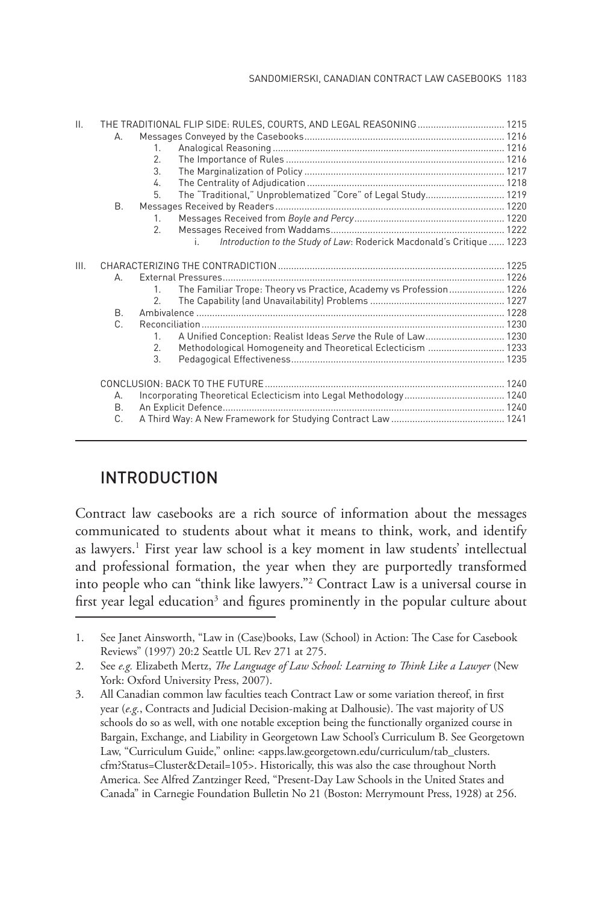| | | | | |
|---|---|---|---|---|
| II. | THE TRADITIONAL FLIP SIDE: RULES, COURTS, AND LEGAL REASONING | | | 1215 |
| | A. | Messages Conveyed by the Casebooks | | 1216 |
| | | 1. | Analogical Reasoning | 1216 |
| | | 2. | The Importance of Rules | 1216 |
| | | 3. | The Marginalization of Policy | 1217 |
| | | 4. | The Centrality of Adjudication | 1218 |
| | | 5. | The "Traditional," Unproblematized "Core" of Legal Study | 1219 |
| | B. | Messages Received by Readers | | 1220 |
| | | 1. | Messages Received from *Boyle and Percy* | 1220 |
| | | 2. | Messages Received from Waddams | 1222 |
| | | | i. *Introduction to the Study of Law*: Roderick Macdonald's Critique | 1223 |
| III. | CHARACTERIZING THE CONTRADICTION | | | 1225 |
| | A. | External Pressures | | 1226 |
| | | 1. | The Familiar Trope: Theory vs Practice, Academy vs Profession | 1226 |
| | | 2. | The Capability (and Unavailability) Problems | 1227 |
| | B. | Ambivalence | | 1228 |
| | C. | Reconciliation | | 1230 |
| | | 1. | A Unified Conception: Realist Ideas *Serve* the Rule of Law | 1230 |
| | | 2. | Methodological Homogeneity and Theoretical Eclecticism | 1233 |
| | | 3. | Pedagogical Effectiveness | 1235 |
| | CONCLUSION: BACK TO THE FUTURE | | | 1240 |
| | A. | Incorporating Theoretical Eclecticism into Legal Methodology | | 1240 |
| | B. | An Explicit Defence | | 1240 |
| | C. | A Third Way: A New Framework for Studying Contract Law | | 1241 |

## INTRODUCTION

Contract law casebooks are a rich source of information about the messages communicated to students about what it means to think, work, and identify as lawyers.[1] First year law school is a key moment in law students' intellectual and professional formation, the year when they are purportedly transformed into people who can "think like lawyers."[2] Contract Law is a universal course in first year legal education[3] and figures prominently in the popular culture about

---

1. See Janet Ainsworth, "Law in (Case)books, Law (School) in Action: The Case for Casebook Reviews" (1997) 20:2 Seattle UL Rev 271 at 275.
2. See *e.g.* Elizabeth Mertz, *The Language of Law School: Learning to Think Like a Lawyer* (New York: Oxford University Press, 2007).
3. All Canadian common law faculties teach Contract Law or some variation thereof, in first year (*e.g.*, Contracts and Judicial Decision-making at Dalhousie). The vast majority of US schools do so as well, with one notable exception being the functionally organized course in Bargain, Exchange, and Liability in Georgetown Law School's Curriculum B. See Georgetown Law, "Curriculum Guide," online: <apps.law.georgetown.edu/curriculum/tab_clusters.cfm?Status=Cluster&Detail=105>. Historically, this was also the case throughout North America. See Alfred Zantzinger Reed, "Present-Day Law Schools in the United States and Canada" in Carnegie Foundation Bulletin No 21 (Boston: Merrymount Press, 1928) at 256.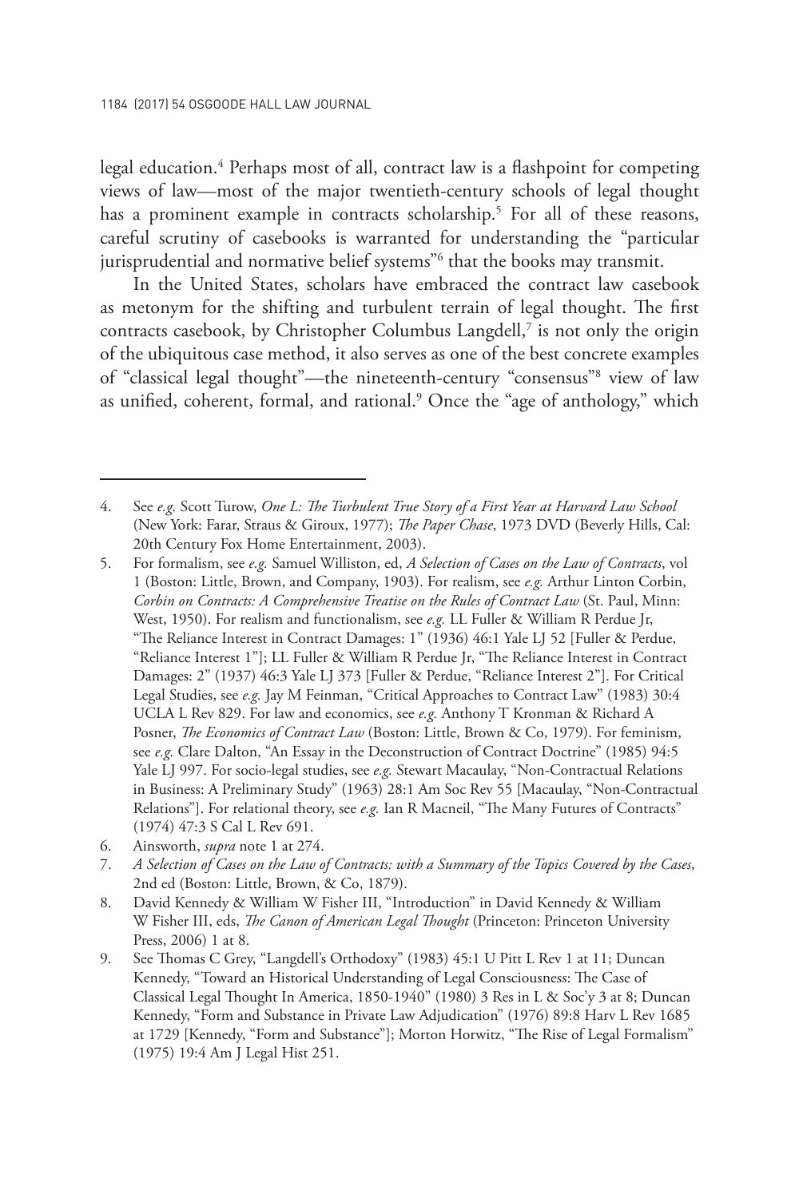legal education.[4] Perhaps most of all, contract law is a flashpoint for competing views of law—most of the major twentieth-century schools of legal thought has a prominent example in contracts scholarship.[5] For all of these reasons, careful scrutiny of casebooks is warranted for understanding the "particular jurisprudential and normative belief systems"[6] that the books may transmit.

In the United States, scholars have embraced the contract law casebook as metonym for the shifting and turbulent terrain of legal thought. The first contracts casebook, by Christopher Columbus Langdell,[7] is not only the origin of the ubiquitous case method, it also serves as one of the best concrete examples of "classical legal thought"—the nineteenth-century "consensus"[8] view of law as unified, coherent, formal, and rational.[9] Once the "age of anthology," which

---

4. See *e.g.* Scott Turow, *One L: The Turbulent True Story of a First Year at Harvard Law School* (New York: Farar, Straus & Giroux, 1977); *The Paper Chase*, 1973 DVD (Beverly Hills, Cal: 20th Century Fox Home Entertainment, 2003).
5. For formalism, see *e.g.* Samuel Williston, ed, *A Selection of Cases on the Law of Contracts*, vol 1 (Boston: Little, Brown, and Company, 1903). For realism, see *e.g.* Arthur Linton Corbin, *Corbin on Contracts: A Comprehensive Treatise on the Rules of Contract Law* (St. Paul, Minn: West, 1950). For realism and functionalism, see *e.g.* LL Fuller & William R Perdue Jr, "The Reliance Interest in Contract Damages: 1" (1936) 46:1 Yale LJ 52 [Fuller & Perdue, "Reliance Interest 1"]; LL Fuller & William R Perdue Jr, "The Reliance Interest in Contract Damages: 2" (1937) 46:3 Yale LJ 373 [Fuller & Perdue, "Reliance Interest 2"]. For Critical Legal Studies, see *e.g.* Jay M Feinman, "Critical Approaches to Contract Law" (1983) 30:4 UCLA L Rev 829. For law and economics, see *e.g.* Anthony T Kronman & Richard A Posner, *The Economics of Contract Law* (Boston: Little, Brown & Co, 1979). For feminism, see *e.g.* Clare Dalton, "An Essay in the Deconstruction of Contract Doctrine" (1985) 94:5 Yale LJ 997. For socio-legal studies, see *e.g.* Stewart Macaulay, "Non-Contractual Relations in Business: A Preliminary Study" (1963) 28:1 Am Soc Rev 55 [Macaulay, "Non-Contractual Relations"]. For relational theory, see *e.g.* Ian R Macneil, "The Many Futures of Contracts" (1974) 47:3 S Cal L Rev 691.
6. Ainsworth, *supra* note 1 at 274.
7. *A Selection of Cases on the Law of Contracts: with a Summary of the Topics Covered by the Cases*, 2nd ed (Boston: Little, Brown, & Co, 1879).
8. David Kennedy & William W Fisher III, "Introduction" in David Kennedy & William W Fisher III, eds, *The Canon of American Legal Thought* (Princeton: Princeton University Press, 2006) 1 at 8.
9. See Thomas C Grey, "Langdell's Orthodoxy" (1983) 45:1 U Pitt L Rev 1 at 11; Duncan Kennedy, "Toward an Historical Understanding of Legal Consciousness: The Case of Classical Legal Thought In America, 1850-1940" (1980) 3 Res in L & Soc'y 3 at 8; Duncan Kennedy, "Form and Substance in Private Law Adjudication" (1976) 89:8 Harv L Rev 1685 at 1729 [Kennedy, "Form and Substance"]; Morton Horwitz, "The Rise of Legal Formalism" (1975) 19:4 Am J Legal Hist 251.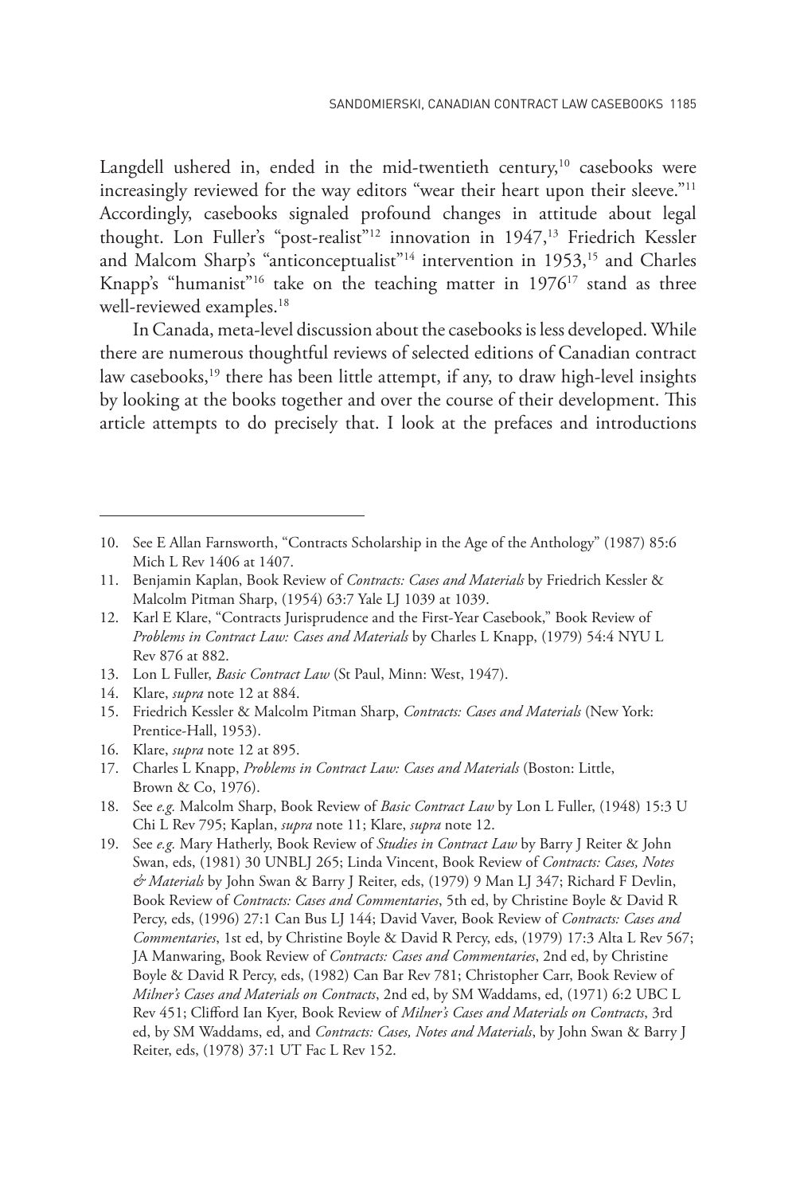Langdell ushered in, ended in the mid-twentieth century,[10] casebooks were increasingly reviewed for the way editors "wear their heart upon their sleeve."[11] Accordingly, casebooks signaled profound changes in attitude about legal thought. Lon Fuller's "post-realist"[12] innovation in 1947,[13] Friedrich Kessler and Malcom Sharp's "anticonceptualist"[14] intervention in 1953,[15] and Charles Knapp's "humanist"[16] take on the teaching matter in 1976[17] stand as three well-reviewed examples.[18]

In Canada, meta-level discussion about the casebooks is less developed. While there are numerous thoughtful reviews of selected editions of Canadian contract law casebooks,[19] there has been little attempt, if any, to draw high-level insights by looking at the books together and over the course of their development. This article attempts to do precisely that. I look at the prefaces and introductions

---

10. See E Allan Farnsworth, "Contracts Scholarship in the Age of the Anthology" (1987) 85:6 Mich L Rev 1406 at 1407.
11. Benjamin Kaplan, Book Review of *Contracts: Cases and Materials* by Friedrich Kessler & Malcolm Pitman Sharp, (1954) 63:7 Yale LJ 1039 at 1039.
12. Karl E Klare, "Contracts Jurisprudence and the First-Year Casebook," Book Review of *Problems in Contract Law: Cases and Materials* by Charles L Knapp, (1979) 54:4 NYU L Rev 876 at 882.
13. Lon L Fuller, *Basic Contract Law* (St Paul, Minn: West, 1947).
14. Klare, *supra* note 12 at 884.
15. Friedrich Kessler & Malcolm Pitman Sharp, *Contracts: Cases and Materials* (New York: Prentice-Hall, 1953).
16. Klare, *supra* note 12 at 895.
17. Charles L Knapp, *Problems in Contract Law: Cases and Materials* (Boston: Little, Brown & Co, 1976).
18. See *e.g.* Malcolm Sharp, Book Review of *Basic Contract Law* by Lon L Fuller, (1948) 15:3 U Chi L Rev 795; Kaplan, *supra* note 11; Klare, *supra* note 12.
19. See *e.g.* Mary Hatherly, Book Review of *Studies in Contract Law* by Barry J Reiter & John Swan, eds, (1981) 30 UNBLJ 265; Linda Vincent, Book Review of *Contracts: Cases, Notes & Materials* by John Swan & Barry J Reiter, eds, (1979) 9 Man LJ 347; Richard F Devlin, Book Review of *Contracts: Cases and Commentaries*, 5th ed, by Christine Boyle & David R Percy, eds, (1996) 27:1 Can Bus LJ 144; David Vaver, Book Review of *Contracts: Cases and Commentaries*, 1st ed, by Christine Boyle & David R Percy, eds, (1979) 17:3 Alta L Rev 567; JA Manwaring, Book Review of *Contracts: Cases and Commentaries*, 2nd ed, by Christine Boyle & David R Percy, eds, (1982) Can Bar Rev 781; Christopher Carr, Book Review of *Milner's Cases and Materials on Contracts*, 2nd ed, by SM Waddams, ed, (1971) 6:2 UBC L Rev 451; Clifford Ian Kyer, Book Review of *Milner's Cases and Materials on Contracts*, 3rd ed, by SM Waddams, ed, and *Contracts: Cases, Notes and Materials*, by John Swan & Barry J Reiter, eds, (1978) 37:1 UT Fac L Rev 152.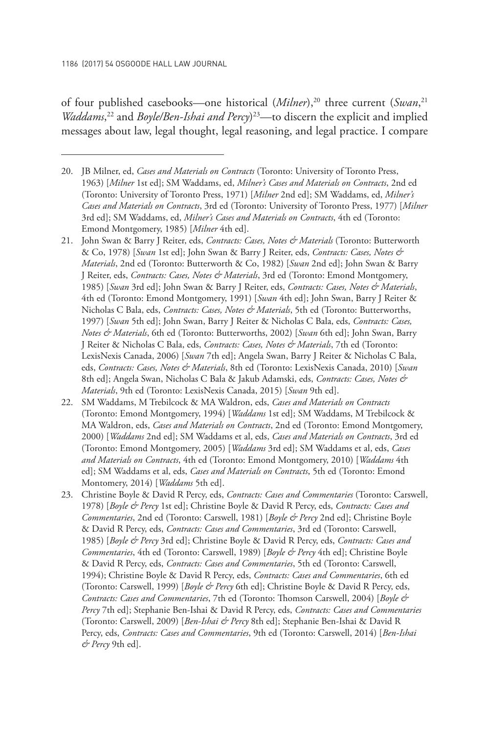of four published casebooks—one historical (*Milner*),[20] three current (*Swan*,[21] *Waddams*,[22] and *Boyle/Ben-Ishai and Percy*)[23]—to discern the explicit and implied messages about law, legal thought, legal reasoning, and legal practice. I compare

---

20. JB Milner, ed, *Cases and Materials on Contracts* (Toronto: University of Toronto Press, 1963) [*Milner* 1st ed]; SM Waddams, ed, *Milner's Cases and Materials on Contracts*, 2nd ed (Toronto: University of Toronto Press, 1971) [*Milner* 2nd ed]; SM Waddams, ed, *Milner's Cases and Materials on Contracts*, 3rd ed (Toronto: University of Toronto Press, 1977) [*Milner* 3rd ed]; SM Waddams, ed, *Milner's Cases and Materials on Contracts*, 4th ed (Toronto: Emond Montgomery, 1985) [*Milner* 4th ed].
21. John Swan & Barry J Reiter, eds, *Contracts: Cases, Notes & Materials* (Toronto: Butterworth & Co, 1978) [*Swan* 1st ed]; John Swan & Barry J Reiter, eds, *Contracts: Cases, Notes & Materials*, 2nd ed (Toronto: Butterworth & Co, 1982) [*Swan* 2nd ed]; John Swan & Barry J Reiter, eds, *Contracts: Cases, Notes & Materials*, 3rd ed (Toronto: Emond Montgomery, 1985) [*Swan* 3rd ed]; John Swan & Barry J Reiter, eds, *Contracts: Cases, Notes & Materials*, 4th ed (Toronto: Emond Montgomery, 1991) [*Swan* 4th ed]; John Swan, Barry J Reiter & Nicholas C Bala, eds, *Contracts: Cases, Notes & Materials*, 5th ed (Toronto: Butterworths, 1997) [*Swan* 5th ed]; John Swan, Barry J Reiter & Nicholas C Bala, eds, *Contracts: Cases, Notes & Materials*, 6th ed (Toronto: Butterworths, 2002) [*Swan* 6th ed]; John Swan, Barry J Reiter & Nicholas C Bala, eds, *Contracts: Cases, Notes & Materials*, 7th ed (Toronto: LexisNexis Canada, 2006) [*Swan* 7th ed]; Angela Swan, Barry J Reiter & Nicholas C Bala, eds, *Contracts: Cases, Notes & Materials*, 8th ed (Toronto: LexisNexis Canada, 2010) [*Swan* 8th ed]; Angela Swan, Nicholas C Bala & Jakub Adamski, eds, *Contracts: Cases, Notes & Materials*, 9th ed (Toronto: LexisNexis Canada, 2015) [*Swan* 9th ed].
22. SM Waddams, M Trebilcock & MA Waldron, eds, *Cases and Materials on Contracts* (Toronto: Emond Montgomery, 1994) [*Waddams* 1st ed]; SM Waddams, M Trebilcock & MA Waldron, eds, *Cases and Materials on Contracts*, 2nd ed (Toronto: Emond Montgomery, 2000) [*Waddams* 2nd ed]; SM Waddams et al, eds, *Cases and Materials on Contracts*, 3rd ed (Toronto: Emond Montgomery, 2005) [*Waddams* 3rd ed]; SM Waddams et al, eds, *Cases and Materials on Contracts*, 4th ed (Toronto: Emond Montgomery, 2010) [*Waddams* 4th ed]; SM Waddams et al, eds, *Cases and Materials on Contracts*, 5th ed (Toronto: Emond Montomery, 2014) [*Waddams* 5th ed].
23. Christine Boyle & David R Percy, eds, *Contracts: Cases and Commentaries* (Toronto: Carswell, 1978) [*Boyle & Percy* 1st ed]; Christine Boyle & David R Percy, eds, *Contracts: Cases and Commentaries*, 2nd ed (Toronto: Carswell, 1981) [*Boyle & Percy* 2nd ed]; Christine Boyle & David R Percy, eds, *Contracts: Cases and Commentaries*, 3rd ed (Toronto: Carswell, 1985) [*Boyle & Percy* 3rd ed]; Christine Boyle & David R Percy, eds, *Contracts: Cases and Commentaries*, 4th ed (Toronto: Carswell, 1989) [*Boyle & Percy* 4th ed]; Christine Boyle & David R Percy, eds, *Contracts: Cases and Commentaries*, 5th ed (Toronto: Carswell, 1994); Christine Boyle & David R Percy, eds, *Contracts: Cases and Commentaries*, 6th ed (Toronto: Carswell, 1999) [*Boyle & Percy* 6th ed]; Christine Boyle & David R Percy, eds, *Contracts: Cases and Commentaries*, 7th ed (Toronto: Thomson Carswell, 2004) [*Boyle & Percy* 7th ed]; Stephanie Ben-Ishai & David R Percy, eds, *Contracts: Cases and Commentaries* (Toronto: Carswell, 2009) [*Ben-Ishai & Percy* 8th ed]; Stephanie Ben-Ishai & David R Percy, eds, *Contracts: Cases and Commentaries*, 9th ed (Toronto: Carswell, 2014) [*Ben-Ishai & Percy* 9th ed].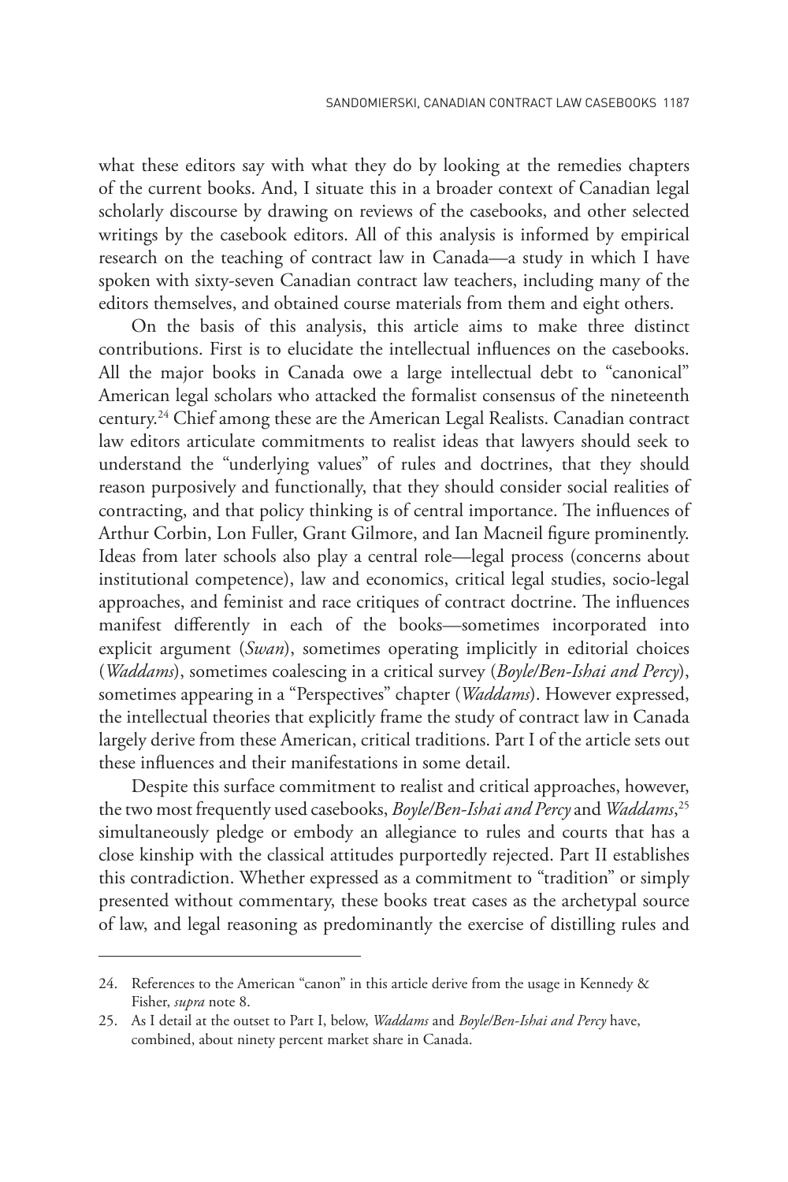what these editors say with what they do by looking at the remedies chapters of the current books. And, I situate this in a broader context of Canadian legal scholarly discourse by drawing on reviews of the casebooks, and other selected writings by the casebook editors. All of this analysis is informed by empirical research on the teaching of contract law in Canada—a study in which I have spoken with sixty-seven Canadian contract law teachers, including many of the editors themselves, and obtained course materials from them and eight others.

On the basis of this analysis, this article aims to make three distinct contributions. First is to elucidate the intellectual influences on the casebooks. All the major books in Canada owe a large intellectual debt to "canonical" American legal scholars who attacked the formalist consensus of the nineteenth century.[24] Chief among these are the American Legal Realists. Canadian contract law editors articulate commitments to realist ideas that lawyers should seek to understand the "underlying values" of rules and doctrines, that they should reason purposively and functionally, that they should consider social realities of contracting, and that policy thinking is of central importance. The influences of Arthur Corbin, Lon Fuller, Grant Gilmore, and Ian Macneil figure prominently. Ideas from later schools also play a central role—legal process (concerns about institutional competence), law and economics, critical legal studies, socio-legal approaches, and feminist and race critiques of contract doctrine. The influences manifest differently in each of the books—sometimes incorporated into explicit argument (*Swan*), sometimes operating implicitly in editorial choices (*Waddams*), sometimes coalescing in a critical survey (*Boyle/Ben-Ishai and Percy*), sometimes appearing in a "Perspectives" chapter (*Waddams*). However expressed, the intellectual theories that explicitly frame the study of contract law in Canada largely derive from these American, critical traditions. Part I of the article sets out these influences and their manifestations in some detail.

Despite this surface commitment to realist and critical approaches, however, the two most frequently used casebooks, *Boyle/Ben-Ishai and Percy* and *Waddams*,[25] simultaneously pledge or embody an allegiance to rules and courts that has a close kinship with the classical attitudes purportedly rejected. Part II establishes this contradiction. Whether expressed as a commitment to "tradition" or simply presented without commentary, these books treat cases as the archetypal source of law, and legal reasoning as predominantly the exercise of distilling rules and

---

24. References to the American "canon" in this article derive from the usage in Kennedy & Fisher, *supra* note 8.

25. As I detail at the outset to Part I, below, *Waddams* and *Boyle/Ben-Ishai and Percy* have, combined, about ninety percent market share in Canada.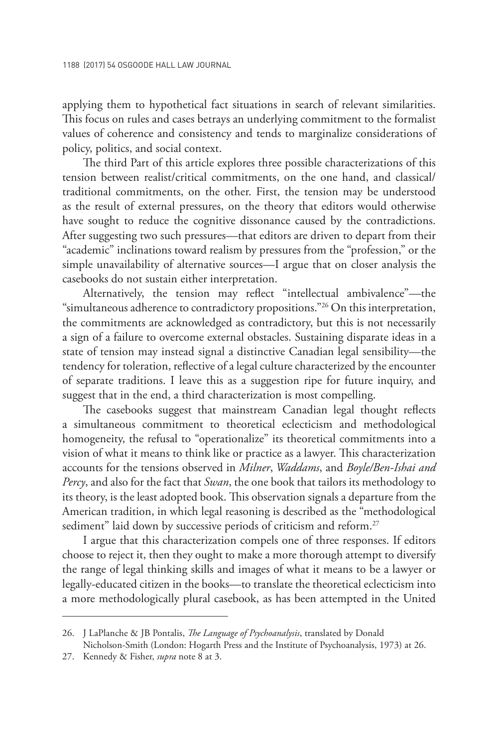applying them to hypothetical fact situations in search of relevant similarities. This focus on rules and cases betrays an underlying commitment to the formalist values of coherence and consistency and tends to marginalize considerations of policy, politics, and social context.

The third Part of this article explores three possible characterizations of this tension between realist/critical commitments, on the one hand, and classical/traditional commitments, on the other. First, the tension may be understood as the result of external pressures, on the theory that editors would otherwise have sought to reduce the cognitive dissonance caused by the contradictions. After suggesting two such pressures—that editors are driven to depart from their "academic" inclinations toward realism by pressures from the "profession," or the simple unavailability of alternative sources—I argue that on closer analysis the casebooks do not sustain either interpretation.

Alternatively, the tension may reflect "intellectual ambivalence"—the "simultaneous adherence to contradictory propositions."[26] On this interpretation, the commitments are acknowledged as contradictory, but this is not necessarily a sign of a failure to overcome external obstacles. Sustaining disparate ideas in a state of tension may instead signal a distinctive Canadian legal sensibility—the tendency for toleration, reflective of a legal culture characterized by the encounter of separate traditions. I leave this as a suggestion ripe for future inquiry, and suggest that in the end, a third characterization is most compelling.

The casebooks suggest that mainstream Canadian legal thought reflects a simultaneous commitment to theoretical eclecticism and methodological homogeneity, the refusal to "operationalize" its theoretical commitments into a vision of what it means to think like or practice as a lawyer. This characterization accounts for the tensions observed in *Milner*, *Waddams*, and *Boyle/Ben-Ishai and Percy*, and also for the fact that *Swan*, the one book that tailors its methodology to its theory, is the least adopted book. This observation signals a departure from the American tradition, in which legal reasoning is described as the "methodological sediment" laid down by successive periods of criticism and reform.[27]

I argue that this characterization compels one of three responses. If editors choose to reject it, then they ought to make a more thorough attempt to diversify the range of legal thinking skills and images of what it means to be a lawyer or legally-educated citizen in the books—to translate the theoretical eclecticism into a more methodologically plural casebook, as has been attempted in the United

---

26. J LaPlanche & JB Pontalis, *The Language of Psychoanalysis*, translated by Donald Nicholson-Smith (London: Hogarth Press and the Institute of Psychoanalysis, 1973) at 26.

27. Kennedy & Fisher, *supra* note 8 at 3.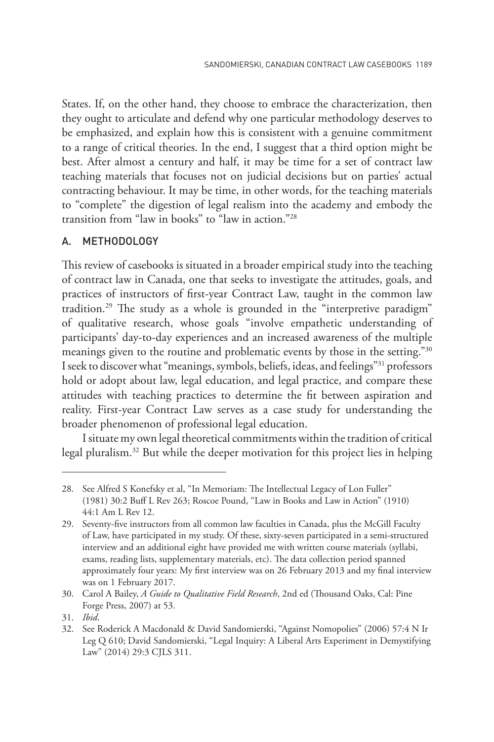States. If, on the other hand, they choose to embrace the characterization, then they ought to articulate and defend why one particular methodology deserves to be emphasized, and explain how this is consistent with a genuine commitment to a range of critical theories. In the end, I suggest that a third option might be best. After almost a century and half, it may be time for a set of contract law teaching materials that focuses not on judicial decisions but on parties' actual contracting behaviour. It may be time, in other words, for the teaching materials to "complete" the digestion of legal realism into the academy and embody the transition from "law in books" to "law in action."[28]

## A. METHODOLOGY

This review of casebooks is situated in a broader empirical study into the teaching of contract law in Canada, one that seeks to investigate the attitudes, goals, and practices of instructors of first-year Contract Law, taught in the common law tradition.[29] The study as a whole is grounded in the "interpretive paradigm" of qualitative research, whose goals "involve empathetic understanding of participants' day-to-day experiences and an increased awareness of the multiple meanings given to the routine and problematic events by those in the setting."[30] I seek to discover what "meanings, symbols, beliefs, ideas, and feelings"[31] professors hold or adopt about law, legal education, and legal practice, and compare these attitudes with teaching practices to determine the fit between aspiration and reality. First-year Contract Law serves as a case study for understanding the broader phenomenon of professional legal education.

I situate my own legal theoretical commitments within the tradition of critical legal pluralism.[32] But while the deeper motivation for this project lies in helping

---

28. See Alfred S Konefsky et al, "In Memoriam: The Intellectual Legacy of Lon Fuller" (1981) 30:2 Buff L Rev 263; Roscoe Pound, "Law in Books and Law in Action" (1910) 44:1 Am L Rev 12.

29. Seventy-five instructors from all common law faculties in Canada, plus the McGill Faculty of Law, have participated in my study. Of these, sixty-seven participated in a semi-structured interview and an additional eight have provided me with written course materials (syllabi, exams, reading lists, supplementary materials, etc). The data collection period spanned approximately four years: My first interview was on 26 February 2013 and my final interview was on 1 February 2017.

30. Carol A Bailey, *A Guide to Qualitative Field Research*, 2nd ed (Thousand Oaks, Cal: Pine Forge Press, 2007) at 53.

31. *Ibid*.

32. See Roderick A Macdonald & David Sandomierski, "Against Nomopolies" (2006) 57:4 N Ir Leg Q 610; David Sandomierski, "Legal Inquiry: A Liberal Arts Experiment in Demystifying Law" (2014) 29:3 CJLS 311.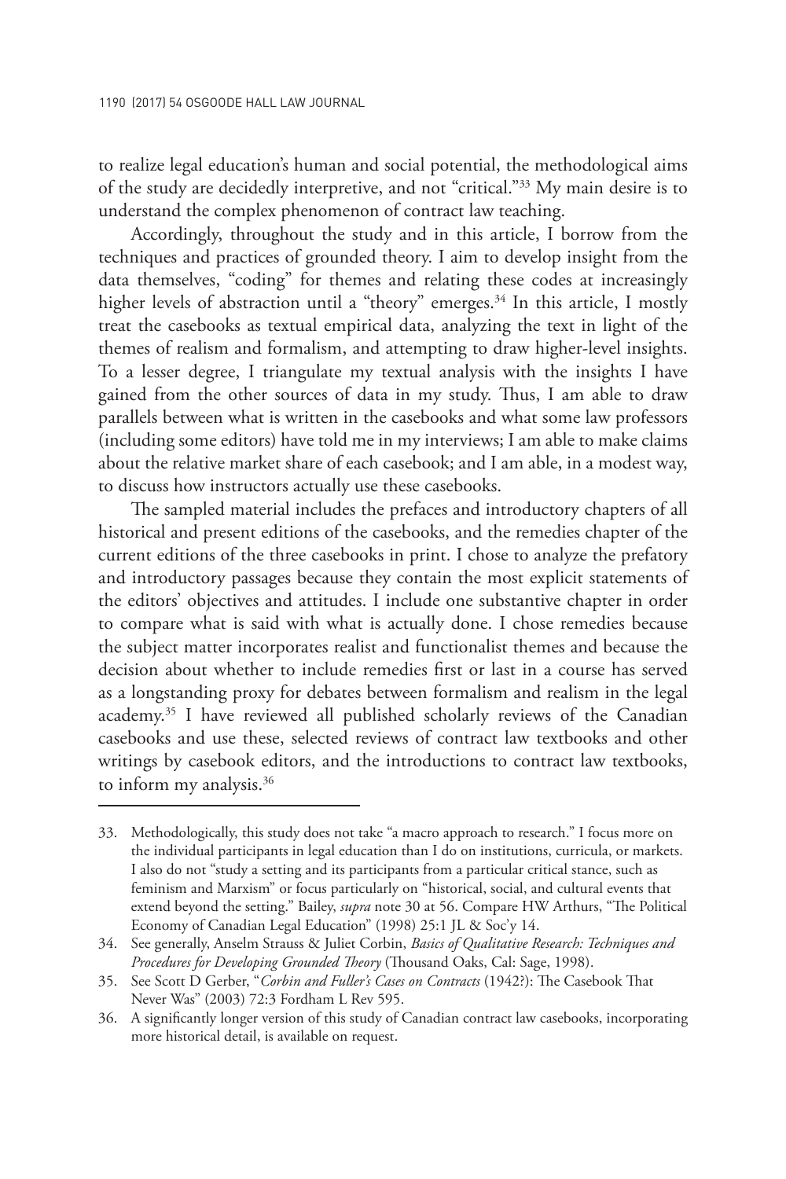to realize legal education's human and social potential, the methodological aims of the study are decidedly interpretive, and not "critical."[33] My main desire is to understand the complex phenomenon of contract law teaching.

Accordingly, throughout the study and in this article, I borrow from the techniques and practices of grounded theory. I aim to develop insight from the data themselves, "coding" for themes and relating these codes at increasingly higher levels of abstraction until a "theory" emerges.[34] In this article, I mostly treat the casebooks as textual empirical data, analyzing the text in light of the themes of realism and formalism, and attempting to draw higher-level insights. To a lesser degree, I triangulate my textual analysis with the insights I have gained from the other sources of data in my study. Thus, I am able to draw parallels between what is written in the casebooks and what some law professors (including some editors) have told me in my interviews; I am able to make claims about the relative market share of each casebook; and I am able, in a modest way, to discuss how instructors actually use these casebooks.

The sampled material includes the prefaces and introductory chapters of all historical and present editions of the casebooks, and the remedies chapter of the current editions of the three casebooks in print. I chose to analyze the prefatory and introductory passages because they contain the most explicit statements of the editors' objectives and attitudes. I include one substantive chapter in order to compare what is said with what is actually done. I chose remedies because the subject matter incorporates realist and functionalist themes and because the decision about whether to include remedies first or last in a course has served as a longstanding proxy for debates between formalism and realism in the legal academy.[35] I have reviewed all published scholarly reviews of the Canadian casebooks and use these, selected reviews of contract law textbooks and other writings by casebook editors, and the introductions to contract law textbooks, to inform my analysis.[36]

---

33. Methodologically, this study does not take "a macro approach to research." I focus more on the individual participants in legal education than I do on institutions, curricula, or markets. I also do not "study a setting and its participants from a particular critical stance, such as feminism and Marxism" or focus particularly on "historical, social, and cultural events that extend beyond the setting." Bailey, *supra* note 30 at 56. Compare HW Arthurs, "The Political Economy of Canadian Legal Education" (1998) 25:1 JL & Soc'y 14.

34. See generally, Anselm Strauss & Juliet Corbin, *Basics of Qualitative Research: Techniques and Procedures for Developing Grounded Theory* (Thousand Oaks, Cal: Sage, 1998).

35. See Scott D Gerber, "*Corbin and Fuller's Cases on Contracts* (1942?): The Casebook That Never Was" (2003) 72:3 Fordham L Rev 595.

36. A significantly longer version of this study of Canadian contract law casebooks, incorporating more historical detail, is available on request.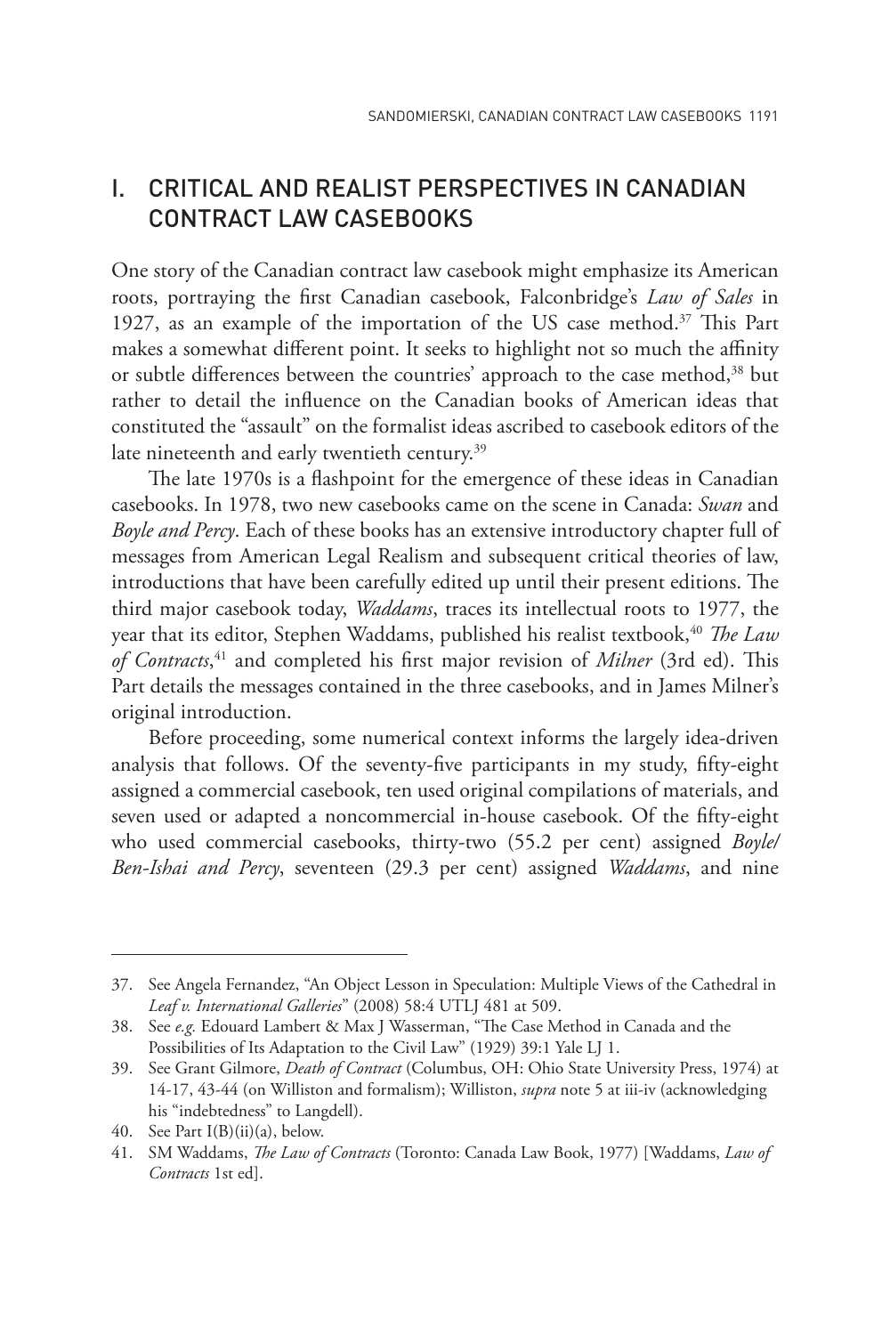## I. CRITICAL AND REALIST PERSPECTIVES IN CANADIAN CONTRACT LAW CASEBOOKS

One story of the Canadian contract law casebook might emphasize its American roots, portraying the first Canadian casebook, Falconbridge's *Law of Sales* in 1927, as an example of the importation of the US case method.[37] This Part makes a somewhat different point. It seeks to highlight not so much the affinity or subtle differences between the countries' approach to the case method,[38] but rather to detail the influence on the Canadian books of American ideas that constituted the "assault" on the formalist ideas ascribed to casebook editors of the late nineteenth and early twentieth century.[39]

The late 1970s is a flashpoint for the emergence of these ideas in Canadian casebooks. In 1978, two new casebooks came on the scene in Canada: *Swan* and *Boyle and Percy*. Each of these books has an extensive introductory chapter full of messages from American Legal Realism and subsequent critical theories of law, introductions that have been carefully edited up until their present editions. The third major casebook today, *Waddams*, traces its intellectual roots to 1977, the year that its editor, Stephen Waddams, published his realist textbook,[40] *The Law of Contracts*,[41] and completed his first major revision of *Milner* (3rd ed). This Part details the messages contained in the three casebooks, and in James Milner's original introduction.

Before proceeding, some numerical context informs the largely idea-driven analysis that follows. Of the seventy-five participants in my study, fifty-eight assigned a commercial casebook, ten used original compilations of materials, and seven used or adapted a noncommercial in-house casebook. Of the fifty-eight who used commercial casebooks, thirty-two (55.2 per cent) assigned *Boyle/Ben-Ishai and Percy*, seventeen (29.3 per cent) assigned *Waddams*, and nine

---

37. See Angela Fernandez, "An Object Lesson in Speculation: Multiple Views of the Cathedral in *Leaf v. International Galleries*" (2008) 58:4 UTLJ 481 at 509.

38. See *e.g.* Edouard Lambert & Max J Wasserman, "The Case Method in Canada and the Possibilities of Its Adaptation to the Civil Law" (1929) 39:1 Yale LJ 1.

39. See Grant Gilmore, *Death of Contract* (Columbus, OH: Ohio State University Press, 1974) at 14-17, 43-44 (on Williston and formalism); Williston, *supra* note 5 at iii-iv (acknowledging his "indebtedness" to Langdell).

40. See Part I(B)(ii)(a), below.

41. SM Waddams, *The Law of Contracts* (Toronto: Canada Law Book, 1977) [Waddams, *Law of Contracts* 1st ed].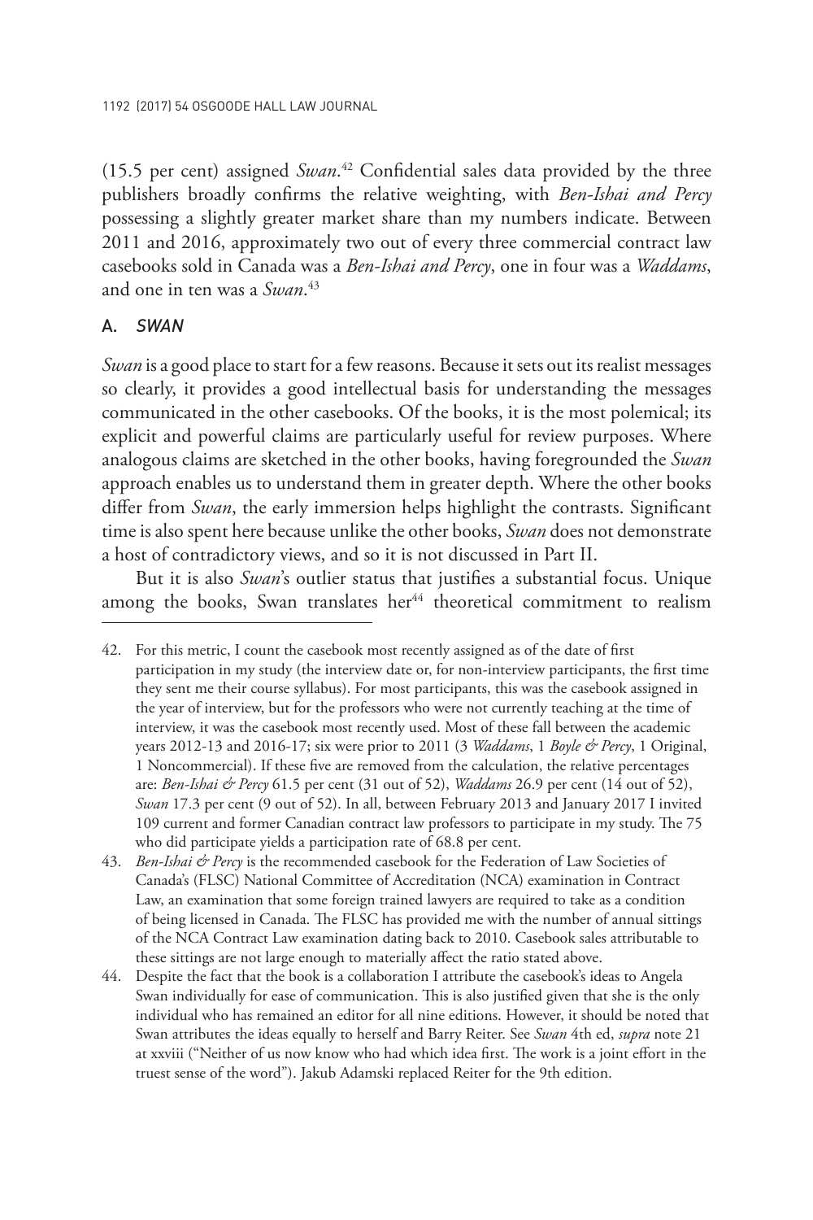(15.5 per cent) assigned *Swan*.[42] Confidential sales data provided by the three publishers broadly confirms the relative weighting, with *Ben-Ishai and Percy* possessing a slightly greater market share than my numbers indicate. Between 2011 and 2016, approximately two out of every three commercial contract law casebooks sold in Canada was a *Ben-Ishai and Percy*, one in four was a *Waddams*, and one in ten was a *Swan*.[43]

### A. *SWAN*

*Swan* is a good place to start for a few reasons. Because it sets out its realist messages so clearly, it provides a good intellectual basis for understanding the messages communicated in the other casebooks. Of the books, it is the most polemical; its explicit and powerful claims are particularly useful for review purposes. Where analogous claims are sketched in the other books, having foregrounded the *Swan* approach enables us to understand them in greater depth. Where the other books differ from *Swan*, the early immersion helps highlight the contrasts. Significant time is also spent here because unlike the other books, *Swan* does not demonstrate a host of contradictory views, and so it is not discussed in Part II.

But it is also *Swan*'s outlier status that justifies a substantial focus. Unique among the books, Swan translates her[44] theoretical commitment to realism

---

42. For this metric, I count the casebook most recently assigned as of the date of first participation in my study (the interview date or, for non-interview participants, the first time they sent me their course syllabus). For most participants, this was the casebook assigned in the year of interview, but for the professors who were not currently teaching at the time of interview, it was the casebook most recently used. Most of these fall between the academic years 2012-13 and 2016-17; six were prior to 2011 (3 *Waddams*, 1 *Boyle & Percy*, 1 Original, 1 Noncommercial). If these five are removed from the calculation, the relative percentages are: *Ben-Ishai & Percy* 61.5 per cent (31 out of 52), *Waddams* 26.9 per cent (14 out of 52), *Swan* 17.3 per cent (9 out of 52). In all, between February 2013 and January 2017 I invited 109 current and former Canadian contract law professors to participate in my study. The 75 who did participate yields a participation rate of 68.8 per cent.

43. *Ben-Ishai & Percy* is the recommended casebook for the Federation of Law Societies of Canada's (FLSC) National Committee of Accreditation (NCA) examination in Contract Law, an examination that some foreign trained lawyers are required to take as a condition of being licensed in Canada. The FLSC has provided me with the number of annual sittings of the NCA Contract Law examination dating back to 2010. Casebook sales attributable to these sittings are not large enough to materially affect the ratio stated above.

44. Despite the fact that the book is a collaboration I attribute the casebook's ideas to Angela Swan individually for ease of communication. This is also justified given that she is the only individual who has remained an editor for all nine editions. However, it should be noted that Swan attributes the ideas equally to herself and Barry Reiter. See *Swan* 4th ed, *supra* note 21 at xxviii ("Neither of us now know who had which idea first. The work is a joint effort in the truest sense of the word"). Jakub Adamski replaced Reiter for the 9th edition.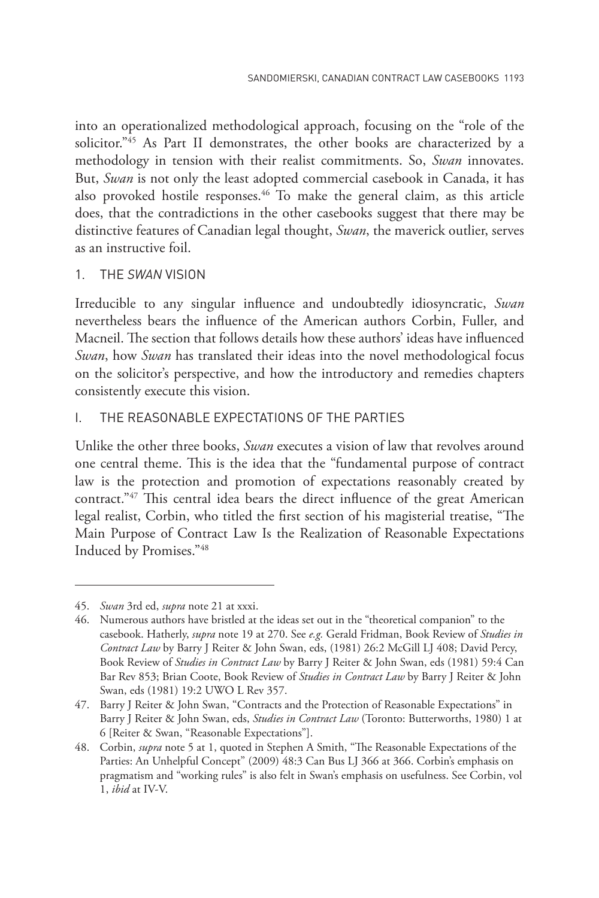into an operationalized methodological approach, focusing on the "role of the solicitor."[45] As Part II demonstrates, the other books are characterized by a methodology in tension with their realist commitments. So, *Swan* innovates. But, *Swan* is not only the least adopted commercial casebook in Canada, it has also provoked hostile responses.[46] To make the general claim, as this article does, that the contradictions in the other casebooks suggest that there may be distinctive features of Canadian legal thought, *Swan*, the maverick outlier, serves as an instructive foil.

## 1. THE *SWAN* VISION

Irreducible to any singular influence and undoubtedly idiosyncratic, *Swan* nevertheless bears the influence of the American authors Corbin, Fuller, and Macneil. The section that follows details how these authors' ideas have influenced *Swan*, how *Swan* has translated their ideas into the novel methodological focus on the solicitor's perspective, and how the introductory and remedies chapters consistently execute this vision.

### I. THE REASONABLE EXPECTATIONS OF THE PARTIES

Unlike the other three books, *Swan* executes a vision of law that revolves around one central theme. This is the idea that the "fundamental purpose of contract law is the protection and promotion of expectations reasonably created by contract."[47] This central idea bears the direct influence of the great American legal realist, Corbin, who titled the first section of his magisterial treatise, "The Main Purpose of Contract Law Is the Realization of Reasonable Expectations Induced by Promises."[48]

---

45. *Swan* 3rd ed, *supra* note 21 at xxxi.

46. Numerous authors have bristled at the ideas set out in the "theoretical companion" to the casebook. Hatherly, *supra* note 19 at 270. See *e.g.* Gerald Fridman, Book Review of *Studies in Contract Law* by Barry J Reiter & John Swan, eds, (1981) 26:2 McGill LJ 408; David Percy, Book Review of *Studies in Contract Law* by Barry J Reiter & John Swan, eds (1981) 59:4 Can Bar Rev 853; Brian Coote, Book Review of *Studies in Contract Law* by Barry J Reiter & John Swan, eds (1981) 19:2 UWO L Rev 357.

47. Barry J Reiter & John Swan, "Contracts and the Protection of Reasonable Expectations" in Barry J Reiter & John Swan, eds, *Studies in Contract Law* (Toronto: Butterworths, 1980) 1 at 6 [Reiter & Swan, "Reasonable Expectations"].

48. Corbin, *supra* note 5 at 1, quoted in Stephen A Smith, "The Reasonable Expectations of the Parties: An Unhelpful Concept" (2009) 48:3 Can Bus LJ 366 at 366. Corbin's emphasis on pragmatism and "working rules" is also felt in Swan's emphasis on usefulness. See Corbin, vol 1, *ibid* at IV-V.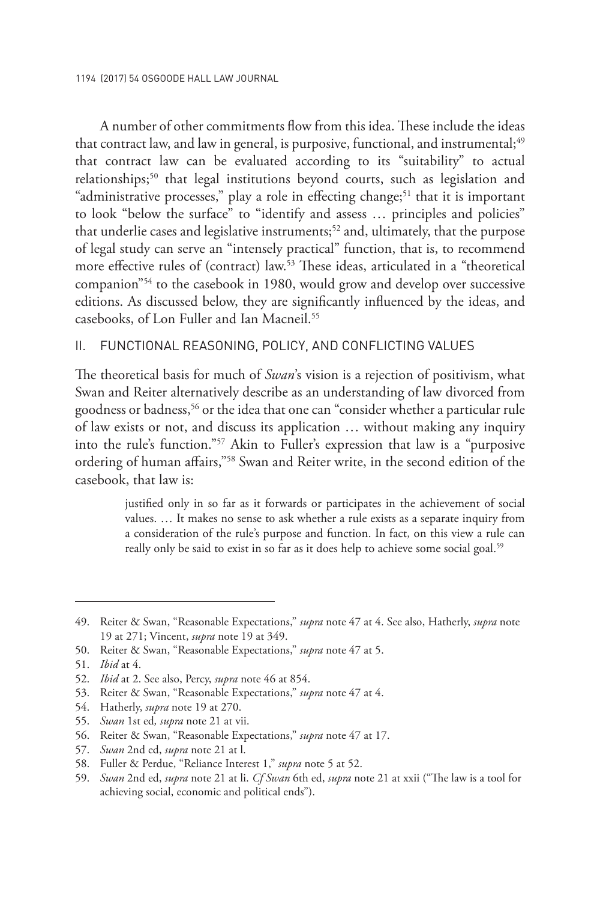A number of other commitments flow from this idea. These include the ideas that contract law, and law in general, is purposive, functional, and instrumental;[49] that contract law can be evaluated according to its "suitability" to actual relationships;[50] that legal institutions beyond courts, such as legislation and "administrative processes," play a role in effecting change;[51] that it is important to look "below the surface" to "identify and assess … principles and policies" that underlie cases and legislative instruments;[52] and, ultimately, that the purpose of legal study can serve an "intensely practical" function, that is, to recommend more effective rules of (contract) law.[53] These ideas, articulated in a "theoretical companion"[54] to the casebook in 1980, would grow and develop over successive editions. As discussed below, they are significantly influenced by the ideas, and casebooks, of Lon Fuller and Ian Macneil.[55]

## II. FUNCTIONAL REASONING, POLICY, AND CONFLICTING VALUES

The theoretical basis for much of *Swan*'s vision is a rejection of positivism, what Swan and Reiter alternatively describe as an understanding of law divorced from goodness or badness,[56] or the idea that one can "consider whether a particular rule of law exists or not, and discuss its application … without making any inquiry into the rule's function."[57] Akin to Fuller's expression that law is a "purposive ordering of human affairs,"[58] Swan and Reiter write, in the second edition of the casebook, that law is:

> justified only in so far as it forwards or participates in the achievement of social values. … It makes no sense to ask whether a rule exists as a separate inquiry from a consideration of the rule's purpose and function. In fact, on this view a rule can really only be said to exist in so far as it does help to achieve some social goal.[59]

---

49. Reiter & Swan, "Reasonable Expectations," *supra* note 47 at 4. See also, Hatherly, *supra* note 19 at 271; Vincent, *supra* note 19 at 349.
50. Reiter & Swan, "Reasonable Expectations," *supra* note 47 at 5.
51. *Ibid* at 4.
52. *Ibid* at 2. See also, Percy, *supra* note 46 at 854.
53. Reiter & Swan, "Reasonable Expectations," *supra* note 47 at 4.
54. Hatherly, *supra* note 19 at 270.
55. *Swan* 1st ed*, supra* note 21 at vii.
56. Reiter & Swan, "Reasonable Expectations," *supra* note 47 at 17.
57. *Swan* 2nd ed, *supra* note 21 at l.
58. Fuller & Perdue, "Reliance Interest 1," *supra* note 5 at 52.
59. *Swan* 2nd ed, *supra* note 21 at li. *Cf Swan* 6th ed, *supra* note 21 at xxii ("The law is a tool for achieving social, economic and political ends").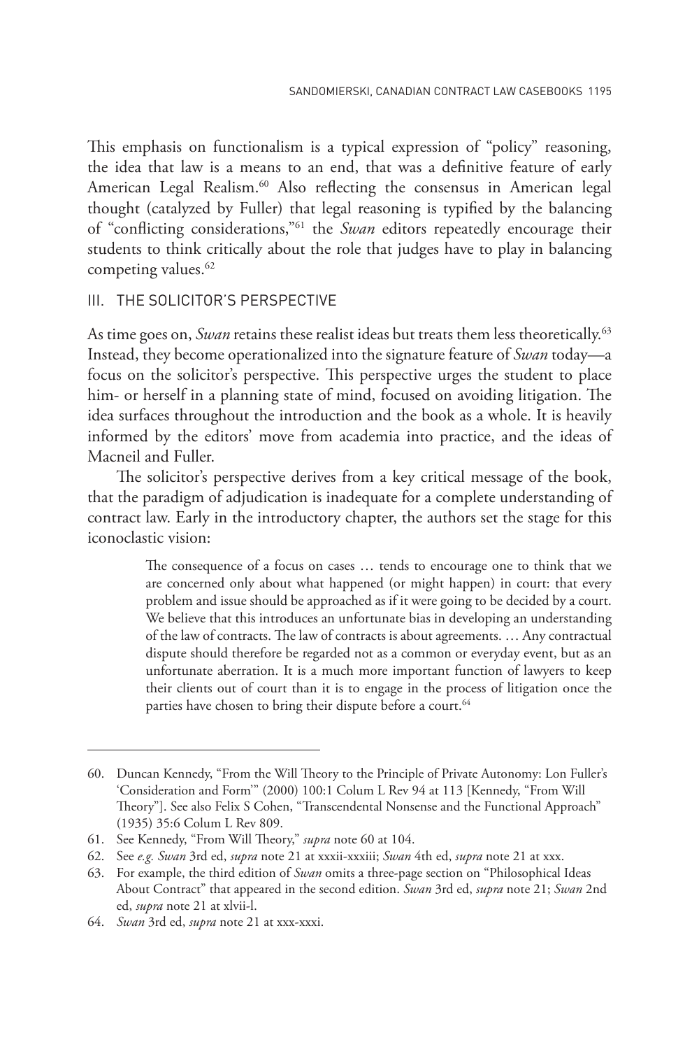This emphasis on functionalism is a typical expression of "policy" reasoning, the idea that law is a means to an end, that was a definitive feature of early American Legal Realism.[60] Also reflecting the consensus in American legal thought (catalyzed by Fuller) that legal reasoning is typified by the balancing of "conflicting considerations,"[61] the *Swan* editors repeatedly encourage their students to think critically about the role that judges have to play in balancing competing values.[62]

## III. THE SOLICITOR'S PERSPECTIVE

As time goes on, *Swan* retains these realist ideas but treats them less theoretically.[63] Instead, they become operationalized into the signature feature of *Swan* today—a focus on the solicitor's perspective. This perspective urges the student to place him- or herself in a planning state of mind, focused on avoiding litigation. The idea surfaces throughout the introduction and the book as a whole. It is heavily informed by the editors' move from academia into practice, and the ideas of Macneil and Fuller.

The solicitor's perspective derives from a key critical message of the book, that the paradigm of adjudication is inadequate for a complete understanding of contract law. Early in the introductory chapter, the authors set the stage for this iconoclastic vision:

> The consequence of a focus on cases … tends to encourage one to think that we are concerned only about what happened (or might happen) in court: that every problem and issue should be approached as if it were going to be decided by a court. We believe that this introduces an unfortunate bias in developing an understanding of the law of contracts. The law of contracts is about agreements. … Any contractual dispute should therefore be regarded not as a common or everyday event, but as an unfortunate aberration. It is a much more important function of lawyers to keep their clients out of court than it is to engage in the process of litigation once the parties have chosen to bring their dispute before a court.[64]

---

60. Duncan Kennedy, "From the Will Theory to the Principle of Private Autonomy: Lon Fuller's 'Consideration and Form'" (2000) 100:1 Colum L Rev 94 at 113 [Kennedy, "From Will Theory"]. See also Felix S Cohen, "Transcendental Nonsense and the Functional Approach" (1935) 35:6 Colum L Rev 809.
61. See Kennedy, "From Will Theory," *supra* note 60 at 104.
62. See *e.g. Swan* 3rd ed, *supra* note 21 at xxxii-xxxiii; *Swan* 4th ed, *supra* note 21 at xxx.
63. For example, the third edition of *Swan* omits a three-page section on "Philosophical Ideas About Contract" that appeared in the second edition. *Swan* 3rd ed, *supra* note 21; *Swan* 2nd ed, *supra* note 21 at xlvii-l.
64. *Swan* 3rd ed, *supra* note 21 at xxx-xxxi.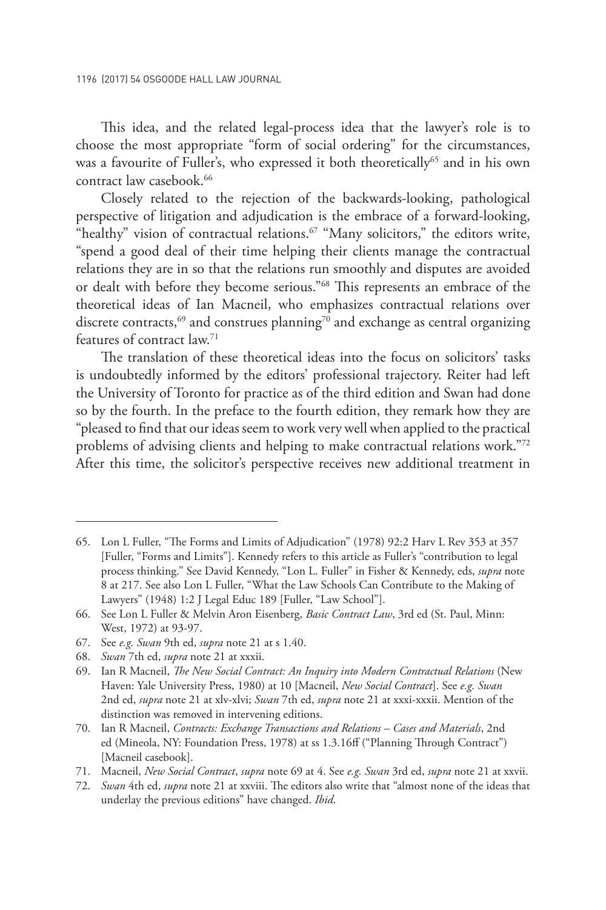This idea, and the related legal-process idea that the lawyer's role is to choose the most appropriate "form of social ordering" for the circumstances, was a favourite of Fuller's, who expressed it both theoretically[65] and in his own contract law casebook.[66]

Closely related to the rejection of the backwards-looking, pathological perspective of litigation and adjudication is the embrace of a forward-looking, "healthy" vision of contractual relations.[67] "Many solicitors," the editors write, "spend a good deal of their time helping their clients manage the contractual relations they are in so that the relations run smoothly and disputes are avoided or dealt with before they become serious."[68] This represents an embrace of the theoretical ideas of Ian Macneil, who emphasizes contractual relations over discrete contracts,[69] and construes planning[70] and exchange as central organizing features of contract law.[71]

The translation of these theoretical ideas into the focus on solicitors' tasks is undoubtedly informed by the editors' professional trajectory. Reiter had left the University of Toronto for practice as of the third edition and Swan had done so by the fourth. In the preface to the fourth edition, they remark how they are "pleased to find that our ideas seem to work very well when applied to the practical problems of advising clients and helping to make contractual relations work."[72] After this time, the solicitor's perspective receives new additional treatment in

---

65. Lon L Fuller, "The Forms and Limits of Adjudication" (1978) 92:2 Harv L Rev 353 at 357 [Fuller, "Forms and Limits"]. Kennedy refers to this article as Fuller's "contribution to legal process thinking." See David Kennedy, "Lon L. Fuller" in Fisher & Kennedy, eds, *supra* note 8 at 217. See also Lon L Fuller, "What the Law Schools Can Contribute to the Making of Lawyers" (1948) 1:2 J Legal Educ 189 [Fuller, "Law School"].

66. See Lon L Fuller & Melvin Aron Eisenberg, *Basic Contract Law*, 3rd ed (St. Paul, Minn: West, 1972) at 93-97.

67. See *e.g. Swan* 9th ed, *supra* note 21 at s 1.40.

68. *Swan* 7th ed, *supra* note 21 at xxxii.

69. Ian R Macneil, *The New Social Contract: An Inquiry into Modern Contractual Relations* (New Haven: Yale University Press, 1980) at 10 [Macneil, *New Social Contract*]. See *e.g. Swan* 2nd ed, *supra* note 21 at xlv-xlvi; *Swan* 7th ed, *supra* note 21 at xxxi-xxxii. Mention of the distinction was removed in intervening editions.

70. Ian R Macneil, *Contracts: Exchange Transactions and Relations – Cases and Materials*, 2nd ed (Mineola, NY: Foundation Press, 1978) at ss 1.3.16ff ("Planning Through Contract") [Macneil casebook].

71. Macneil, *New Social Contract*, *supra* note 69 at 4. See *e.g. Swan* 3rd ed, *supra* note 21 at xxvii.

72. *Swan* 4th ed, *supra* note 21 at xxviii. The editors also write that "almost none of the ideas that underlay the previous editions" have changed. *Ibid*.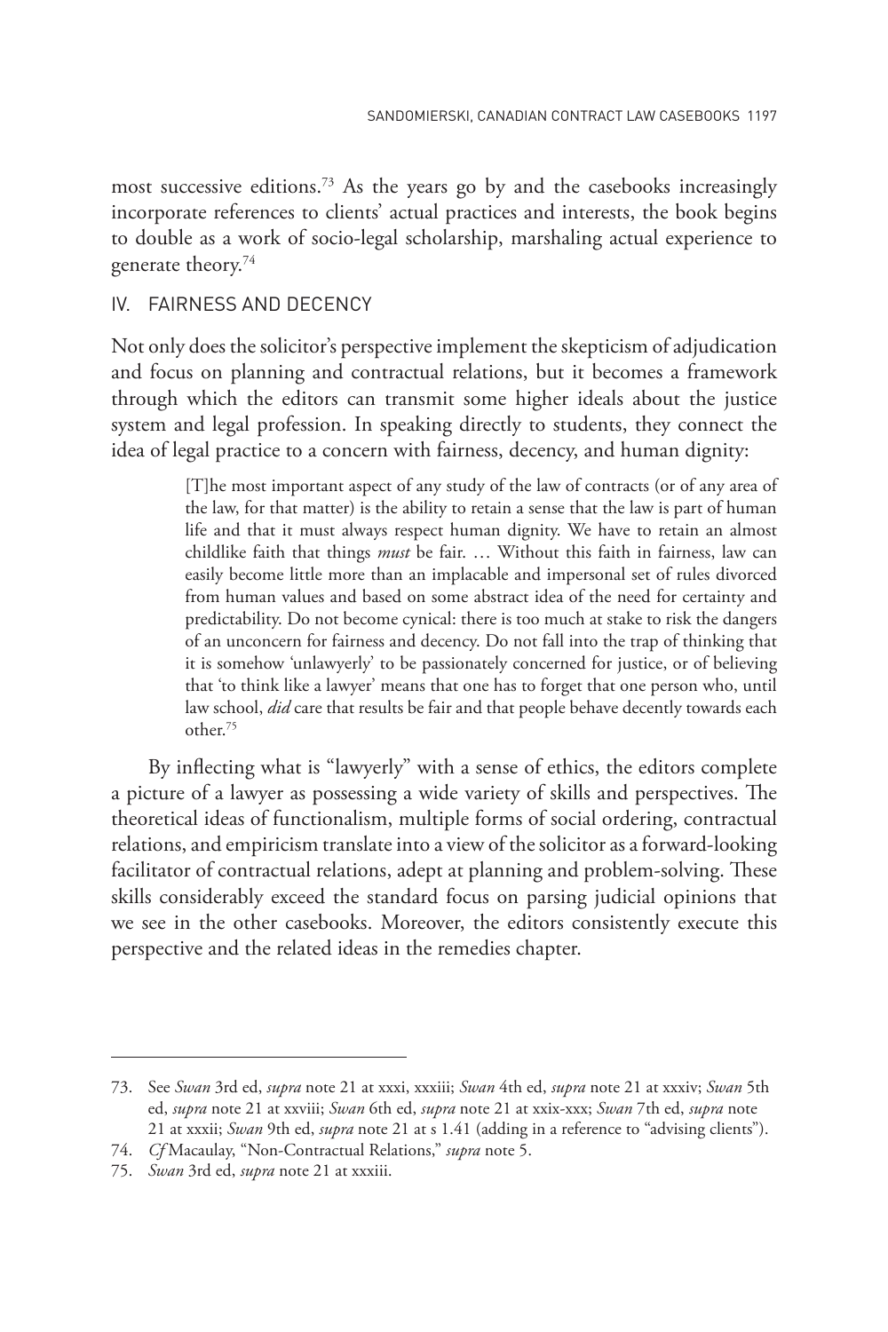most successive editions.[73] As the years go by and the casebooks increasingly incorporate references to clients' actual practices and interests, the book begins to double as a work of socio-legal scholarship, marshaling actual experience to generate theory.[74]

## IV. FAIRNESS AND DECENCY

Not only does the solicitor's perspective implement the skepticism of adjudication and focus on planning and contractual relations, but it becomes a framework through which the editors can transmit some higher ideals about the justice system and legal profession. In speaking directly to students, they connect the idea of legal practice to a concern with fairness, decency, and human dignity:

> [T]he most important aspect of any study of the law of contracts (or of any area of the law, for that matter) is the ability to retain a sense that the law is part of human life and that it must always respect human dignity. We have to retain an almost childlike faith that things *must* be fair. … Without this faith in fairness, law can easily become little more than an implacable and impersonal set of rules divorced from human values and based on some abstract idea of the need for certainty and predictability. Do not become cynical: there is too much at stake to risk the dangers of an unconcern for fairness and decency. Do not fall into the trap of thinking that it is somehow 'unlawyerly' to be passionately concerned for justice, or of believing that 'to think like a lawyer' means that one has to forget that one person who, until law school, *did* care that results be fair and that people behave decently towards each other.[75]

By inflecting what is "lawyerly" with a sense of ethics, the editors complete a picture of a lawyer as possessing a wide variety of skills and perspectives. The theoretical ideas of functionalism, multiple forms of social ordering, contractual relations, and empiricism translate into a view of the solicitor as a forward-looking facilitator of contractual relations, adept at planning and problem-solving. These skills considerably exceed the standard focus on parsing judicial opinions that we see in the other casebooks. Moreover, the editors consistently execute this perspective and the related ideas in the remedies chapter.

---

73. See *Swan* 3rd ed, *supra* note 21 at xxxi, xxxiii; *Swan* 4th ed, *supra* note 21 at xxxiv; *Swan* 5th ed, *supra* note 21 at xxviii; *Swan* 6th ed, *supra* note 21 at xxix-xxx; *Swan* 7th ed, *supra* note 21 at xxxii; *Swan* 9th ed, *supra* note 21 at s 1.41 (adding in a reference to "advising clients").

74. *Cf* Macaulay, "Non-Contractual Relations," *supra* note 5.

75. *Swan* 3rd ed, *supra* note 21 at xxxiii.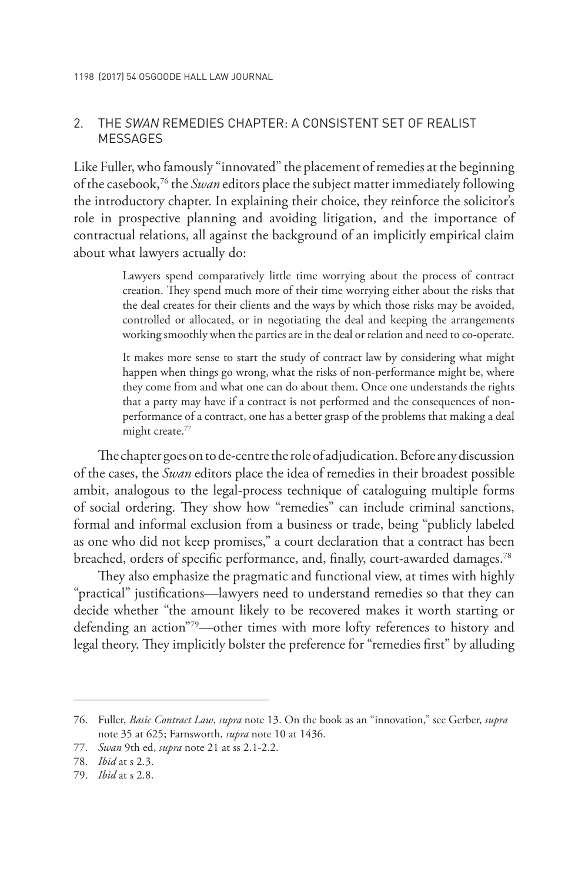## 2. THE *SWAN* REMEDIES CHAPTER: A CONSISTENT SET OF REALIST MESSAGES

Like Fuller, who famously "innovated" the placement of remedies at the beginning of the casebook,[76] the *Swan* editors place the subject matter immediately following the introductory chapter. In explaining their choice, they reinforce the solicitor's role in prospective planning and avoiding litigation, and the importance of contractual relations, all against the background of an implicitly empirical claim about what lawyers actually do:

> Lawyers spend comparatively little time worrying about the process of contract creation. They spend much more of their time worrying either about the risks that the deal creates for their clients and the ways by which those risks may be avoided, controlled or allocated, or in negotiating the deal and keeping the arrangements working smoothly when the parties are in the deal or relation and need to co-operate.
>
> It makes more sense to start the study of contract law by considering what might happen when things go wrong, what the risks of non-performance might be, where they come from and what one can do about them. Once one understands the rights that a party may have if a contract is not performed and the consequences of non-performance of a contract, one has a better grasp of the problems that making a deal might create.[77]

The chapter goes on to de-centre the role of adjudication. Before any discussion of the cases, the *Swan* editors place the idea of remedies in their broadest possible ambit, analogous to the legal-process technique of cataloguing multiple forms of social ordering. They show how "remedies" can include criminal sanctions, formal and informal exclusion from a business or trade, being "publicly labeled as one who did not keep promises," a court declaration that a contract has been breached, orders of specific performance, and, finally, court-awarded damages.[78]

They also emphasize the pragmatic and functional view, at times with highly "practical" justifications—lawyers need to understand remedies so that they can decide whether "the amount likely to be recovered makes it worth starting or defending an action"[79]—other times with more lofty references to history and legal theory. They implicitly bolster the preference for "remedies first" by alluding

---

76. Fuller, *Basic Contract Law*, *supra* note 13. On the book as an "innovation," see Gerber, *supra* note 35 at 625; Farnsworth, *supra* note 10 at 1436.

77. *Swan* 9th ed, *supra* note 21 at ss 2.1-2.2.

78. *Ibid* at s 2.3.

79. *Ibid* at s 2.8.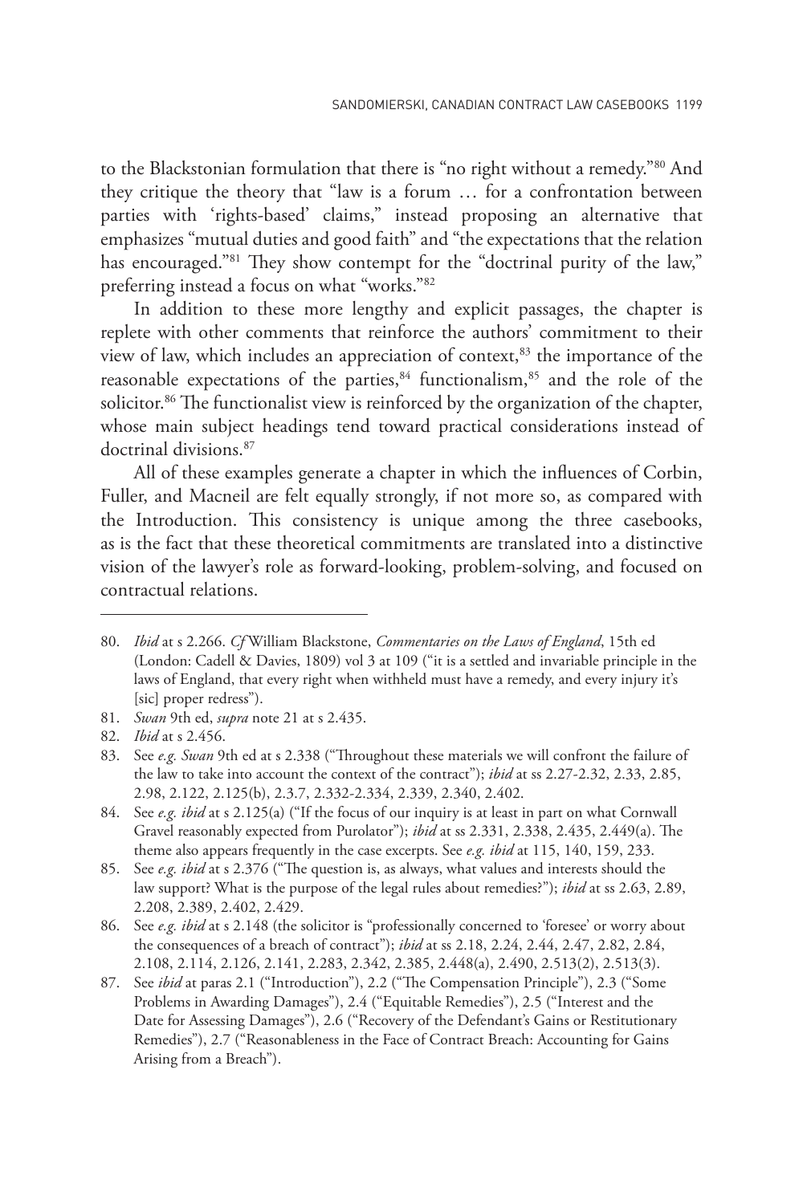to the Blackstonian formulation that there is "no right without a remedy."[80] And they critique the theory that "law is a forum … for a confrontation between parties with 'rights-based' claims," instead proposing an alternative that emphasizes "mutual duties and good faith" and "the expectations that the relation has encouraged."[81] They show contempt for the "doctrinal purity of the law," preferring instead a focus on what "works."[82]

In addition to these more lengthy and explicit passages, the chapter is replete with other comments that reinforce the authors' commitment to their view of law, which includes an appreciation of context,[83] the importance of the reasonable expectations of the parties,[84] functionalism,[85] and the role of the solicitor.[86] The functionalist view is reinforced by the organization of the chapter, whose main subject headings tend toward practical considerations instead of doctrinal divisions.[87]

All of these examples generate a chapter in which the influences of Corbin, Fuller, and Macneil are felt equally strongly, if not more so, as compared with the Introduction. This consistency is unique among the three casebooks, as is the fact that these theoretical commitments are translated into a distinctive vision of the lawyer's role as forward-looking, problem-solving, and focused on contractual relations.

---

80. *Ibid* at s 2.266. *Cf* William Blackstone, *Commentaries on the Laws of England*, 15th ed (London: Cadell & Davies, 1809) vol 3 at 109 ("it is a settled and invariable principle in the laws of England, that every right when withheld must have a remedy, and every injury it's [sic] proper redress").
81. *Swan* 9th ed, *supra* note 21 at s 2.435.
82. *Ibid* at s 2.456.
83. See *e.g. Swan* 9th ed at s 2.338 ("Throughout these materials we will confront the failure of the law to take into account the context of the contract"); *ibid* at ss 2.27-2.32, 2.33, 2.85, 2.98, 2.122, 2.125(b), 2.3.7, 2.332-2.334, 2.339, 2.340, 2.402.
84. See *e.g. ibid* at s 2.125(a) ("If the focus of our inquiry is at least in part on what Cornwall Gravel reasonably expected from Purolator"); *ibid* at ss 2.331, 2.338, 2.435, 2.449(a). The theme also appears frequently in the case excerpts. See *e.g. ibid* at 115, 140, 159, 233.
85. See *e.g. ibid* at s 2.376 ("The question is, as always, what values and interests should the law support? What is the purpose of the legal rules about remedies?"); *ibid* at ss 2.63, 2.89, 2.208, 2.389, 2.402, 2.429.
86. See *e.g. ibid* at s 2.148 (the solicitor is "professionally concerned to 'foresee' or worry about the consequences of a breach of contract"); *ibid* at ss 2.18, 2.24, 2.44, 2.47, 2.82, 2.84, 2.108, 2.114, 2.126, 2.141, 2.283, 2.342, 2.385, 2.448(a), 2.490, 2.513(2), 2.513(3).
87. See *ibid* at paras 2.1 ("Introduction"), 2.2 ("The Compensation Principle"), 2.3 ("Some Problems in Awarding Damages"), 2.4 ("Equitable Remedies"), 2.5 ("Interest and the Date for Assessing Damages"), 2.6 ("Recovery of the Defendant's Gains or Restitutionary Remedies"), 2.7 ("Reasonableness in the Face of Contract Breach: Accounting for Gains Arising from a Breach").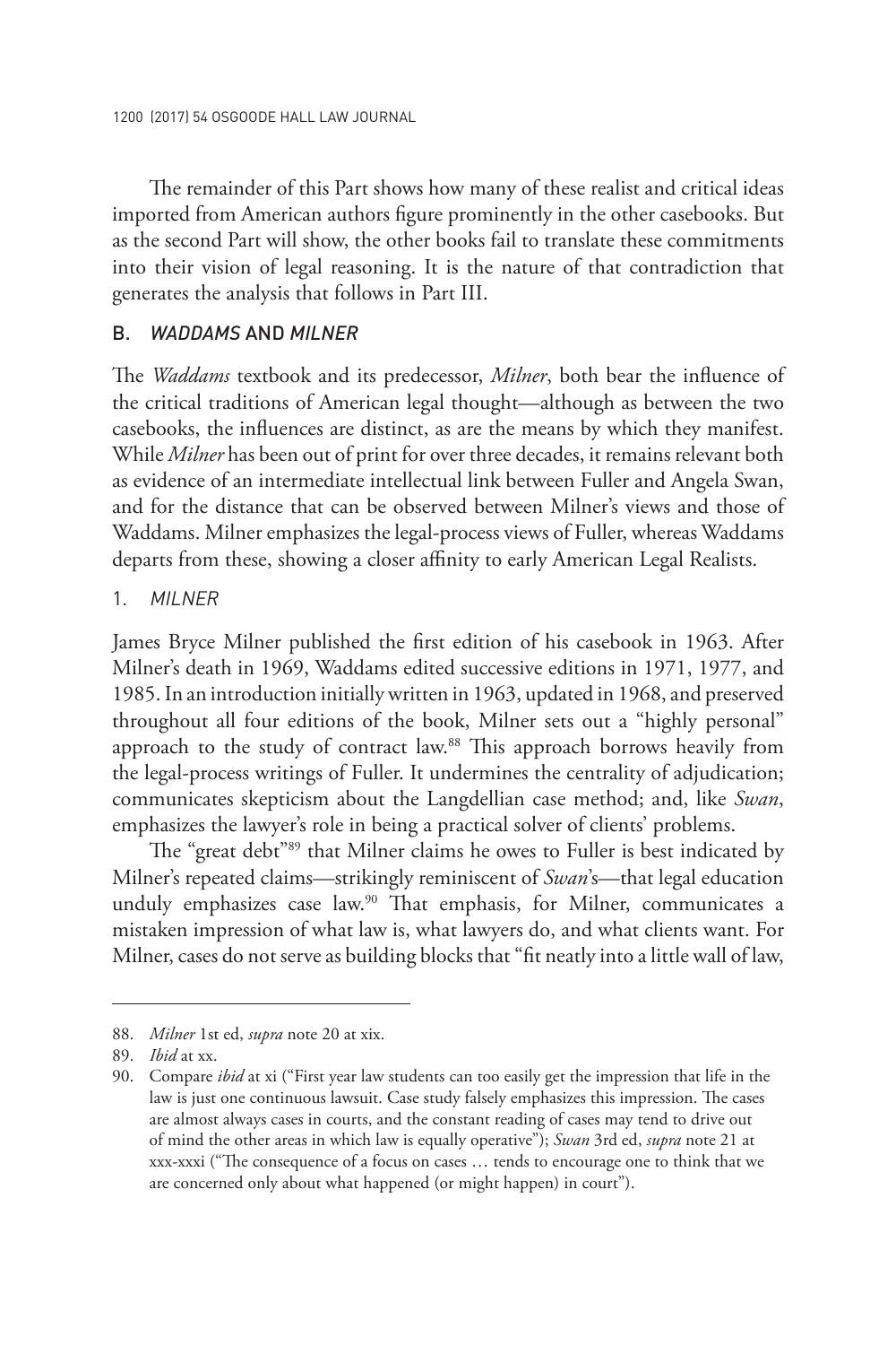The remainder of this Part shows how many of these realist and critical ideas imported from American authors figure prominently in the other casebooks. But as the second Part will show, the other books fail to translate these commitments into their vision of legal reasoning. It is the nature of that contradiction that generates the analysis that follows in Part III.

### B. *WADDAMS* AND *MILNER*

The *Waddams* textbook and its predecessor, *Milner*, both bear the influence of the critical traditions of American legal thought—although as between the two casebooks, the influences are distinct, as are the means by which they manifest. While *Milner* has been out of print for over three decades, it remains relevant both as evidence of an intermediate intellectual link between Fuller and Angela Swan, and for the distance that can be observed between Milner's views and those of Waddams. Milner emphasizes the legal-process views of Fuller, whereas Waddams departs from these, showing a closer affinity to early American Legal Realists.

#### 1. *MILNER*

James Bryce Milner published the first edition of his casebook in 1963. After Milner's death in 1969, Waddams edited successive editions in 1971, 1977, and 1985. In an introduction initially written in 1963, updated in 1968, and preserved throughout all four editions of the book, Milner sets out a "highly personal" approach to the study of contract law.[88] This approach borrows heavily from the legal-process writings of Fuller. It undermines the centrality of adjudication; communicates skepticism about the Langdellian case method; and, like *Swan*, emphasizes the lawyer's role in being a practical solver of clients' problems.

The "great debt"[89] that Milner claims he owes to Fuller is best indicated by Milner's repeated claims—strikingly reminiscent of *Swan*'s—that legal education unduly emphasizes case law.[90] That emphasis, for Milner, communicates a mistaken impression of what law is, what lawyers do, and what clients want. For Milner, cases do not serve as building blocks that "fit neatly into a little wall of law,

---

88. *Milner* 1st ed, *supra* note 20 at xix.

89. *Ibid* at xx.

90. Compare *ibid* at xi ("First year law students can too easily get the impression that life in the law is just one continuous lawsuit. Case study falsely emphasizes this impression. The cases are almost always cases in courts, and the constant reading of cases may tend to drive out of mind the other areas in which law is equally operative"); *Swan* 3rd ed, *supra* note 21 at xxx-xxxi ("The consequence of a focus on cases … tends to encourage one to think that we are concerned only about what happened (or might happen) in court").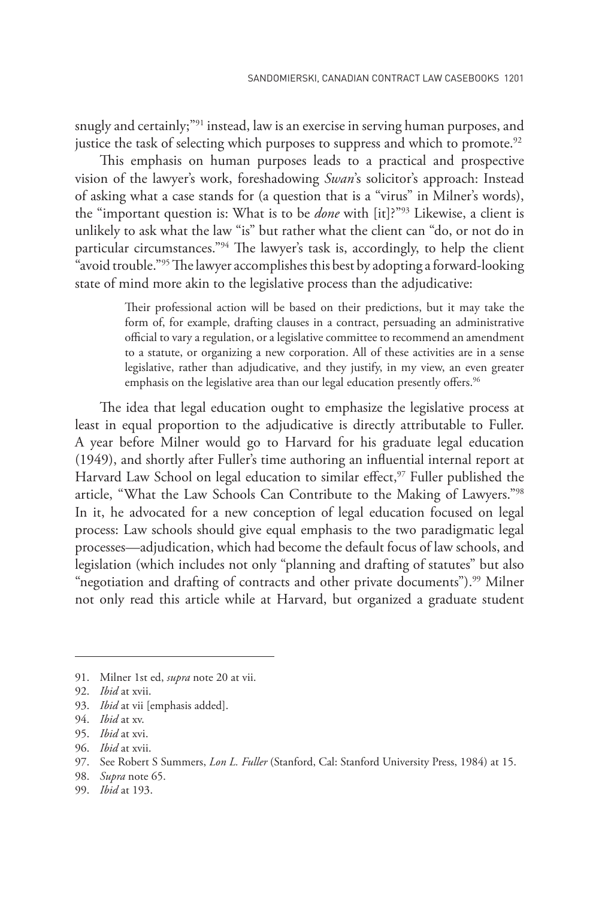snugly and certainly;"[91] instead, law is an exercise in serving human purposes, and justice the task of selecting which purposes to suppress and which to promote.[92]

This emphasis on human purposes leads to a practical and prospective vision of the lawyer's work, foreshadowing *Swan*'s solicitor's approach: Instead of asking what a case stands for (a question that is a "virus" in Milner's words), the "important question is: What is to be *done* with [it]?"[93] Likewise, a client is unlikely to ask what the law "is" but rather what the client can "do, or not do in particular circumstances."[94] The lawyer's task is, accordingly, to help the client "avoid trouble."[95] The lawyer accomplishes this best by adopting a forward-looking state of mind more akin to the legislative process than the adjudicative:

> Their professional action will be based on their predictions, but it may take the form of, for example, drafting clauses in a contract, persuading an administrative official to vary a regulation, or a legislative committee to recommend an amendment to a statute, or organizing a new corporation. All of these activities are in a sense legislative, rather than adjudicative, and they justify, in my view, an even greater emphasis on the legislative area than our legal education presently offers.[96]

The idea that legal education ought to emphasize the legislative process at least in equal proportion to the adjudicative is directly attributable to Fuller. A year before Milner would go to Harvard for his graduate legal education (1949), and shortly after Fuller's time authoring an influential internal report at Harvard Law School on legal education to similar effect,[97] Fuller published the article, "What the Law Schools Can Contribute to the Making of Lawyers."[98] In it, he advocated for a new conception of legal education focused on legal process: Law schools should give equal emphasis to the two paradigmatic legal processes—adjudication, which had become the default focus of law schools, and legislation (which includes not only "planning and drafting of statutes" but also "negotiation and drafting of contracts and other private documents").[99] Milner not only read this article while at Harvard, but organized a graduate student

---

91. Milner 1st ed, *supra* note 20 at vii.
92. *Ibid* at xvii.
93. *Ibid* at vii [emphasis added].
94. *Ibid* at xv.
95. *Ibid* at xvi.
96. *Ibid* at xvii.
97. See Robert S Summers, *Lon L. Fuller* (Stanford, Cal: Stanford University Press, 1984) at 15.
98. *Supra* note 65.
99. *Ibid* at 193.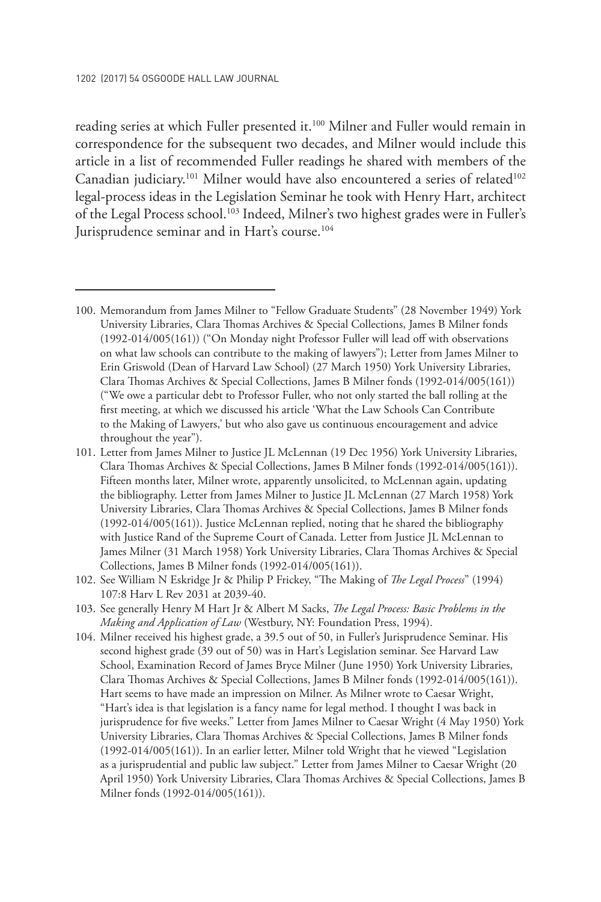reading series at which Fuller presented it.[100] Milner and Fuller would remain in correspondence for the subsequent two decades, and Milner would include this article in a list of recommended Fuller readings he shared with members of the Canadian judiciary.[101] Milner would have also encountered a series of related[102] legal-process ideas in the Legislation Seminar he took with Henry Hart, architect of the Legal Process school.[103] Indeed, Milner's two highest grades were in Fuller's Jurisprudence seminar and in Hart's course.[104]

---

100. Memorandum from James Milner to "Fellow Graduate Students" (28 November 1949) York University Libraries, Clara Thomas Archives & Special Collections, James B Milner fonds (1992-014/005(161)) ("On Monday night Professor Fuller will lead off with observations on what law schools can contribute to the making of lawyers"); Letter from James Milner to Erin Griswold (Dean of Harvard Law School) (27 March 1950) York University Libraries, Clara Thomas Archives & Special Collections, James B Milner fonds (1992-014/005(161)) ("We owe a particular debt to Professor Fuller, who not only started the ball rolling at the first meeting, at which we discussed his article 'What the Law Schools Can Contribute to the Making of Lawyers,' but who also gave us continuous encouragement and advice throughout the year").

101. Letter from James Milner to Justice JL McLennan (19 Dec 1956) York University Libraries, Clara Thomas Archives & Special Collections, James B Milner fonds (1992-014/005(161)). Fifteen months later, Milner wrote, apparently unsolicited, to McLennan again, updating the bibliography. Letter from James Milner to Justice JL McLennan (27 March 1958) York University Libraries, Clara Thomas Archives & Special Collections, James B Milner fonds (1992-014/005(161)). Justice McLennan replied, noting that he shared the bibliography with Justice Rand of the Supreme Court of Canada. Letter from Justice JL McLennan to James Milner (31 March 1958) York University Libraries, Clara Thomas Archives & Special Collections, James B Milner fonds (1992-014/005(161)).

102. See William N Eskridge Jr & Philip P Frickey, "The Making of *The Legal Process*" (1994) 107:8 Harv L Rev 2031 at 2039-40.

103. See generally Henry M Hart Jr & Albert M Sacks, *The Legal Process: Basic Problems in the Making and Application of Law* (Westbury, NY: Foundation Press, 1994).

104. Milner received his highest grade, a 39.5 out of 50, in Fuller's Jurisprudence Seminar. His second highest grade (39 out of 50) was in Hart's Legislation seminar. See Harvard Law School, Examination Record of James Bryce Milner (June 1950) York University Libraries, Clara Thomas Archives & Special Collections, James B Milner fonds (1992-014/005(161)). Hart seems to have made an impression on Milner. As Milner wrote to Caesar Wright, "Hart's idea is that legislation is a fancy name for legal method. I thought I was back in jurisprudence for five weeks." Letter from James Milner to Caesar Wright (4 May 1950) York University Libraries, Clara Thomas Archives & Special Collections, James B Milner fonds (1992-014/005(161)). In an earlier letter, Milner told Wright that he viewed "Legislation as a jurisprudential and public law subject." Letter from James Milner to Caesar Wright (20 April 1950) York University Libraries, Clara Thomas Archives & Special Collections, James B Milner fonds (1992-014/005(161)).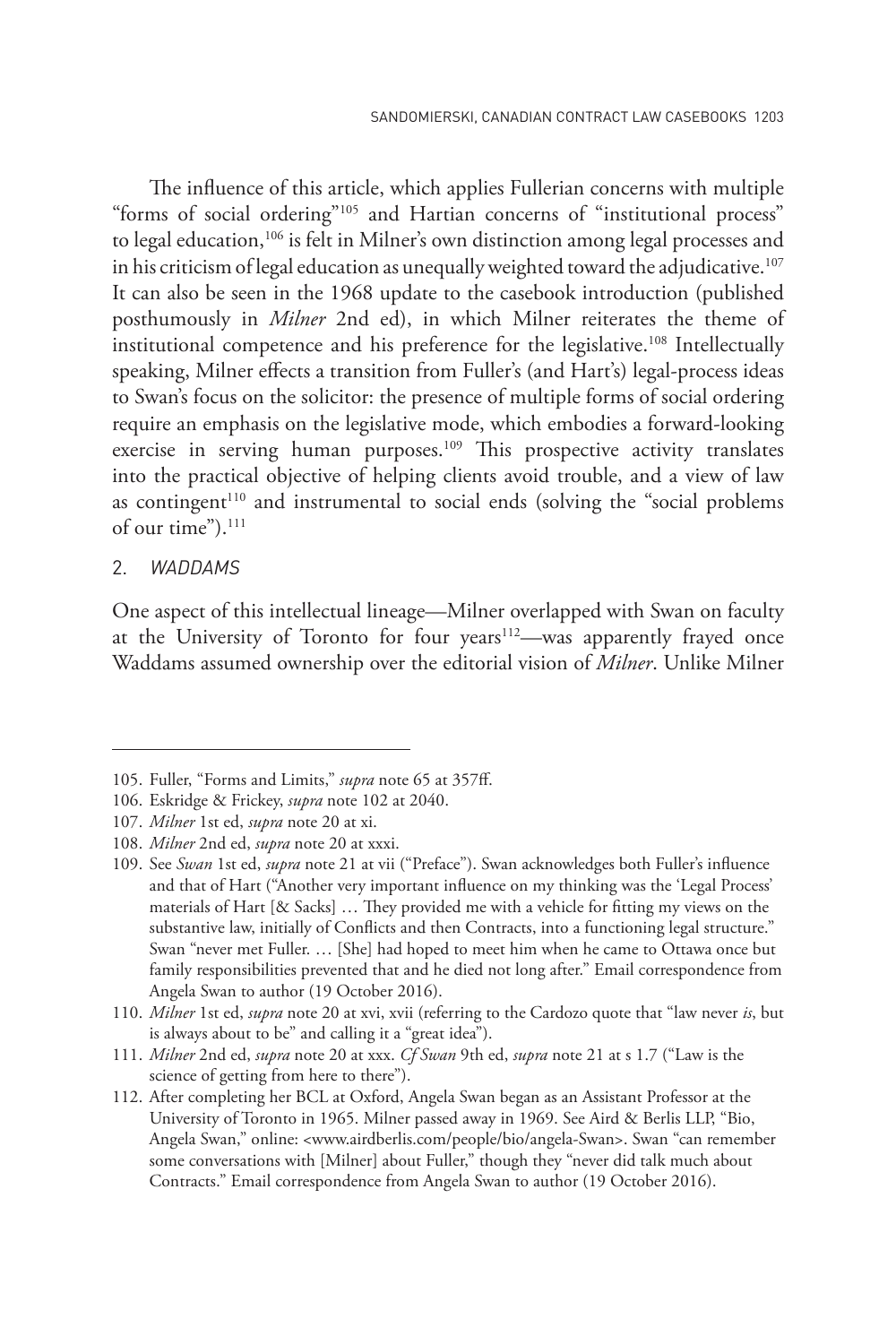The influence of this article, which applies Fullerian concerns with multiple "forms of social ordering"[105] and Hartian concerns of "institutional process" to legal education,[106] is felt in Milner's own distinction among legal processes and in his criticism of legal education as unequally weighted toward the adjudicative.[107] It can also be seen in the 1968 update to the casebook introduction (published posthumously in *Milner* 2nd ed), in which Milner reiterates the theme of institutional competence and his preference for the legislative.[108] Intellectually speaking, Milner effects a transition from Fuller's (and Hart's) legal-process ideas to Swan's focus on the solicitor: the presence of multiple forms of social ordering require an emphasis on the legislative mode, which embodies a forward-looking exercise in serving human purposes.[109] This prospective activity translates into the practical objective of helping clients avoid trouble, and a view of law as contingent[110] and instrumental to social ends (solving the "social problems of our time").[111]

## 2. *WADDAMS*

One aspect of this intellectual lineage—Milner overlapped with Swan on faculty at the University of Toronto for four years[112]—was apparently frayed once Waddams assumed ownership over the editorial vision of *Milner*. Unlike Milner

---

105. Fuller, "Forms and Limits," *supra* note 65 at 357ff.

106. Eskridge & Frickey, *supra* note 102 at 2040.

107. *Milner* 1st ed, *supra* note 20 at xi.

108. *Milner* 2nd ed, *supra* note 20 at xxxi.

109. See *Swan* 1st ed, *supra* note 21 at vii ("Preface"). Swan acknowledges both Fuller's influence and that of Hart ("Another very important influence on my thinking was the 'Legal Process' materials of Hart [& Sacks] … They provided me with a vehicle for fitting my views on the substantive law, initially of Conflicts and then Contracts, into a functioning legal structure." Swan "never met Fuller. … [She] had hoped to meet him when he came to Ottawa once but family responsibilities prevented that and he died not long after." Email correspondence from Angela Swan to author (19 October 2016).

110. *Milner* 1st ed, *supra* note 20 at xvi, xvii (referring to the Cardozo quote that "law never *is*, but is always about to be" and calling it a "great idea").

111. *Milner* 2nd ed, *supra* note 20 at xxx. *Cf Swan* 9th ed, *supra* note 21 at s 1.7 ("Law is the science of getting from here to there").

112. After completing her BCL at Oxford, Angela Swan began as an Assistant Professor at the University of Toronto in 1965. Milner passed away in 1969. See Aird & Berlis LLP, "Bio, Angela Swan," online: <www.airdberlis.com/people/bio/angela-Swan>. Swan "can remember some conversations with [Milner] about Fuller," though they "never did talk much about Contracts." Email correspondence from Angela Swan to author (19 October 2016).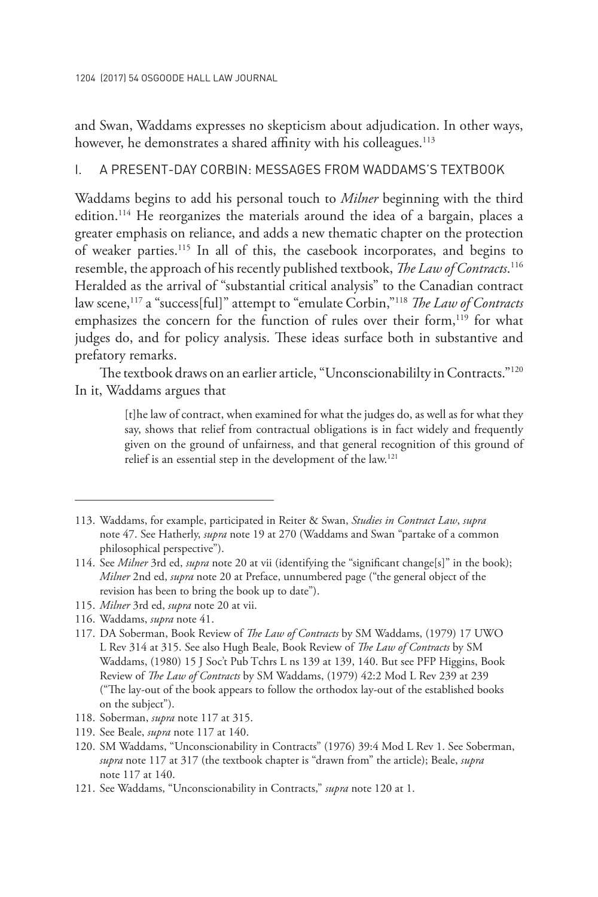and Swan, Waddams expresses no skepticism about adjudication. In other ways, however, he demonstrates a shared affinity with his colleagues.[113]

## I. A PRESENT-DAY CORBIN: MESSAGES FROM WADDAMS'S TEXTBOOK

Waddams begins to add his personal touch to *Milner* beginning with the third edition.[114] He reorganizes the materials around the idea of a bargain, places a greater emphasis on reliance, and adds a new thematic chapter on the protection of weaker parties.[115] In all of this, the casebook incorporates, and begins to resemble, the approach of his recently published textbook, *The Law of Contracts*.[116] Heralded as the arrival of "substantial critical analysis" to the Canadian contract law scene,[117] a "success[ful]" attempt to "emulate Corbin,"[118] *The Law of Contracts* emphasizes the concern for the function of rules over their form,[119] for what judges do, and for policy analysis. These ideas surface both in substantive and prefatory remarks.

The textbook draws on an earlier article, "Unconscionabililty in Contracts."[120] In it, Waddams argues that

> [t]he law of contract, when examined for what the judges do, as well as for what they say, shows that relief from contractual obligations is in fact widely and frequently given on the ground of unfairness, and that general recognition of this ground of relief is an essential step in the development of the law.[121]

---

113. Waddams, for example, participated in Reiter & Swan, *Studies in Contract Law*, *supra* note 47. See Hatherly, *supra* note 19 at 270 (Waddams and Swan "partake of a common philosophical perspective").

114. See *Milner* 3rd ed, *supra* note 20 at vii (identifying the "significant change[s]" in the book); *Milner* 2nd ed, *supra* note 20 at Preface, unnumbered page ("the general object of the revision has been to bring the book up to date").

115. *Milner* 3rd ed, *supra* note 20 at vii.

116. Waddams, *supra* note 41.

117. DA Soberman, Book Review of *The Law of Contracts* by SM Waddams, (1979) 17 UWO L Rev 314 at 315. See also Hugh Beale, Book Review of *The Law of Contracts* by SM Waddams, (1980) 15 J Soc't Pub Tchrs L ns 139 at 139, 140. But see PFP Higgins, Book Review of *The Law of Contracts* by SM Waddams, (1979) 42:2 Mod L Rev 239 at 239 ("The lay-out of the book appears to follow the orthodox lay-out of the established books on the subject").

118. Soberman, *supra* note 117 at 315.

119. See Beale, *supra* note 117 at 140.

120. SM Waddams, "Unconscionability in Contracts" (1976) 39:4 Mod L Rev 1. See Soberman, *supra* note 117 at 317 (the textbook chapter is "drawn from" the article); Beale, *supra* note 117 at 140.

121. See Waddams, "Unconscionability in Contracts," *supra* note 120 at 1.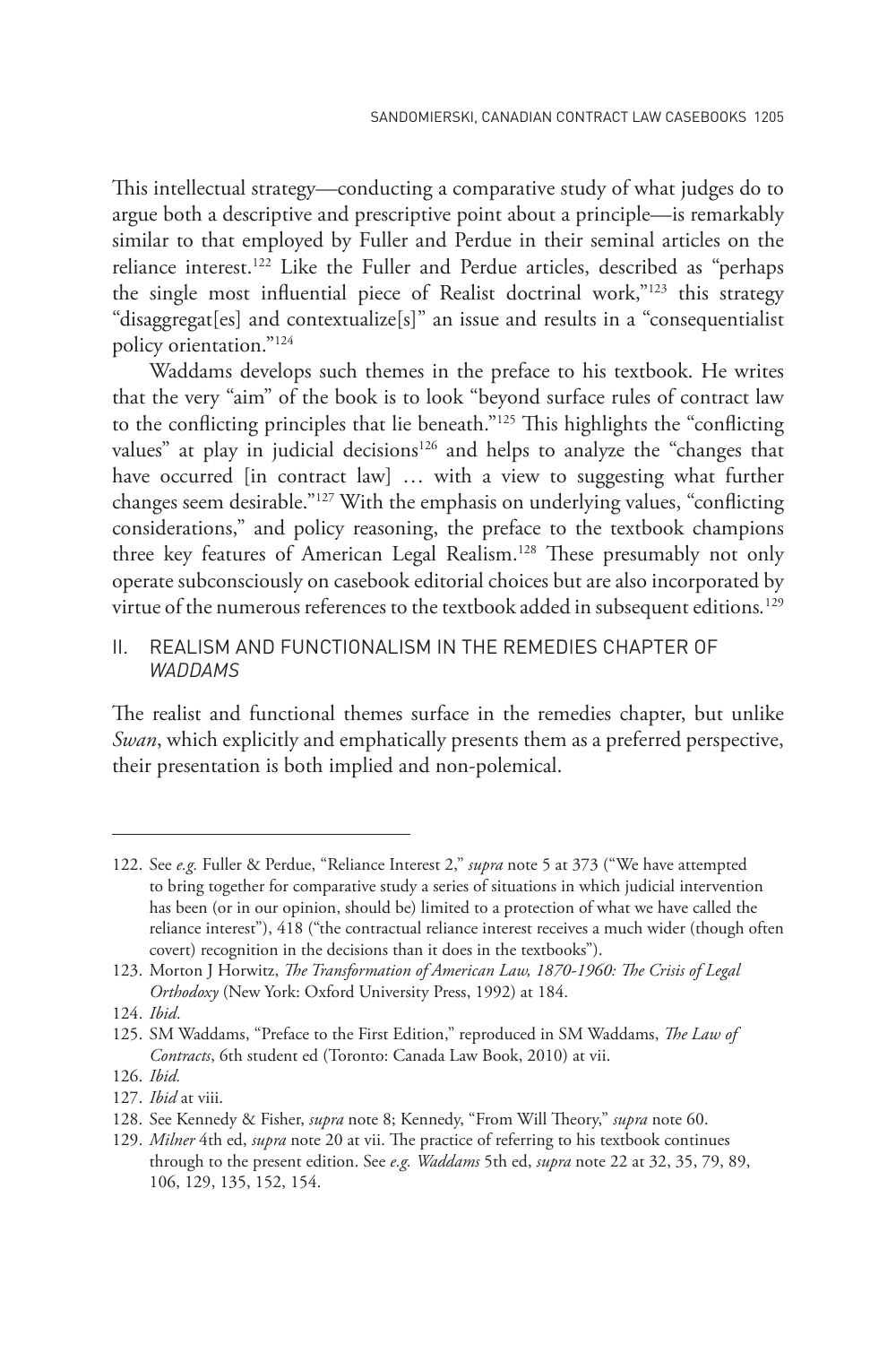This intellectual strategy—conducting a comparative study of what judges do to argue both a descriptive and prescriptive point about a principle—is remarkably similar to that employed by Fuller and Perdue in their seminal articles on the reliance interest.[122] Like the Fuller and Perdue articles, described as "perhaps the single most influential piece of Realist doctrinal work,"[123] this strategy "disaggregat[es] and contextualize[s]" an issue and results in a "consequentialist policy orientation."[124]

Waddams develops such themes in the preface to his textbook. He writes that the very "aim" of the book is to look "beyond surface rules of contract law to the conflicting principles that lie beneath."[125] This highlights the "conflicting values" at play in judicial decisions[126] and helps to analyze the "changes that have occurred [in contract law] … with a view to suggesting what further changes seem desirable."[127] With the emphasis on underlying values, "conflicting considerations," and policy reasoning, the preface to the textbook champions three key features of American Legal Realism.[128] These presumably not only operate subconsciously on casebook editorial choices but are also incorporated by virtue of the numerous references to the textbook added in subsequent editions.[129]

## II. REALISM AND FUNCTIONALISM IN THE REMEDIES CHAPTER OF *WADDAMS*

The realist and functional themes surface in the remedies chapter, but unlike *Swan*, which explicitly and emphatically presents them as a preferred perspective, their presentation is both implied and non-polemical.

---

122. See *e.g.* Fuller & Perdue, "Reliance Interest 2," *supra* note 5 at 373 ("We have attempted to bring together for comparative study a series of situations in which judicial intervention has been (or in our opinion, should be) limited to a protection of what we have called the reliance interest"), 418 ("the contractual reliance interest receives a much wider (though often covert) recognition in the decisions than it does in the textbooks").

123. Morton J Horwitz, *The Transformation of American Law, 1870-1960: The Crisis of Legal Orthodoxy* (New York: Oxford University Press, 1992) at 184.

124. *Ibid*.

125. SM Waddams, "Preface to the First Edition," reproduced in SM Waddams, *The Law of Contracts*, 6th student ed (Toronto: Canada Law Book, 2010) at vii.

126. *Ibid.*

127. *Ibid* at viii.

128. See Kennedy & Fisher, *supra* note 8; Kennedy, "From Will Theory," *supra* note 60.

129. *Milner* 4th ed, *supra* note 20 at vii. The practice of referring to his textbook continues through to the present edition. See *e.g. Waddams* 5th ed, *supra* note 22 at 32, 35, 79, 89, 106, 129, 135, 152, 154.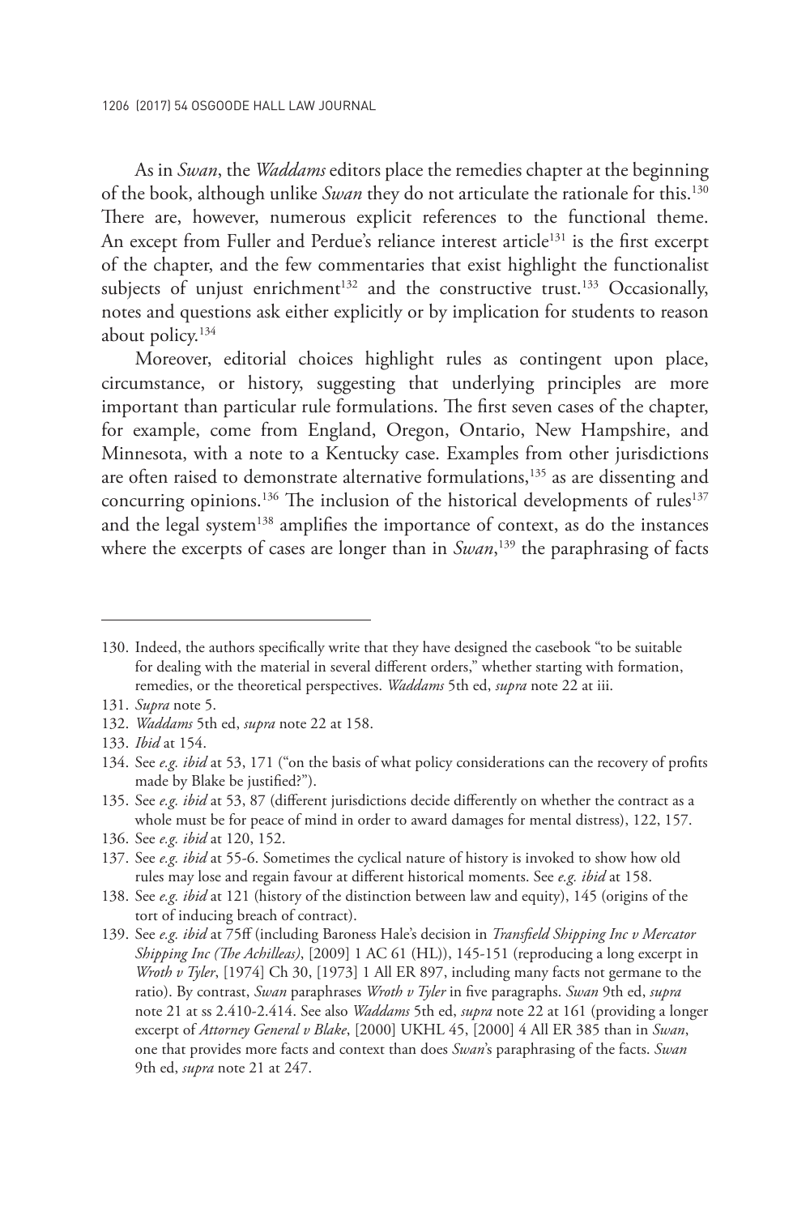As in *Swan*, the *Waddams* editors place the remedies chapter at the beginning of the book, although unlike *Swan* they do not articulate the rationale for this.[130] There are, however, numerous explicit references to the functional theme. An except from Fuller and Perdue's reliance interest article[131] is the first excerpt of the chapter, and the few commentaries that exist highlight the functionalist subjects of unjust enrichment[132] and the constructive trust.[133] Occasionally, notes and questions ask either explicitly or by implication for students to reason about policy.[134]

Moreover, editorial choices highlight rules as contingent upon place, circumstance, or history, suggesting that underlying principles are more important than particular rule formulations. The first seven cases of the chapter, for example, come from England, Oregon, Ontario, New Hampshire, and Minnesota, with a note to a Kentucky case. Examples from other jurisdictions are often raised to demonstrate alternative formulations,[135] as are dissenting and concurring opinions.[136] The inclusion of the historical developments of rules[137] and the legal system[138] amplifies the importance of context, as do the instances where the excerpts of cases are longer than in *Swan*,[139] the paraphrasing of facts

---

130. Indeed, the authors specifically write that they have designed the casebook "to be suitable for dealing with the material in several different orders," whether starting with formation, remedies, or the theoretical perspectives. *Waddams* 5th ed, *supra* note 22 at iii.

131. *Supra* note 5.

132. *Waddams* 5th ed, *supra* note 22 at 158.

133. *Ibid* at 154.

134. See *e.g. ibid* at 53, 171 ("on the basis of what policy considerations can the recovery of profits made by Blake be justified?").

135. See *e.g. ibid* at 53, 87 (different jurisdictions decide differently on whether the contract as a whole must be for peace of mind in order to award damages for mental distress), 122, 157.

136. See *e.g. ibid* at 120, 152.

137. See *e.g. ibid* at 55-6. Sometimes the cyclical nature of history is invoked to show how old rules may lose and regain favour at different historical moments. See *e.g. ibid* at 158.

138. See *e.g. ibid* at 121 (history of the distinction between law and equity), 145 (origins of the tort of inducing breach of contract).

139. See *e.g. ibid* at 75ff (including Baroness Hale's decision in *Transfield Shipping Inc v Mercator Shipping Inc (The Achilleas)*, [2009] 1 AC 61 (HL)), 145-151 (reproducing a long excerpt in *Wroth v Tyler*, [1974] Ch 30, [1973] 1 All ER 897, including many facts not germane to the ratio). By contrast, *Swan* paraphrases *Wroth v Tyler* in five paragraphs. *Swan* 9th ed, *supra* note 21 at ss 2.410-2.414. See also *Waddams* 5th ed, *supra* note 22 at 161 (providing a longer excerpt of *Attorney General v Blake*, [2000] UKHL 45, [2000] 4 All ER 385 than in *Swan*, one that provides more facts and context than does *Swan*'s paraphrasing of the facts. *Swan* 9th ed, *supra* note 21 at 247.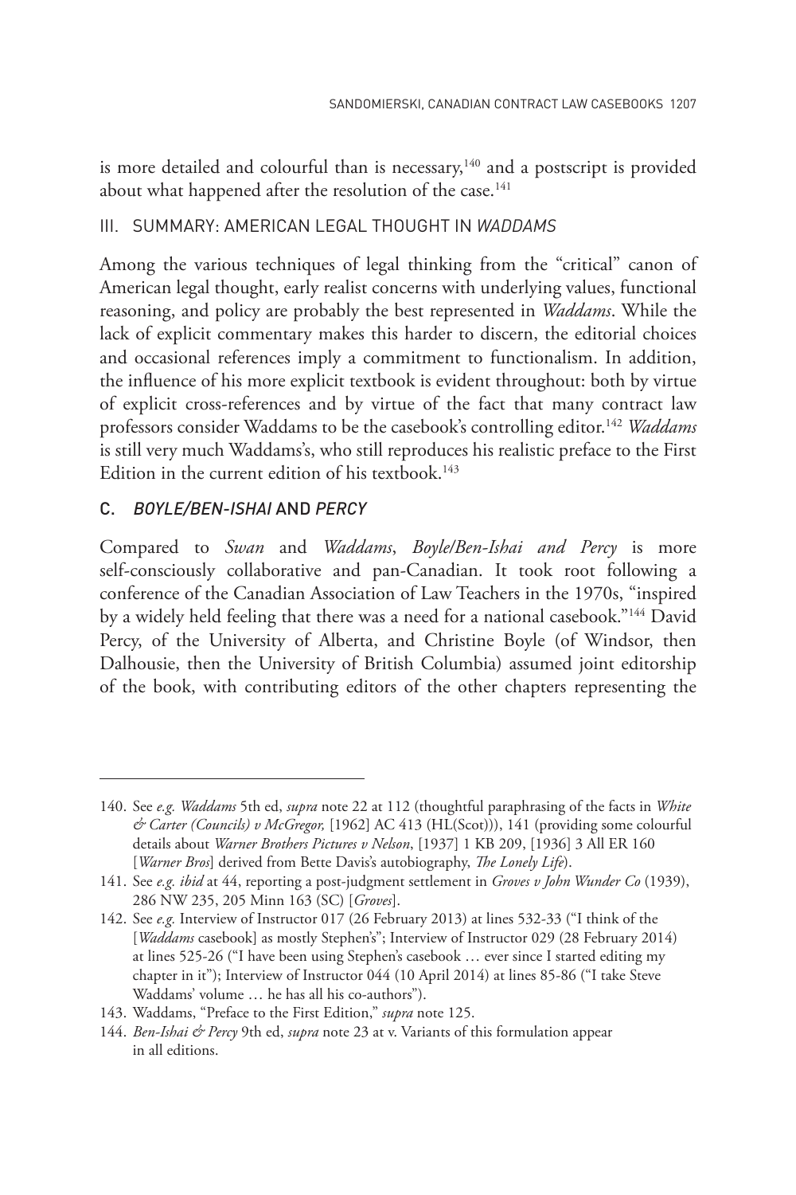is more detailed and colourful than is necessary,[140] and a postscript is provided about what happened after the resolution of the case.[141]

### III. SUMMARY: AMERICAN LEGAL THOUGHT IN *WADDAMS*

Among the various techniques of legal thinking from the "critical" canon of American legal thought, early realist concerns with underlying values, functional reasoning, and policy are probably the best represented in *Waddams*. While the lack of explicit commentary makes this harder to discern, the editorial choices and occasional references imply a commitment to functionalism. In addition, the influence of his more explicit textbook is evident throughout: both by virtue of explicit cross-references and by virtue of the fact that many contract law professors consider Waddams to be the casebook's controlling editor.[142] *Waddams* is still very much Waddams's, who still reproduces his realistic preface to the First Edition in the current edition of his textbook.[143]

## C. *BOYLE/BEN-ISHAI* AND *PERCY*

Compared to *Swan* and *Waddams*, *Boyle/Ben-Ishai and Percy* is more self-consciously collaborative and pan-Canadian. It took root following a conference of the Canadian Association of Law Teachers in the 1970s, "inspired by a widely held feeling that there was a need for a national casebook."[144] David Percy, of the University of Alberta, and Christine Boyle (of Windsor, then Dalhousie, then the University of British Columbia) assumed joint editorship of the book, with contributing editors of the other chapters representing the

---

140. See *e.g. Waddams* 5th ed, *supra* note 22 at 112 (thoughtful paraphrasing of the facts in *White & Carter (Councils) v McGregor,* [1962] AC 413 (HL(Scot))), 141 (providing some colourful details about *Warner Brothers Pictures v Nelson*, [1937] 1 KB 209, [1936] 3 All ER 160 [*Warner Bros*] derived from Bette Davis's autobiography, *The Lonely Life*).

141. See *e.g. ibid* at 44, reporting a post-judgment settlement in *Groves v John Wunder Co* (1939), 286 NW 235, 205 Minn 163 (SC) [*Groves*].

142. See *e.g.* Interview of Instructor 017 (26 February 2013) at lines 532-33 ("I think of the [*Waddams* casebook] as mostly Stephen's"; Interview of Instructor 029 (28 February 2014) at lines 525-26 ("I have been using Stephen's casebook … ever since I started editing my chapter in it"); Interview of Instructor 044 (10 April 2014) at lines 85-86 ("I take Steve Waddams' volume … he has all his co-authors").

143. Waddams, "Preface to the First Edition," *supra* note 125.

144. *Ben-Ishai & Percy* 9th ed, *supra* note 23 at v. Variants of this formulation appear in all editions.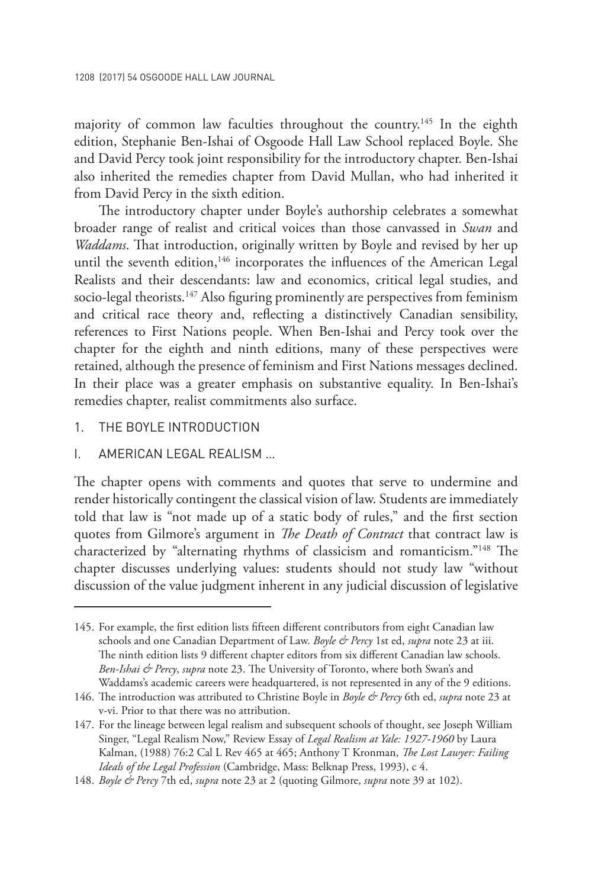majority of common law faculties throughout the country.[145] In the eighth edition, Stephanie Ben-Ishai of Osgoode Hall Law School replaced Boyle. She and David Percy took joint responsibility for the introductory chapter. Ben-Ishai also inherited the remedies chapter from David Mullan, who had inherited it from David Percy in the sixth edition.

The introductory chapter under Boyle's authorship celebrates a somewhat broader range of realist and critical voices than those canvassed in *Swan* and *Waddams*. That introduction, originally written by Boyle and revised by her up until the seventh edition,[146] incorporates the influences of the American Legal Realists and their descendants: law and economics, critical legal studies, and socio-legal theorists.[147] Also figuring prominently are perspectives from feminism and critical race theory and, reflecting a distinctively Canadian sensibility, references to First Nations people. When Ben-Ishai and Percy took over the chapter for the eighth and ninth editions, many of these perspectives were retained, although the presence of feminism and First Nations messages declined. In their place was a greater emphasis on substantive equality. In Ben-Ishai's remedies chapter, realist commitments also surface.

## 1. THE BOYLE INTRODUCTION

### I. AMERICAN LEGAL REALISM ...

The chapter opens with comments and quotes that serve to undermine and render historically contingent the classical vision of law. Students are immediately told that law is "not made up of a static body of rules," and the first section quotes from Gilmore's argument in *The Death of Contract* that contract law is characterized by "alternating rhythms of classicism and romanticism."[148] The chapter discusses underlying values: students should not study law "without discussion of the value judgment inherent in any judicial discussion of legislative

---

145. For example, the first edition lists fifteen different contributors from eight Canadian law schools and one Canadian Department of Law. *Boyle & Percy* 1st ed, *supra* note 23 at iii. The ninth edition lists 9 different chapter editors from six different Canadian law schools. *Ben-Ishai & Percy*, *supra* note 23. The University of Toronto, where both Swan's and Waddams's academic careers were headquartered, is not represented in any of the 9 editions.

146. The introduction was attributed to Christine Boyle in *Boyle & Percy* 6th ed, *supra* note 23 at v-vi. Prior to that there was no attribution.

147. For the lineage between legal realism and subsequent schools of thought, see Joseph William Singer, "Legal Realism Now," Review Essay of *Legal Realism at Yale: 1927-1960* by Laura Kalman, (1988) 76:2 Cal L Rev 465 at 465; Anthony T Kronman, *The Lost Lawyer: Failing Ideals of the Legal Profession* (Cambridge, Mass: Belknap Press, 1993), c 4.

148. *Boyle & Percy* 7th ed, *supra* note 23 at 2 (quoting Gilmore, *supra* note 39 at 102).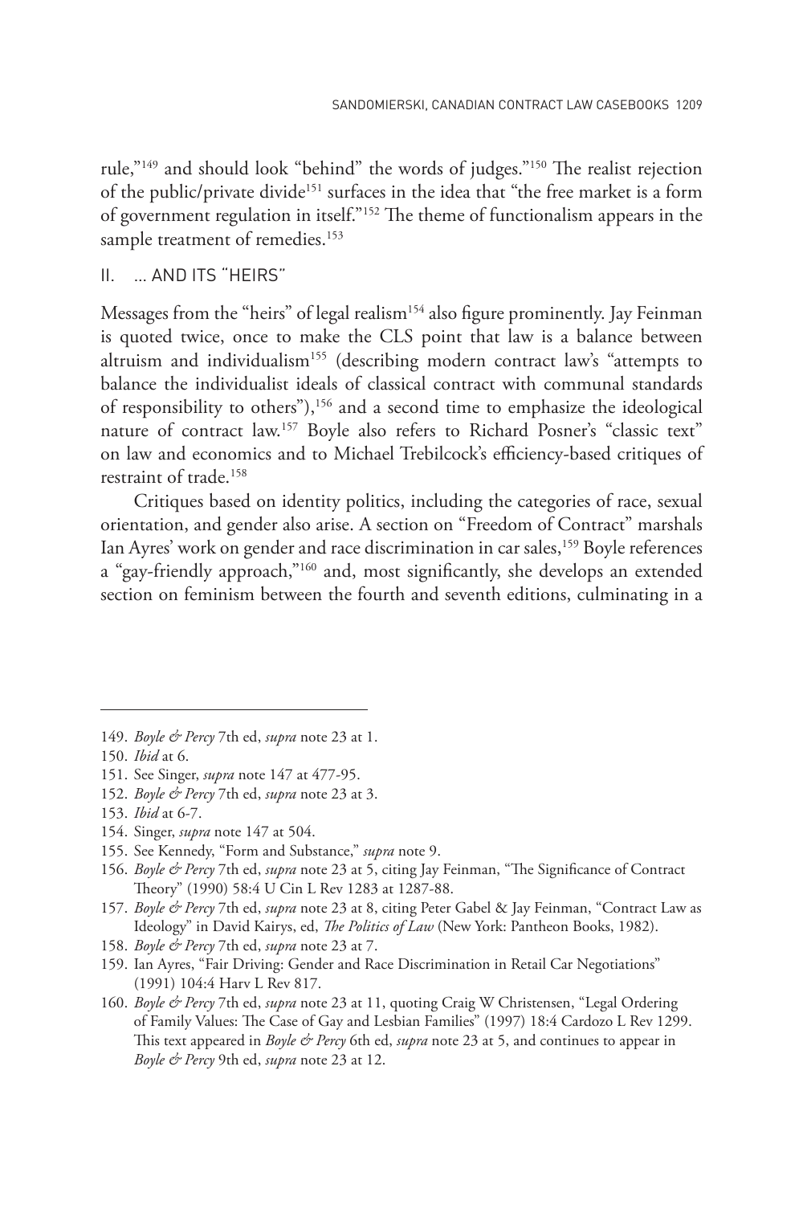rule,"[149] and should look "behind" the words of judges."[150] The realist rejection of the public/private divide[151] surfaces in the idea that "the free market is a form of government regulation in itself."[152] The theme of functionalism appears in the sample treatment of remedies.[153]

## II. ... AND ITS "HEIRS"

Messages from the "heirs" of legal realism[154] also figure prominently. Jay Feinman is quoted twice, once to make the CLS point that law is a balance between altruism and individualism[155] (describing modern contract law's "attempts to balance the individualist ideals of classical contract with communal standards of responsibility to others"),[156] and a second time to emphasize the ideological nature of contract law.[157] Boyle also refers to Richard Posner's "classic text" on law and economics and to Michael Trebilcock's efficiency-based critiques of restraint of trade.[158]

Critiques based on identity politics, including the categories of race, sexual orientation, and gender also arise. A section on "Freedom of Contract" marshals Ian Ayres' work on gender and race discrimination in car sales,[159] Boyle references a "gay-friendly approach,"[160] and, most significantly, she develops an extended section on feminism between the fourth and seventh editions, culminating in a

---

149. *Boyle & Percy* 7th ed, *supra* note 23 at 1.

150. *Ibid* at 6.

151. See Singer, *supra* note 147 at 477-95.

152. *Boyle & Percy* 7th ed, *supra* note 23 at 3.

153. *Ibid* at 6-7.

154. Singer, *supra* note 147 at 504.

155. See Kennedy, "Form and Substance," *supra* note 9.

156. *Boyle & Percy* 7th ed, *supra* note 23 at 5, citing Jay Feinman, "The Significance of Contract Theory" (1990) 58:4 U Cin L Rev 1283 at 1287-88.

157. *Boyle & Percy* 7th ed, *supra* note 23 at 8, citing Peter Gabel & Jay Feinman, "Contract Law as Ideology" in David Kairys, ed, *The Politics of Law* (New York: Pantheon Books, 1982).

158. *Boyle & Percy* 7th ed, *supra* note 23 at 7.

159. Ian Ayres, "Fair Driving: Gender and Race Discrimination in Retail Car Negotiations" (1991) 104:4 Harv L Rev 817.

160. *Boyle & Percy* 7th ed, *supra* note 23 at 11, quoting Craig W Christensen, "Legal Ordering of Family Values: The Case of Gay and Lesbian Families" (1997) 18:4 Cardozo L Rev 1299. This text appeared in *Boyle & Percy* 6th ed, *supra* note 23 at 5, and continues to appear in *Boyle & Percy* 9th ed, *supra* note 23 at 12.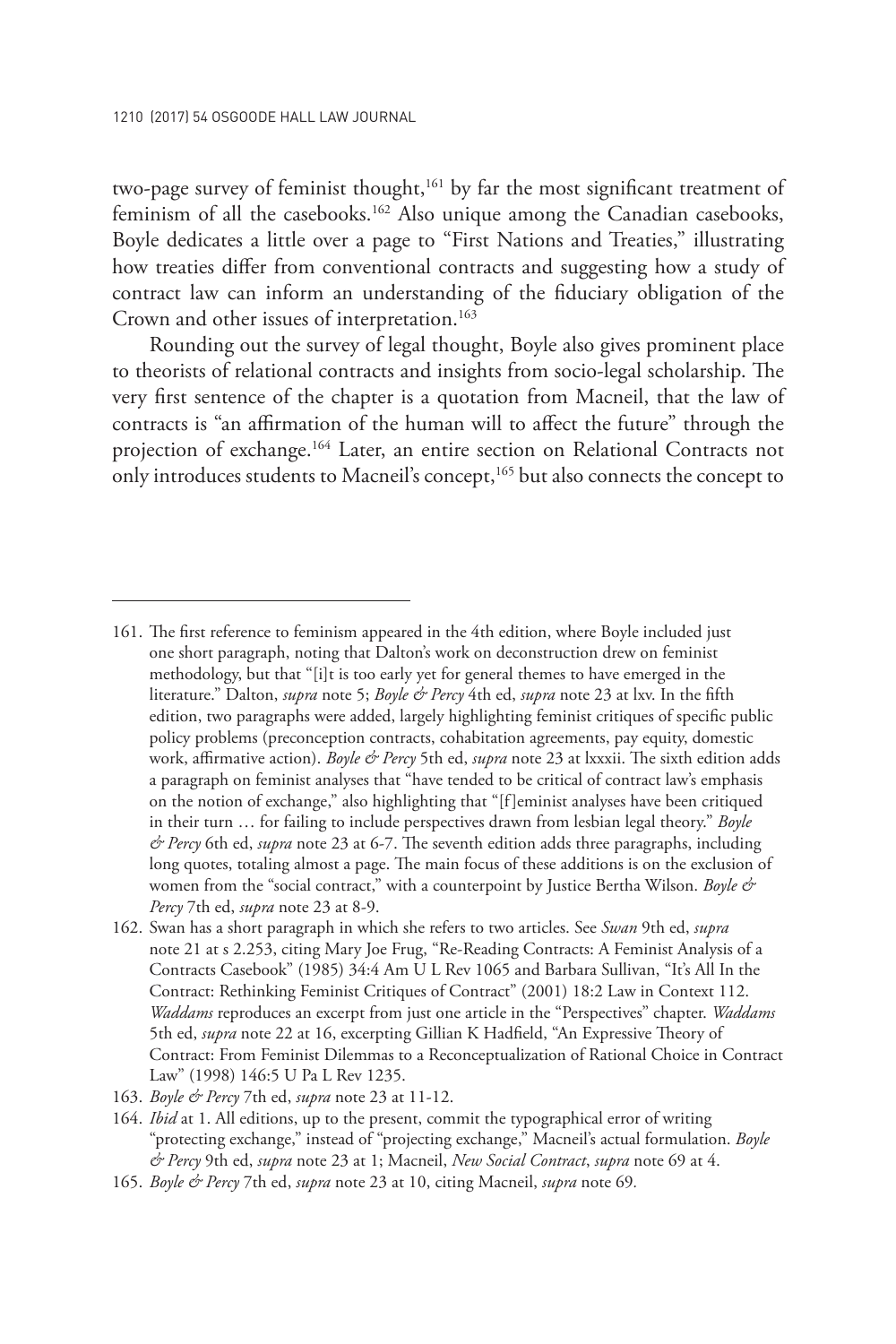two-page survey of feminist thought,[161] by far the most significant treatment of feminism of all the casebooks.[162] Also unique among the Canadian casebooks, Boyle dedicates a little over a page to "First Nations and Treaties," illustrating how treaties differ from conventional contracts and suggesting how a study of contract law can inform an understanding of the fiduciary obligation of the Crown and other issues of interpretation.[163]

Rounding out the survey of legal thought, Boyle also gives prominent place to theorists of relational contracts and insights from socio-legal scholarship. The very first sentence of the chapter is a quotation from Macneil, that the law of contracts is "an affirmation of the human will to affect the future" through the projection of exchange.[164] Later, an entire section on Relational Contracts not only introduces students to Macneil's concept,[165] but also connects the concept to

---

161. The first reference to feminism appeared in the 4th edition, where Boyle included just one short paragraph, noting that Dalton's work on deconstruction drew on feminist methodology, but that "[i]t is too early yet for general themes to have emerged in the literature." Dalton, *supra* note 5; *Boyle & Percy* 4th ed, *supra* note 23 at lxv. In the fifth edition, two paragraphs were added, largely highlighting feminist critiques of specific public policy problems (preconception contracts, cohabitation agreements, pay equity, domestic work, affirmative action). *Boyle & Percy* 5th ed, *supra* note 23 at lxxxii. The sixth edition adds a paragraph on feminist analyses that "have tended to be critical of contract law's emphasis on the notion of exchange," also highlighting that "[f]eminist analyses have been critiqued in their turn … for failing to include perspectives drawn from lesbian legal theory." *Boyle & Percy* 6th ed, *supra* note 23 at 6-7. The seventh edition adds three paragraphs, including long quotes, totaling almost a page. The main focus of these additions is on the exclusion of women from the "social contract," with a counterpoint by Justice Bertha Wilson. *Boyle & Percy* 7th ed, *supra* note 23 at 8-9.

162. Swan has a short paragraph in which she refers to two articles. See *Swan* 9th ed, *supra* note 21 at s 2.253, citing Mary Joe Frug, "Re-Reading Contracts: A Feminist Analysis of a Contracts Casebook" (1985) 34:4 Am U L Rev 1065 and Barbara Sullivan, "It's All In the Contract: Rethinking Feminist Critiques of Contract" (2001) 18:2 Law in Context 112. *Waddams* reproduces an excerpt from just one article in the "Perspectives" chapter. *Waddams* 5th ed, *supra* note 22 at 16, excerpting Gillian K Hadfield, "An Expressive Theory of Contract: From Feminist Dilemmas to a Reconceptualization of Rational Choice in Contract Law" (1998) 146:5 U Pa L Rev 1235.

163. *Boyle & Percy* 7th ed, *supra* note 23 at 11-12.

164. *Ibid* at 1. All editions, up to the present, commit the typographical error of writing "protecting exchange," instead of "projecting exchange," Macneil's actual formulation. *Boyle & Percy* 9th ed, *supra* note 23 at 1; Macneil, *New Social Contract*, *supra* note 69 at 4.

165. *Boyle & Percy* 7th ed, *supra* note 23 at 10, citing Macneil, *supra* note 69.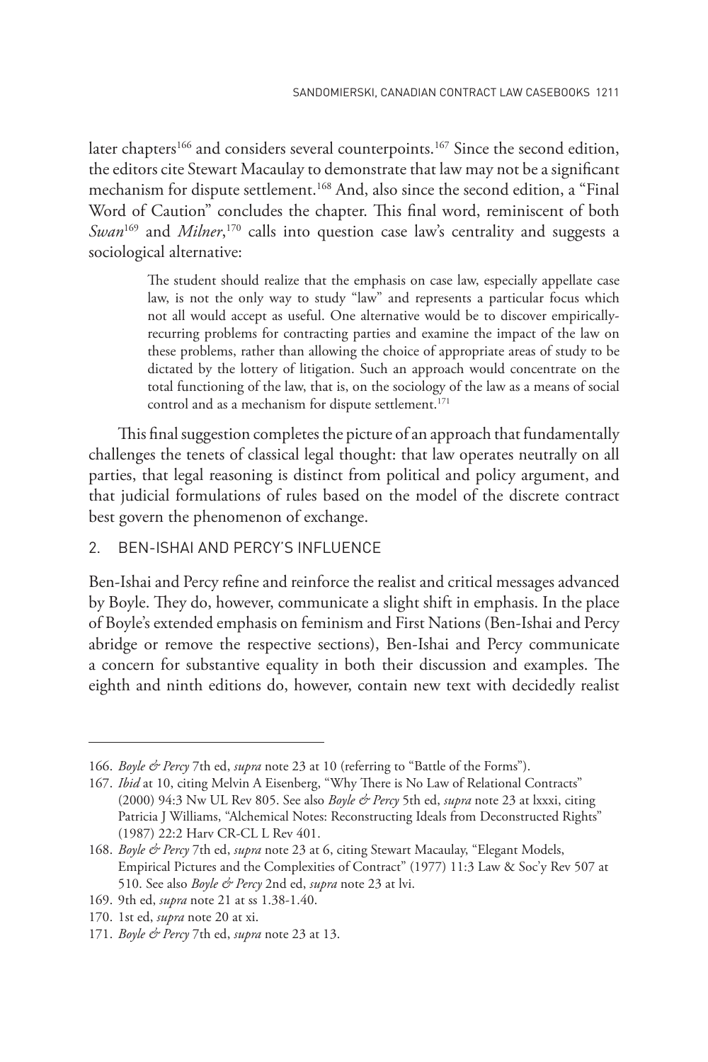later chapters[166] and considers several counterpoints.[167] Since the second edition, the editors cite Stewart Macaulay to demonstrate that law may not be a significant mechanism for dispute settlement.[168] And, also since the second edition, a "Final Word of Caution" concludes the chapter. This final word, reminiscent of both *Swan*[169] and *Milner*,[170] calls into question case law's centrality and suggests a sociological alternative:

> The student should realize that the emphasis on case law, especially appellate case law, is not the only way to study "law" and represents a particular focus which not all would accept as useful. One alternative would be to discover empirically-recurring problems for contracting parties and examine the impact of the law on these problems, rather than allowing the choice of appropriate areas of study to be dictated by the lottery of litigation. Such an approach would concentrate on the total functioning of the law, that is, on the sociology of the law as a means of social control and as a mechanism for dispute settlement.[171]

This final suggestion completes the picture of an approach that fundamentally challenges the tenets of classical legal thought: that law operates neutrally on all parties, that legal reasoning is distinct from political and policy argument, and that judicial formulations of rules based on the model of the discrete contract best govern the phenomenon of exchange.

## 2. BEN-ISHAI AND PERCY'S INFLUENCE

Ben-Ishai and Percy refine and reinforce the realist and critical messages advanced by Boyle. They do, however, communicate a slight shift in emphasis. In the place of Boyle's extended emphasis on feminism and First Nations (Ben-Ishai and Percy abridge or remove the respective sections), Ben-Ishai and Percy communicate a concern for substantive equality in both their discussion and examples. The eighth and ninth editions do, however, contain new text with decidedly realist

---

166. *Boyle & Percy* 7th ed, *supra* note 23 at 10 (referring to "Battle of the Forms").

167. *Ibid* at 10, citing Melvin A Eisenberg, "Why There is No Law of Relational Contracts" (2000) 94:3 Nw UL Rev 805. See also *Boyle & Percy* 5th ed, *supra* note 23 at lxxxi, citing Patricia J Williams, "Alchemical Notes: Reconstructing Ideals from Deconstructed Rights" (1987) 22:2 Harv CR-CL L Rev 401.

168. *Boyle & Percy* 7th ed, *supra* note 23 at 6, citing Stewart Macaulay, "Elegant Models, Empirical Pictures and the Complexities of Contract" (1977) 11:3 Law & Soc'y Rev 507 at 510. See also *Boyle & Percy* 2nd ed, *supra* note 23 at lvi.

169. 9th ed, *supra* note 21 at ss 1.38-1.40.

170. 1st ed, *supra* note 20 at xi.

171. *Boyle & Percy* 7th ed, *supra* note 23 at 13.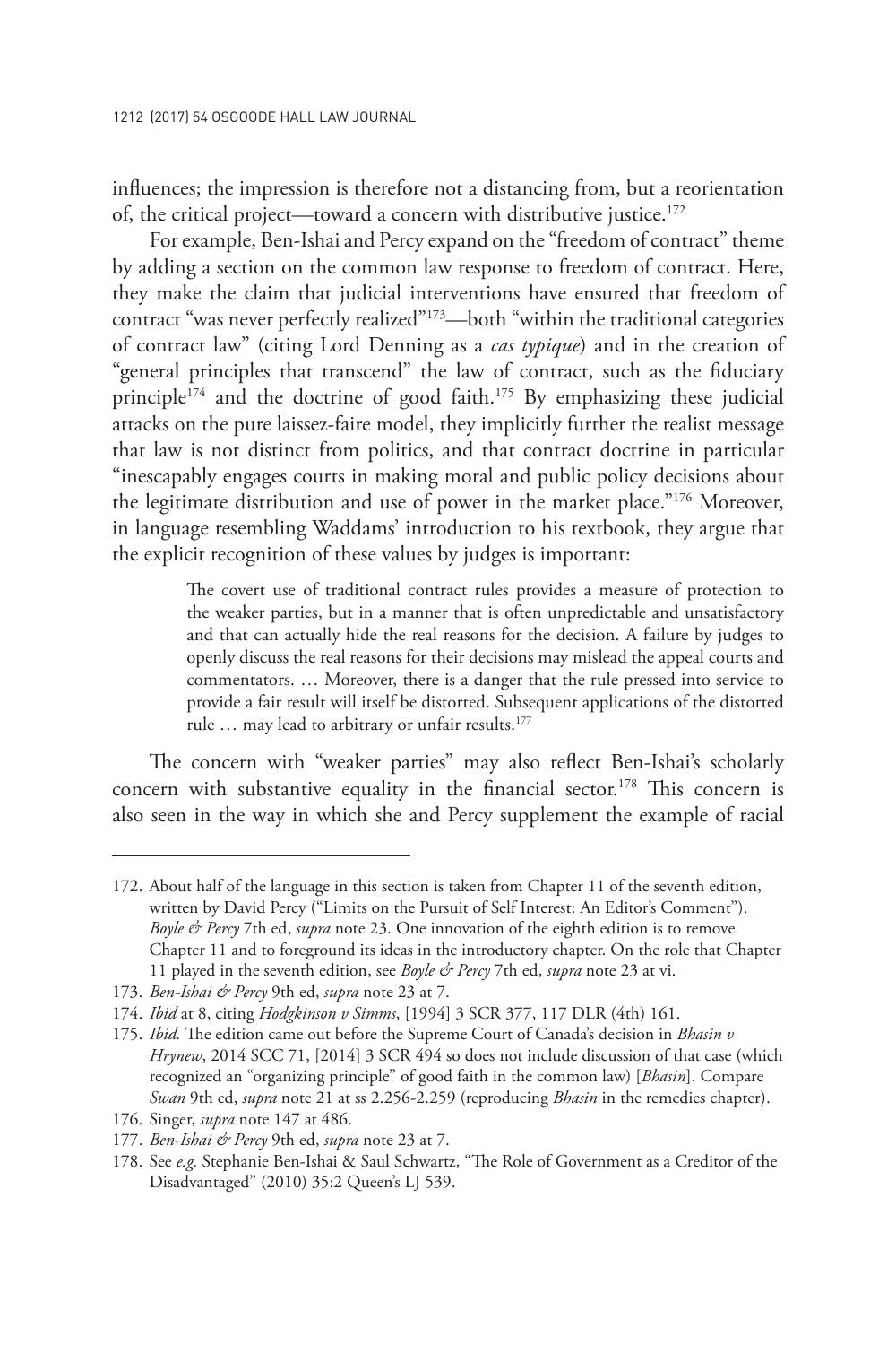influences; the impression is therefore not a distancing from, but a reorientation of, the critical project—toward a concern with distributive justice.[172]

For example, Ben-Ishai and Percy expand on the "freedom of contract" theme by adding a section on the common law response to freedom of contract. Here, they make the claim that judicial interventions have ensured that freedom of contract "was never perfectly realized"[173]—both "within the traditional categories of contract law" (citing Lord Denning as a *cas typique*) and in the creation of "general principles that transcend" the law of contract, such as the fiduciary principle[174] and the doctrine of good faith.[175] By emphasizing these judicial attacks on the pure laissez-faire model, they implicitly further the realist message that law is not distinct from politics, and that contract doctrine in particular "inescapably engages courts in making moral and public policy decisions about the legitimate distribution and use of power in the market place."[176] Moreover, in language resembling Waddams' introduction to his textbook, they argue that the explicit recognition of these values by judges is important:

> The covert use of traditional contract rules provides a measure of protection to the weaker parties, but in a manner that is often unpredictable and unsatisfactory and that can actually hide the real reasons for the decision. A failure by judges to openly discuss the real reasons for their decisions may mislead the appeal courts and commentators. … Moreover, there is a danger that the rule pressed into service to provide a fair result will itself be distorted. Subsequent applications of the distorted rule … may lead to arbitrary or unfair results.[177]

The concern with "weaker parties" may also reflect Ben-Ishai's scholarly concern with substantive equality in the financial sector.[178] This concern is also seen in the way in which she and Percy supplement the example of racial

---

172. About half of the language in this section is taken from Chapter 11 of the seventh edition, written by David Percy ("Limits on the Pursuit of Self Interest: An Editor's Comment"). *Boyle & Percy* 7th ed, *supra* note 23. One innovation of the eighth edition is to remove Chapter 11 and to foreground its ideas in the introductory chapter. On the role that Chapter 11 played in the seventh edition, see *Boyle & Percy* 7th ed, *supra* note 23 at vi.

173. *Ben-Ishai & Percy* 9th ed, *supra* note 23 at 7.

174. *Ibid* at 8, citing *Hodgkinson v Simms*, [1994] 3 SCR 377, 117 DLR (4th) 161.

175. *Ibid.* The edition came out before the Supreme Court of Canada's decision in *Bhasin v Hrynew*, 2014 SCC 71, [2014] 3 SCR 494 so does not include discussion of that case (which recognized an "organizing principle" of good faith in the common law) [*Bhasin*]. Compare *Swan* 9th ed, *supra* note 21 at ss 2.256-2.259 (reproducing *Bhasin* in the remedies chapter).

176. Singer, *supra* note 147 at 486.

177. *Ben-Ishai & Percy* 9th ed, *supra* note 23 at 7.

178. See *e.g.* Stephanie Ben-Ishai & Saul Schwartz, "The Role of Government as a Creditor of the Disadvantaged" (2010) 35:2 Queen's LJ 539.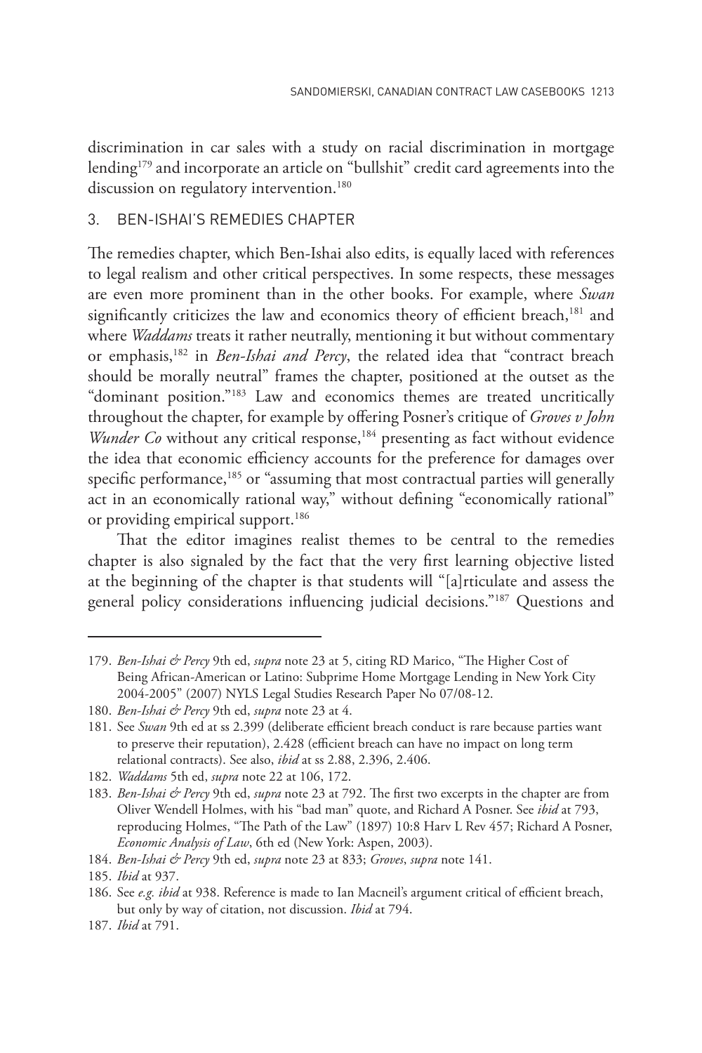discrimination in car sales with a study on racial discrimination in mortgage lending[179] and incorporate an article on "bullshit" credit card agreements into the discussion on regulatory intervention.[180]

### 3. BEN-ISHAI'S REMEDIES CHAPTER

The remedies chapter, which Ben-Ishai also edits, is equally laced with references to legal realism and other critical perspectives. In some respects, these messages are even more prominent than in the other books. For example, where *Swan* significantly criticizes the law and economics theory of efficient breach,[181] and where *Waddams* treats it rather neutrally, mentioning it but without commentary or emphasis,[182] in *Ben-Ishai and Percy*, the related idea that "contract breach should be morally neutral" frames the chapter, positioned at the outset as the "dominant position."[183] Law and economics themes are treated uncritically throughout the chapter, for example by offering Posner's critique of *Groves v John Wunder Co* without any critical response,[184] presenting as fact without evidence the idea that economic efficiency accounts for the preference for damages over specific performance,[185] or "assuming that most contractual parties will generally act in an economically rational way," without defining "economically rational" or providing empirical support.[186]

That the editor imagines realist themes to be central to the remedies chapter is also signaled by the fact that the very first learning objective listed at the beginning of the chapter is that students will "[a]rticulate and assess the general policy considerations influencing judicial decisions."[187] Questions and

---

179. *Ben-Ishai & Percy* 9th ed, *supra* note 23 at 5, citing RD Marico, "The Higher Cost of Being African-American or Latino: Subprime Home Mortgage Lending in New York City 2004-2005" (2007) NYLS Legal Studies Research Paper No 07/08-12.
180. *Ben-Ishai & Percy* 9th ed, *supra* note 23 at 4.
181. See *Swan* 9th ed at ss 2.399 (deliberate efficient breach conduct is rare because parties want to preserve their reputation), 2.428 (efficient breach can have no impact on long term relational contracts). See also, *ibid* at ss 2.88, 2.396, 2.406.
182. *Waddams* 5th ed, *supra* note 22 at 106, 172.
183. *Ben-Ishai & Percy* 9th ed, *supra* note 23 at 792. The first two excerpts in the chapter are from Oliver Wendell Holmes, with his "bad man" quote, and Richard A Posner. See *ibid* at 793, reproducing Holmes, "The Path of the Law" (1897) 10:8 Harv L Rev 457; Richard A Posner, *Economic Analysis of Law*, 6th ed (New York: Aspen, 2003).
184. *Ben-Ishai & Percy* 9th ed, *supra* note 23 at 833; *Groves*, *supra* note 141.
185. *Ibid* at 937.
186. See *e.g. ibid* at 938. Reference is made to Ian Macneil's argument critical of efficient breach, but only by way of citation, not discussion. *Ibid* at 794.
187. *Ibid* at 791.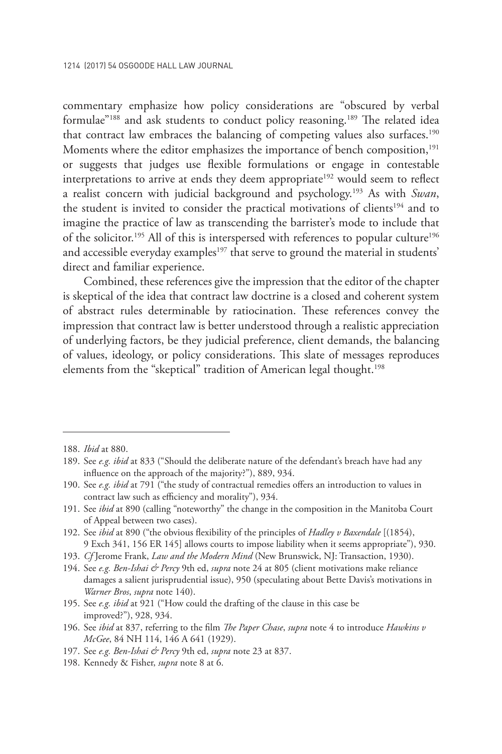commentary emphasize how policy considerations are "obscured by verbal formulae"[188] and ask students to conduct policy reasoning.[189] The related idea that contract law embraces the balancing of competing values also surfaces.[190] Moments where the editor emphasizes the importance of bench composition,[191] or suggests that judges use flexible formulations or engage in contestable interpretations to arrive at ends they deem appropriate[192] would seem to reflect a realist concern with judicial background and psychology.[193] As with *Swan*, the student is invited to consider the practical motivations of clients[194] and to imagine the practice of law as transcending the barrister's mode to include that of the solicitor.[195] All of this is interspersed with references to popular culture[196] and accessible everyday examples[197] that serve to ground the material in students' direct and familiar experience.

Combined, these references give the impression that the editor of the chapter is skeptical of the idea that contract law doctrine is a closed and coherent system of abstract rules determinable by ratiocination. These references convey the impression that contract law is better understood through a realistic appreciation of underlying factors, be they judicial preference, client demands, the balancing of values, ideology, or policy considerations. This slate of messages reproduces elements from the "skeptical" tradition of American legal thought.[198]

---

188. *Ibid* at 880.
189. See *e.g. ibid* at 833 ("Should the deliberate nature of the defendant's breach have had any influence on the approach of the majority?"), 889, 934.
190. See *e.g. ibid* at 791 ("the study of contractual remedies offers an introduction to values in contract law such as efficiency and morality"), 934.
191. See *ibid* at 890 (calling "noteworthy" the change in the composition in the Manitoba Court of Appeal between two cases).
192. See *ibid* at 890 ("the obvious flexibility of the principles of *Hadley v Baxendale* [(1854), 9 Exch 341, 156 ER 145] allows courts to impose liability when it seems appropriate"), 930.
193. *Cf* Jerome Frank, *Law and the Modern Mind* (New Brunswick, NJ: Transaction, 1930).
194. See *e.g. Ben-Ishai & Percy* 9th ed, *supra* note 24 at 805 (client motivations make reliance damages a salient jurisprudential issue), 950 (speculating about Bette Davis's motivations in *Warner Bros*, *supra* note 140).
195. See *e.g. ibid* at 921 ("How could the drafting of the clause in this case be improved?"), 928, 934.
196. See *ibid* at 837, referring to the film *The Paper Chase*, *supra* note 4 to introduce *Hawkins v McGee*, 84 NH 114, 146 A 641 (1929).
197. See *e.g. Ben-Ishai & Percy* 9th ed, *supra* note 23 at 837.
198. Kennedy & Fisher, *supra* note 8 at 6.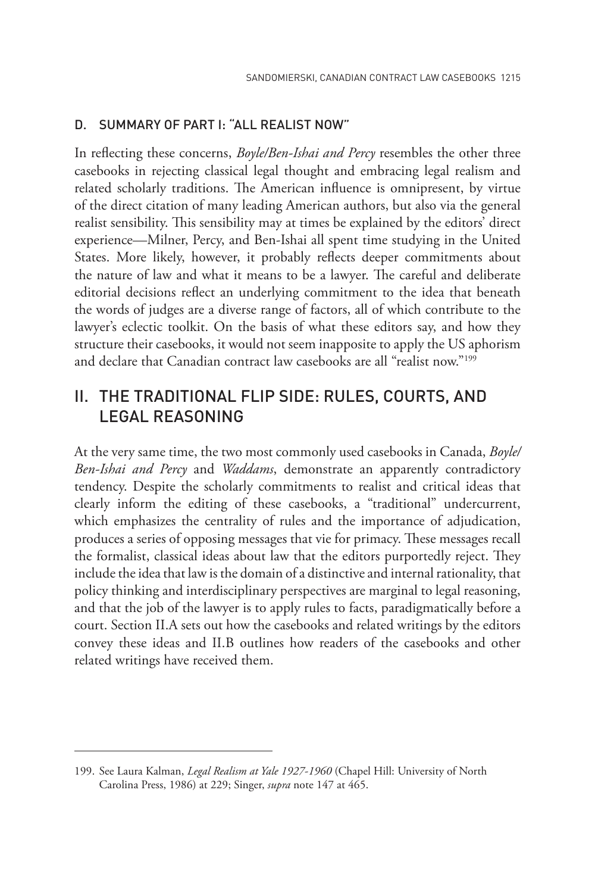### D. SUMMARY OF PART I: "ALL REALIST NOW"

In reflecting these concerns, *Boyle/Ben-Ishai and Percy* resembles the other three casebooks in rejecting classical legal thought and embracing legal realism and related scholarly traditions. The American influence is omnipresent, by virtue of the direct citation of many leading American authors, but also via the general realist sensibility. This sensibility may at times be explained by the editors' direct experience—Milner, Percy, and Ben-Ishai all spent time studying in the United States. More likely, however, it probably reflects deeper commitments about the nature of law and what it means to be a lawyer. The careful and deliberate editorial decisions reflect an underlying commitment to the idea that beneath the words of judges are a diverse range of factors, all of which contribute to the lawyer's eclectic toolkit. On the basis of what these editors say, and how they structure their casebooks, it would not seem inapposite to apply the US aphorism and declare that Canadian contract law casebooks are all "realist now."[199]

## II. THE TRADITIONAL FLIP SIDE: RULES, COURTS, AND LEGAL REASONING

At the very same time, the two most commonly used casebooks in Canada, *Boyle/Ben-Ishai and Percy* and *Waddams*, demonstrate an apparently contradictory tendency. Despite the scholarly commitments to realist and critical ideas that clearly inform the editing of these casebooks, a "traditional" undercurrent, which emphasizes the centrality of rules and the importance of adjudication, produces a series of opposing messages that vie for primacy. These messages recall the formalist, classical ideas about law that the editors purportedly reject. They include the idea that law is the domain of a distinctive and internal rationality, that policy thinking and interdisciplinary perspectives are marginal to legal reasoning, and that the job of the lawyer is to apply rules to facts, paradigmatically before a court. Section II.A sets out how the casebooks and related writings by the editors convey these ideas and II.B outlines how readers of the casebooks and other related writings have received them.

---

199. See Laura Kalman, *Legal Realism at Yale 1927-1960* (Chapel Hill: University of North Carolina Press, 1986) at 229; Singer, *supra* note 147 at 465.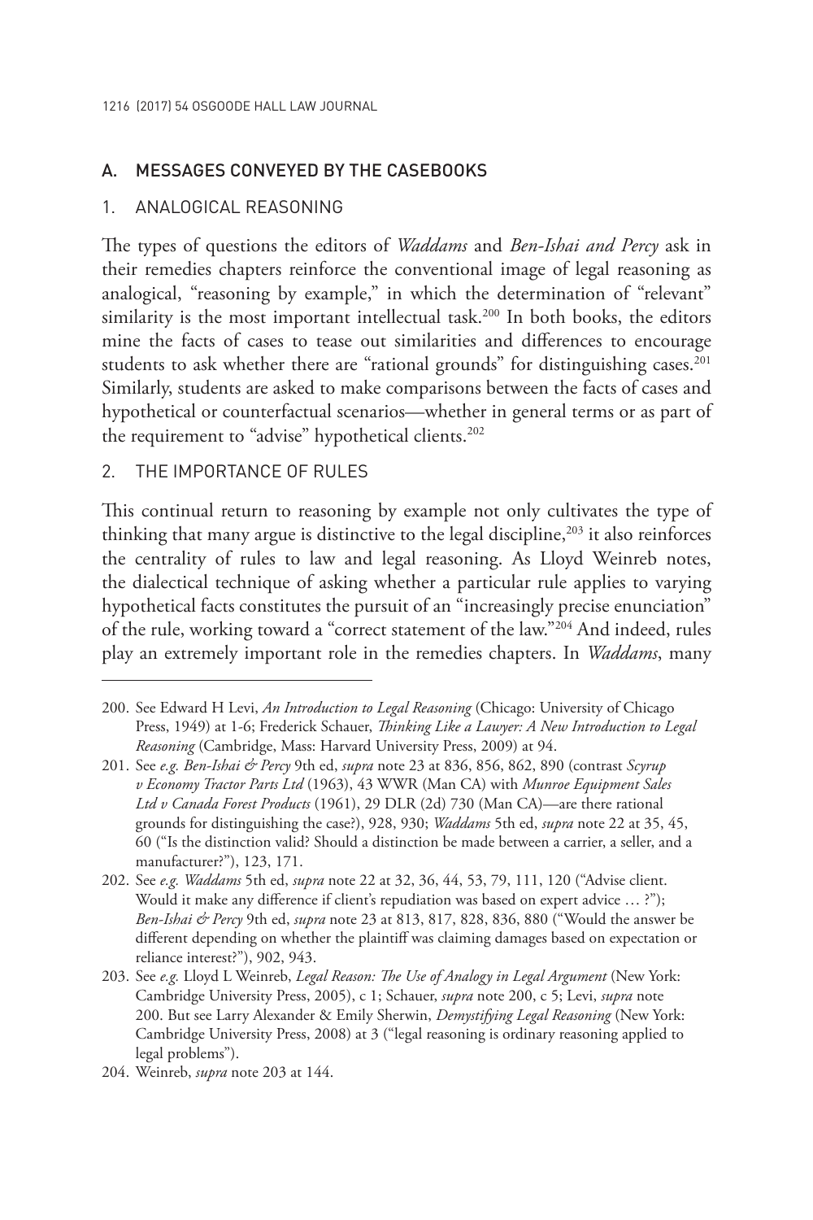## A. MESSAGES CONVEYED BY THE CASEBOOKS

### 1. ANALOGICAL REASONING

The types of questions the editors of *Waddams* and *Ben-Ishai and Percy* ask in their remedies chapters reinforce the conventional image of legal reasoning as analogical, "reasoning by example," in which the determination of "relevant" similarity is the most important intellectual task.[200] In both books, the editors mine the facts of cases to tease out similarities and differences to encourage students to ask whether there are "rational grounds" for distinguishing cases.[201] Similarly, students are asked to make comparisons between the facts of cases and hypothetical or counterfactual scenarios—whether in general terms or as part of the requirement to "advise" hypothetical clients.[202]

### 2. THE IMPORTANCE OF RULES

This continual return to reasoning by example not only cultivates the type of thinking that many argue is distinctive to the legal discipline,[203] it also reinforces the centrality of rules to law and legal reasoning. As Lloyd Weinreb notes, the dialectical technique of asking whether a particular rule applies to varying hypothetical facts constitutes the pursuit of an "increasingly precise enunciation" of the rule, working toward a "correct statement of the law."[204] And indeed, rules play an extremely important role in the remedies chapters. In *Waddams*, many

---

200. See Edward H Levi, *An Introduction to Legal Reasoning* (Chicago: University of Chicago Press, 1949) at 1-6; Frederick Schauer, *Thinking Like a Lawyer: A New Introduction to Legal Reasoning* (Cambridge, Mass: Harvard University Press, 2009) at 94.

201. See *e.g. Ben-Ishai & Percy* 9th ed, *supra* note 23 at 836, 856, 862, 890 (contrast *Scyrup v Economy Tractor Parts Ltd* (1963), 43 WWR (Man CA) with *Munroe Equipment Sales Ltd v Canada Forest Products* (1961), 29 DLR (2d) 730 (Man CA)—are there rational grounds for distinguishing the case?), 928, 930; *Waddams* 5th ed, *supra* note 22 at 35, 45, 60 ("Is the distinction valid? Should a distinction be made between a carrier, a seller, and a manufacturer?"), 123, 171.

202. See *e.g. Waddams* 5th ed, *supra* note 22 at 32, 36, 44, 53, 79, 111, 120 ("Advise client. Would it make any difference if client's repudiation was based on expert advice … ?"); *Ben-Ishai & Percy* 9th ed, *supra* note 23 at 813, 817, 828, 836, 880 ("Would the answer be different depending on whether the plaintiff was claiming damages based on expectation or reliance interest?"), 902, 943.

203. See *e.g.* Lloyd L Weinreb, *Legal Reason: The Use of Analogy in Legal Argument* (New York: Cambridge University Press, 2005), c 1; Schauer, *supra* note 200, c 5; Levi, *supra* note 200. But see Larry Alexander & Emily Sherwin, *Demystifying Legal Reasoning* (New York: Cambridge University Press, 2008) at 3 ("legal reasoning is ordinary reasoning applied to legal problems").

204. Weinreb, *supra* note 203 at 144.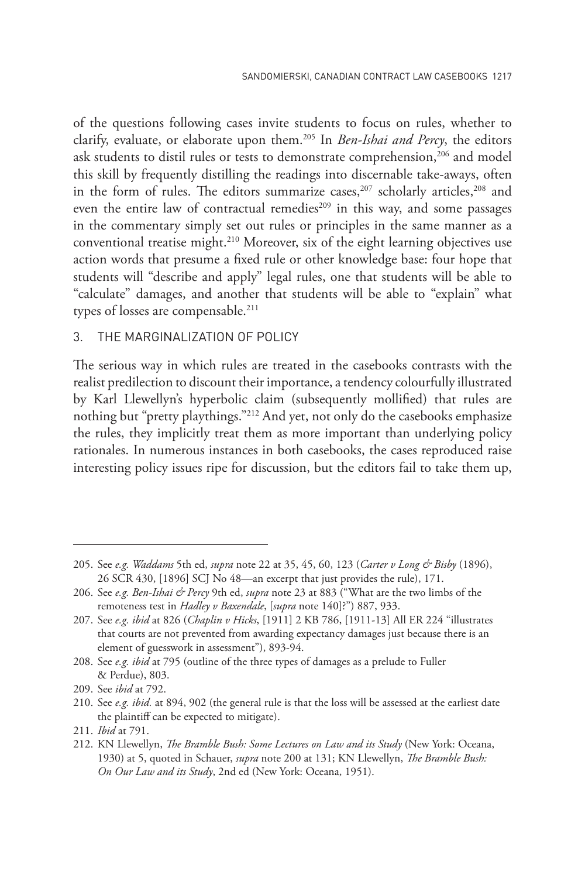of the questions following cases invite students to focus on rules, whether to clarify, evaluate, or elaborate upon them.[205] In *Ben-Ishai and Percy*, the editors ask students to distil rules or tests to demonstrate comprehension,[206] and model this skill by frequently distilling the readings into discernable take-aways, often in the form of rules. The editors summarize cases,[207] scholarly articles,[208] and even the entire law of contractual remedies[209] in this way, and some passages in the commentary simply set out rules or principles in the same manner as a conventional treatise might.[210] Moreover, six of the eight learning objectives use action words that presume a fixed rule or other knowledge base: four hope that students will "describe and apply" legal rules, one that students will be able to "calculate" damages, and another that students will be able to "explain" what types of losses are compensable.[211]

## 3. THE MARGINALIZATION OF POLICY

The serious way in which rules are treated in the casebooks contrasts with the realist predilection to discount their importance, a tendency colourfully illustrated by Karl Llewellyn's hyperbolic claim (subsequently mollified) that rules are nothing but "pretty playthings."[212] And yet, not only do the casebooks emphasize the rules, they implicitly treat them as more important than underlying policy rationales. In numerous instances in both casebooks, the cases reproduced raise interesting policy issues ripe for discussion, but the editors fail to take them up,

---

205. See *e.g. Waddams* 5th ed, *supra* note 22 at 35, 45, 60, 123 (*Carter v Long & Bisby* (1896), 26 SCR 430, [1896] SCJ No 48—an excerpt that just provides the rule), 171.

206. See *e.g. Ben-Ishai & Percy* 9th ed, *supra* note 23 at 883 ("What are the two limbs of the remoteness test in *Hadley v Baxendale*, [*supra* note 140]?") 887, 933.

207. See *e.g. ibid* at 826 (*Chaplin v Hicks*, [1911] 2 KB 786, [1911-13] All ER 224 "illustrates that courts are not prevented from awarding expectancy damages just because there is an element of guesswork in assessment"), 893-94.

208. See *e.g. ibid* at 795 (outline of the three types of damages as a prelude to Fuller & Perdue), 803.

209. See *ibid* at 792.

210. See *e.g. ibid.* at 894, 902 (the general rule is that the loss will be assessed at the earliest date the plaintiff can be expected to mitigate).

211. *Ibid* at 791.

212. KN Llewellyn, *The Bramble Bush: Some Lectures on Law and its Study* (New York: Oceana, 1930) at 5, quoted in Schauer, *supra* note 200 at 131; KN Llewellyn, *The Bramble Bush: On Our Law and its Study*, 2nd ed (New York: Oceana, 1951).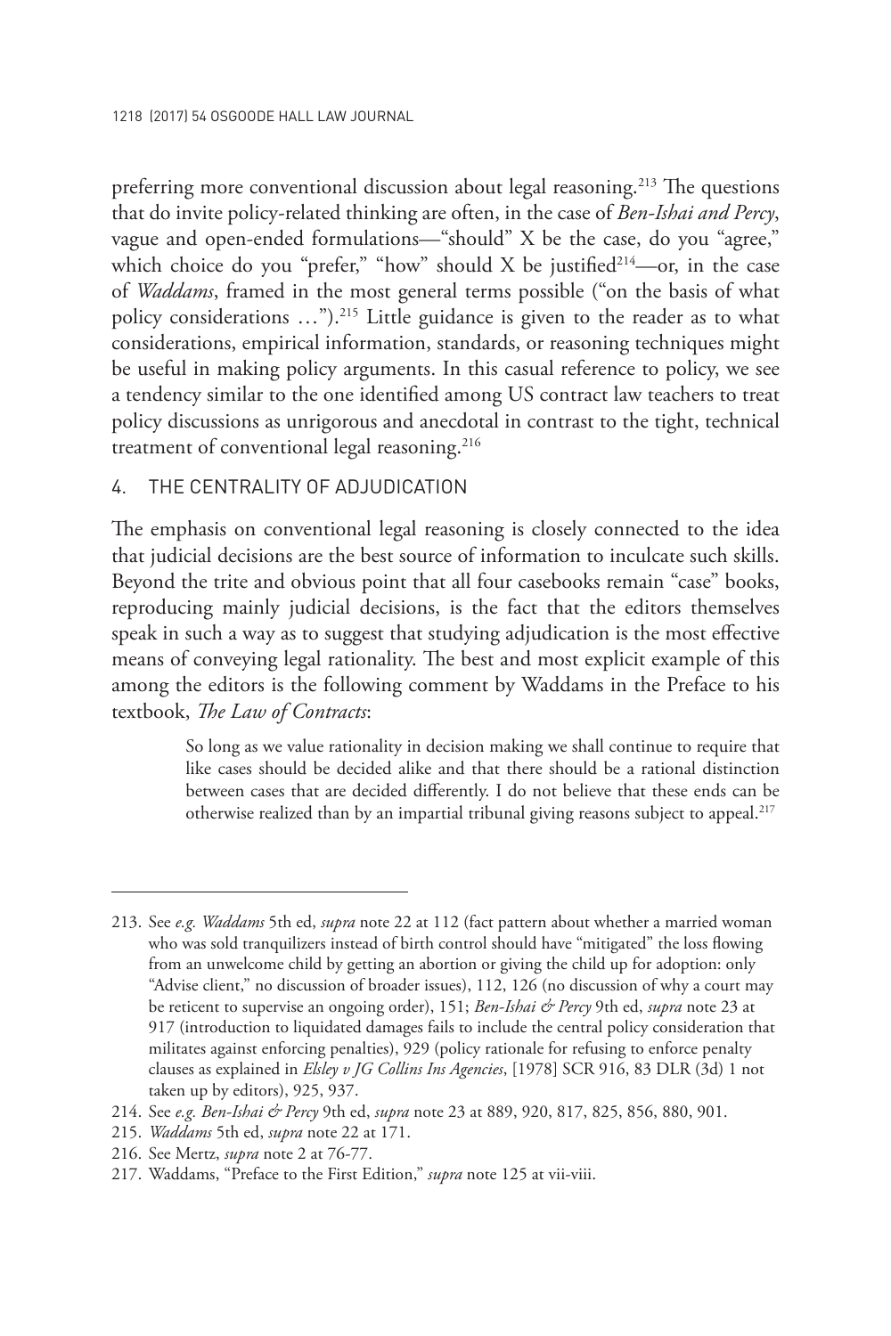preferring more conventional discussion about legal reasoning.[213] The questions that do invite policy-related thinking are often, in the case of *Ben-Ishai and Percy*, vague and open-ended formulations—"should" X be the case, do you "agree," which choice do you "prefer," "how" should X be justified[214]—or, in the case of *Waddams*, framed in the most general terms possible ("on the basis of what policy considerations …").[215] Little guidance is given to the reader as to what considerations, empirical information, standards, or reasoning techniques might be useful in making policy arguments. In this casual reference to policy, we see a tendency similar to the one identified among US contract law teachers to treat policy discussions as unrigorous and anecdotal in contrast to the tight, technical treatment of conventional legal reasoning.[216]

## 4. THE CENTRALITY OF ADJUDICATION

The emphasis on conventional legal reasoning is closely connected to the idea that judicial decisions are the best source of information to inculcate such skills. Beyond the trite and obvious point that all four casebooks remain "case" books, reproducing mainly judicial decisions, is the fact that the editors themselves speak in such a way as to suggest that studying adjudication is the most effective means of conveying legal rationality. The best and most explicit example of this among the editors is the following comment by Waddams in the Preface to his textbook, *The Law of Contracts*:

> So long as we value rationality in decision making we shall continue to require that like cases should be decided alike and that there should be a rational distinction between cases that are decided differently. I do not believe that these ends can be otherwise realized than by an impartial tribunal giving reasons subject to appeal.[217]

---

213. See *e.g. Waddams* 5th ed, *supra* note 22 at 112 (fact pattern about whether a married woman who was sold tranquilizers instead of birth control should have "mitigated" the loss flowing from an unwelcome child by getting an abortion or giving the child up for adoption: only "Advise client," no discussion of broader issues), 112, 126 (no discussion of why a court may be reticent to supervise an ongoing order), 151; *Ben-Ishai & Percy* 9th ed, *supra* note 23 at 917 (introduction to liquidated damages fails to include the central policy consideration that militates against enforcing penalties), 929 (policy rationale for refusing to enforce penalty clauses as explained in *Elsley v JG Collins Ins Agencies*, [1978] SCR 916, 83 DLR (3d) 1 not taken up by editors), 925, 937.

214. See *e.g. Ben-Ishai & Percy* 9th ed, *supra* note 23 at 889, 920, 817, 825, 856, 880, 901.

215. *Waddams* 5th ed, *supra* note 22 at 171.

216. See Mertz, *supra* note 2 at 76-77.

217. Waddams, "Preface to the First Edition," *supra* note 125 at vii-viii.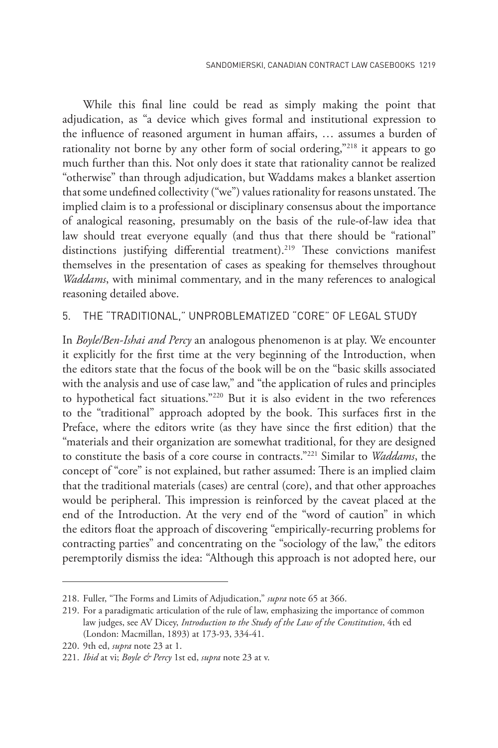While this final line could be read as simply making the point that adjudication, as "a device which gives formal and institutional expression to the influence of reasoned argument in human affairs, … assumes a burden of rationality not borne by any other form of social ordering,"[218] it appears to go much further than this. Not only does it state that rationality cannot be realized "otherwise" than through adjudication, but Waddams makes a blanket assertion that some undefined collectivity ("we") values rationality for reasons unstated. The implied claim is to a professional or disciplinary consensus about the importance of analogical reasoning, presumably on the basis of the rule-of-law idea that law should treat everyone equally (and thus that there should be "rational" distinctions justifying differential treatment).[219] These convictions manifest themselves in the presentation of cases as speaking for themselves throughout *Waddams*, with minimal commentary, and in the many references to analogical reasoning detailed above.

## 5. THE "TRADITIONAL," UNPROBLEMATIZED "CORE" OF LEGAL STUDY

In *Boyle/Ben-Ishai and Percy* an analogous phenomenon is at play. We encounter it explicitly for the first time at the very beginning of the Introduction, when the editors state that the focus of the book will be on the "basic skills associated with the analysis and use of case law," and "the application of rules and principles to hypothetical fact situations."[220] But it is also evident in the two references to the "traditional" approach adopted by the book. This surfaces first in the Preface, where the editors write (as they have since the first edition) that the "materials and their organization are somewhat traditional, for they are designed to constitute the basis of a core course in contracts."[221] Similar to *Waddams*, the concept of "core" is not explained, but rather assumed: There is an implied claim that the traditional materials (cases) are central (core), and that other approaches would be peripheral. This impression is reinforced by the caveat placed at the end of the Introduction. At the very end of the "word of caution" in which the editors float the approach of discovering "empirically-recurring problems for contracting parties" and concentrating on the "sociology of the law," the editors peremptorily dismiss the idea: "Although this approach is not adopted here, our

---

218. Fuller, "The Forms and Limits of Adjudication," *supra* note 65 at 366.

219. For a paradigmatic articulation of the rule of law, emphasizing the importance of common law judges, see AV Dicey, *Introduction to the Study of the Law of the Constitution*, 4th ed (London: Macmillan, 1893) at 173-93, 334-41.

220. 9th ed, *supra* note 23 at 1.

221. *Ibid* at vi; *Boyle & Percy* 1st ed, *supra* note 23 at v.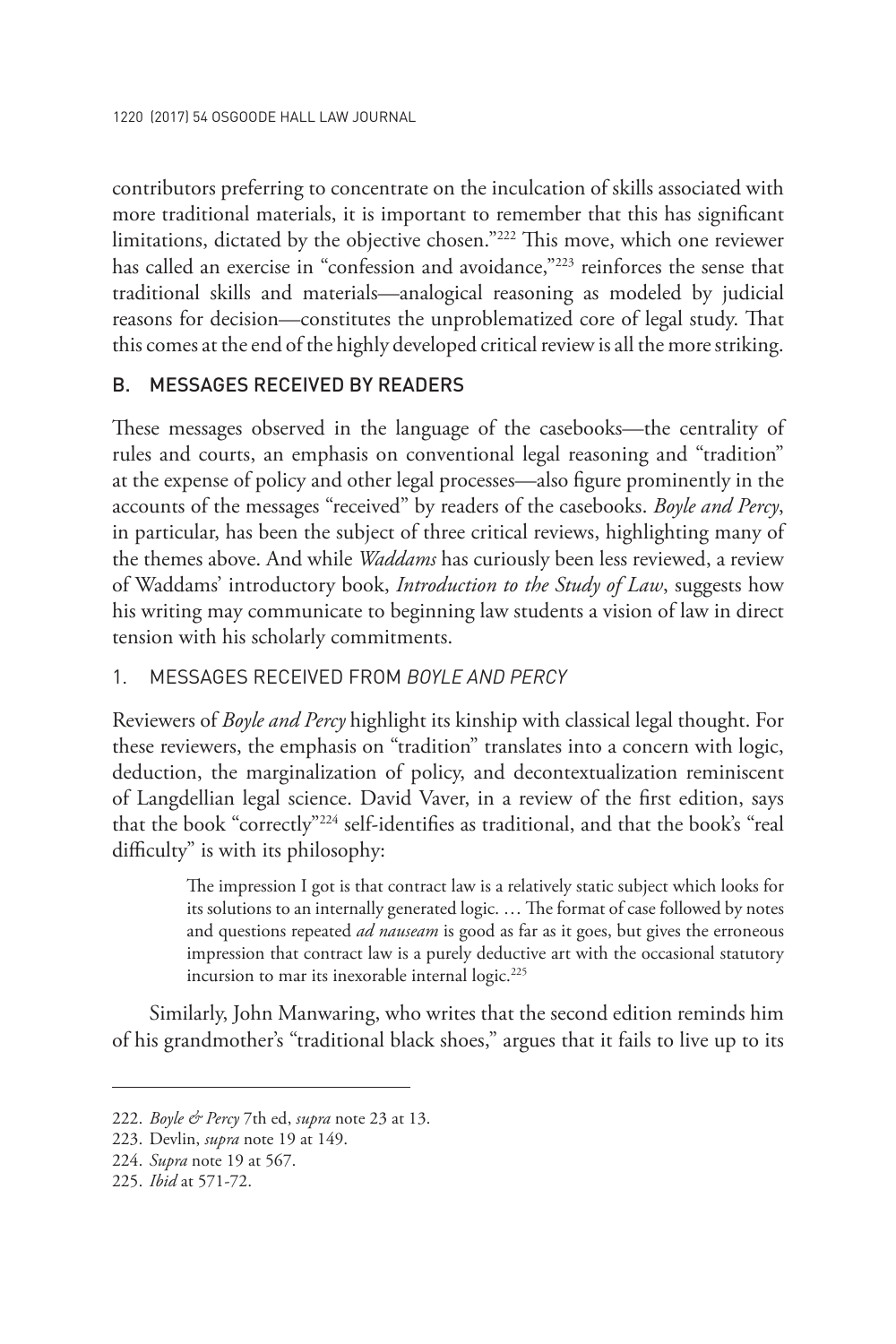contributors preferring to concentrate on the inculcation of skills associated with more traditional materials, it is important to remember that this has significant limitations, dictated by the objective chosen."[222] This move, which one reviewer has called an exercise in "confession and avoidance,"[223] reinforces the sense that traditional skills and materials—analogical reasoning as modeled by judicial reasons for decision—constitutes the unproblematized core of legal study. That this comes at the end of the highly developed critical review is all the more striking.

### B. MESSAGES RECEIVED BY READERS

These messages observed in the language of the casebooks—the centrality of rules and courts, an emphasis on conventional legal reasoning and "tradition" at the expense of policy and other legal processes—also figure prominently in the accounts of the messages "received" by readers of the casebooks. *Boyle and Percy*, in particular, has been the subject of three critical reviews, highlighting many of the themes above. And while *Waddams* has curiously been less reviewed, a review of Waddams' introductory book, *Introduction to the Study of Law*, suggests how his writing may communicate to beginning law students a vision of law in direct tension with his scholarly commitments.

#### 1. MESSAGES RECEIVED FROM *BOYLE AND PERCY*

Reviewers of *Boyle and Percy* highlight its kinship with classical legal thought. For these reviewers, the emphasis on "tradition" translates into a concern with logic, deduction, the marginalization of policy, and decontextualization reminiscent of Langdellian legal science. David Vaver, in a review of the first edition, says that the book "correctly"[224] self-identifies as traditional, and that the book's "real difficulty" is with its philosophy:

> The impression I got is that contract law is a relatively static subject which looks for its solutions to an internally generated logic. … The format of case followed by notes and questions repeated *ad nauseam* is good as far as it goes, but gives the erroneous impression that contract law is a purely deductive art with the occasional statutory incursion to mar its inexorable internal logic.[225]

Similarly, John Manwaring, who writes that the second edition reminds him of his grandmother's "traditional black shoes," argues that it fails to live up to its

---

222. *Boyle & Percy* 7th ed, *supra* note 23 at 13.

223. Devlin, *supra* note 19 at 149.

224. *Supra* note 19 at 567.

225. *Ibid* at 571-72.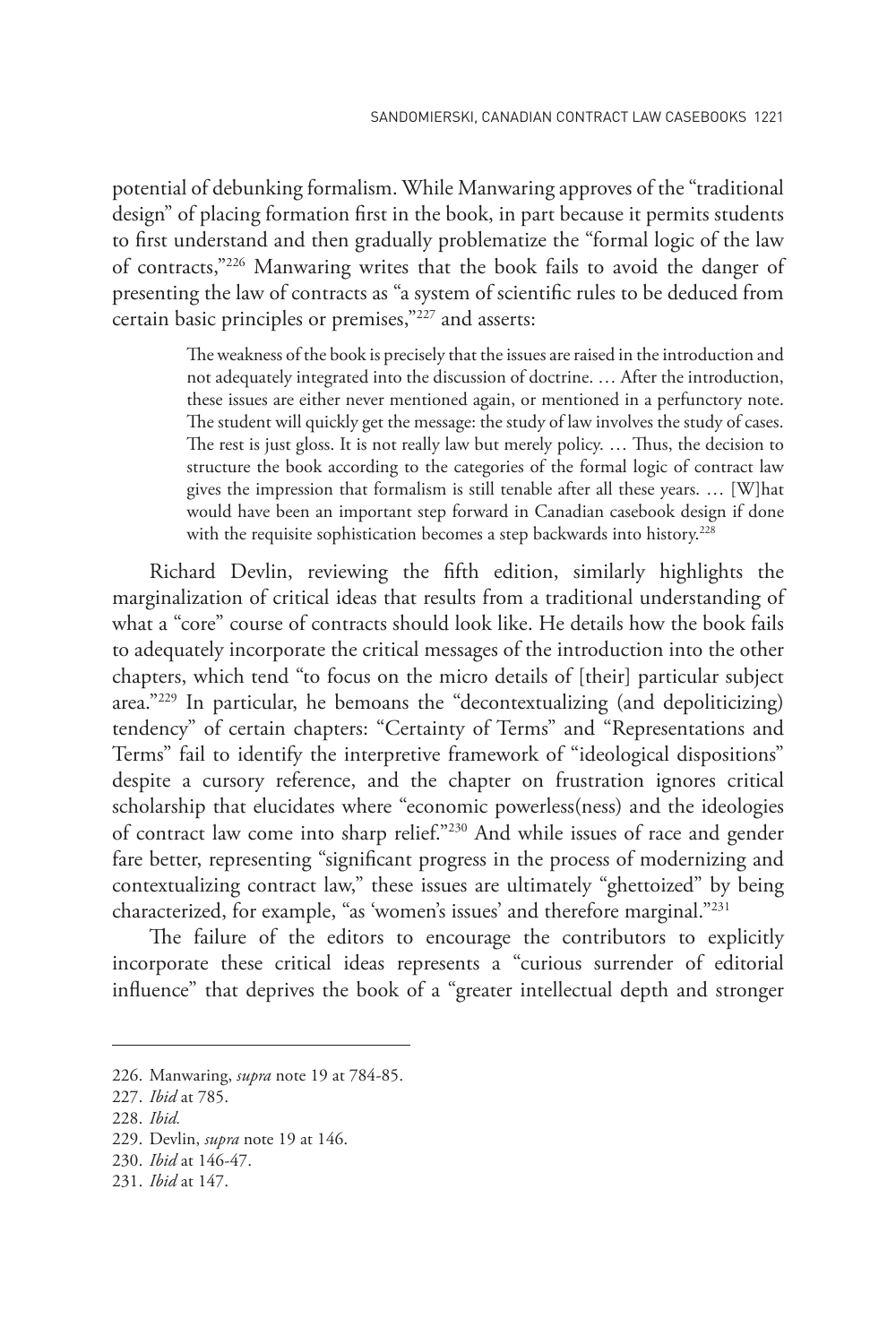potential of debunking formalism. While Manwaring approves of the "traditional design" of placing formation first in the book, in part because it permits students to first understand and then gradually problematize the "formal logic of the law of contracts,"[226] Manwaring writes that the book fails to avoid the danger of presenting the law of contracts as "a system of scientific rules to be deduced from certain basic principles or premises,"[227] and asserts:

> The weakness of the book is precisely that the issues are raised in the introduction and not adequately integrated into the discussion of doctrine. … After the introduction, these issues are either never mentioned again, or mentioned in a perfunctory note. The student will quickly get the message: the study of law involves the study of cases. The rest is just gloss. It is not really law but merely policy. … Thus, the decision to structure the book according to the categories of the formal logic of contract law gives the impression that formalism is still tenable after all these years. … [W]hat would have been an important step forward in Canadian casebook design if done with the requisite sophistication becomes a step backwards into history.[228]

Richard Devlin, reviewing the fifth edition, similarly highlights the marginalization of critical ideas that results from a traditional understanding of what a "core" course of contracts should look like. He details how the book fails to adequately incorporate the critical messages of the introduction into the other chapters, which tend "to focus on the micro details of [their] particular subject area."[229] In particular, he bemoans the "decontextualizing (and depoliticizing) tendency" of certain chapters: "Certainty of Terms" and "Representations and Terms" fail to identify the interpretive framework of "ideological dispositions" despite a cursory reference, and the chapter on frustration ignores critical scholarship that elucidates where "economic powerless(ness) and the ideologies of contract law come into sharp relief."[230] And while issues of race and gender fare better, representing "significant progress in the process of modernizing and contextualizing contract law," these issues are ultimately "ghettoized" by being characterized, for example, "as 'women's issues' and therefore marginal."[231]

The failure of the editors to encourage the contributors to explicitly incorporate these critical ideas represents a "curious surrender of editorial influence" that deprives the book of a "greater intellectual depth and stronger

---

226. Manwaring, *supra* note 19 at 784-85.

227. *Ibid* at 785.

228. *Ibid.*

229. Devlin, *supra* note 19 at 146.

230. *Ibid* at 146-47.

231. *Ibid* at 147.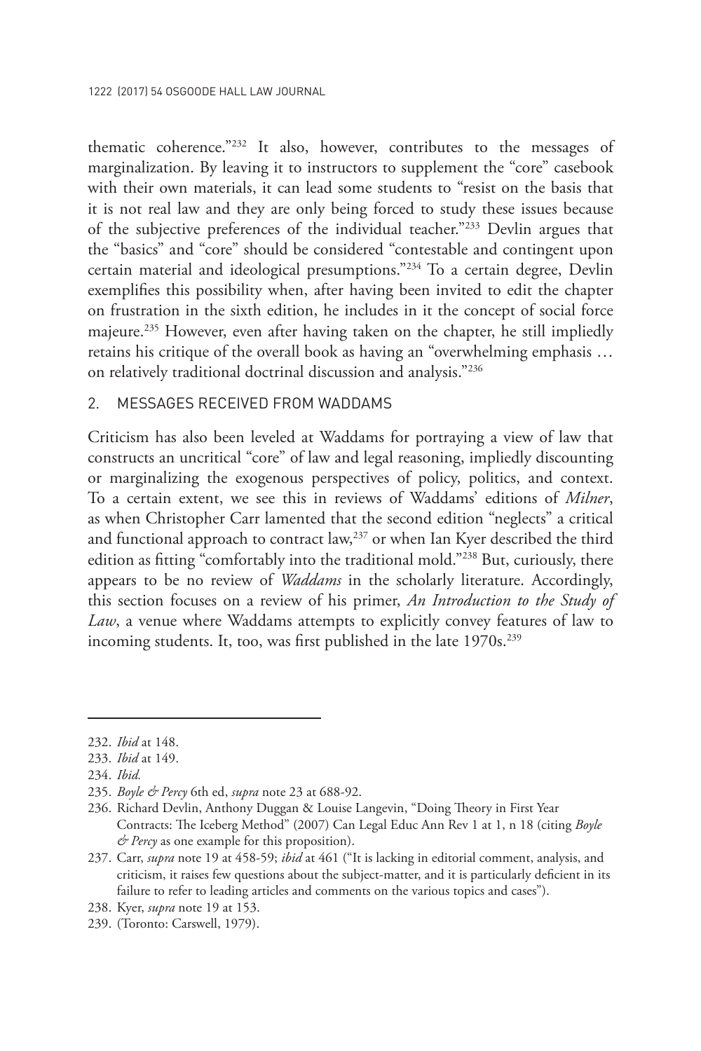thematic coherence."[232] It also, however, contributes to the messages of marginalization. By leaving it to instructors to supplement the "core" casebook with their own materials, it can lead some students to "resist on the basis that it is not real law and they are only being forced to study these issues because of the subjective preferences of the individual teacher."[233] Devlin argues that the "basics" and "core" should be considered "contestable and contingent upon certain material and ideological presumptions."[234] To a certain degree, Devlin exemplifies this possibility when, after having been invited to edit the chapter on frustration in the sixth edition, he includes in it the concept of social force majeure.[235] However, even after having taken on the chapter, he still impliedly retains his critique of the overall book as having an "overwhelming emphasis … on relatively traditional doctrinal discussion and analysis."[236]

## 2. MESSAGES RECEIVED FROM WADDAMS

Criticism has also been leveled at Waddams for portraying a view of law that constructs an uncritical "core" of law and legal reasoning, impliedly discounting or marginalizing the exogenous perspectives of policy, politics, and context. To a certain extent, we see this in reviews of Waddams' editions of *Milner*, as when Christopher Carr lamented that the second edition "neglects" a critical and functional approach to contract law,[237] or when Ian Kyer described the third edition as fitting "comfortably into the traditional mold."[238] But, curiously, there appears to be no review of *Waddams* in the scholarly literature. Accordingly, this section focuses on a review of his primer, *An Introduction to the Study of Law*, a venue where Waddams attempts to explicitly convey features of law to incoming students. It, too, was first published in the late 1970s.[239]

---

232. *Ibid* at 148.

233. *Ibid* at 149.

234. *Ibid.*

235. *Boyle & Percy* 6th ed, *supra* note 23 at 688-92.

236. Richard Devlin, Anthony Duggan & Louise Langevin, "Doing Theory in First Year Contracts: The Iceberg Method" (2007) Can Legal Educ Ann Rev 1 at 1, n 18 (citing *Boyle & Percy* as one example for this proposition).

237. Carr, *supra* note 19 at 458-59; *ibid* at 461 ("It is lacking in editorial comment, analysis, and criticism, it raises few questions about the subject-matter, and it is particularly deficient in its failure to refer to leading articles and comments on the various topics and cases").

238. Kyer, *supra* note 19 at 153.

239. (Toronto: Carswell, 1979).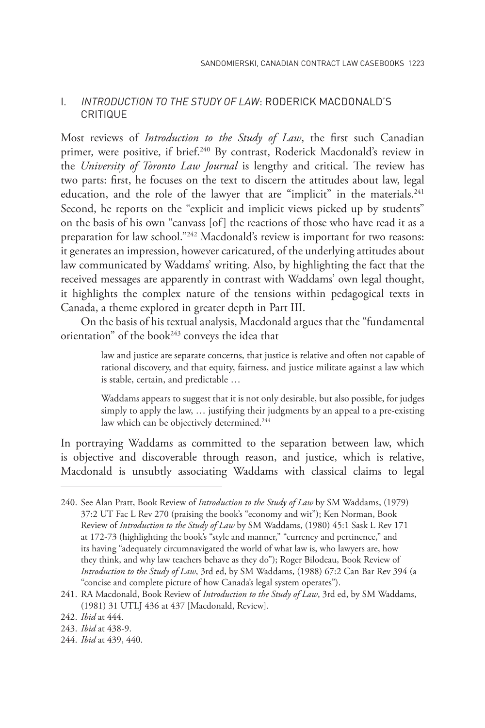## I. *INTRODUCTION TO THE STUDY OF LAW*: RODERICK MACDONALD'S CRITIQUE

Most reviews of *Introduction to the Study of Law*, the first such Canadian primer, were positive, if brief.[240] By contrast, Roderick Macdonald's review in the *University of Toronto Law Journal* is lengthy and critical. The review has two parts: first, he focuses on the text to discern the attitudes about law, legal education, and the role of the lawyer that are "implicit" in the materials.[241] Second, he reports on the "explicit and implicit views picked up by students" on the basis of his own "canvass [of] the reactions of those who have read it as a preparation for law school."[242] Macdonald's review is important for two reasons: it generates an impression, however caricatured, of the underlying attitudes about law communicated by Waddams' writing. Also, by highlighting the fact that the received messages are apparently in contrast with Waddams' own legal thought, it highlights the complex nature of the tensions within pedagogical texts in Canada, a theme explored in greater depth in Part III.

On the basis of his textual analysis, Macdonald argues that the "fundamental orientation" of the book[243] conveys the idea that

> law and justice are separate concerns, that justice is relative and often not capable of rational discovery, and that equity, fairness, and justice militate against a law which is stable, certain, and predictable …
>
> Waddams appears to suggest that it is not only desirable, but also possible, for judges simply to apply the law, … justifying their judgments by an appeal to a pre-existing law which can be objectively determined.[244]

In portraying Waddams as committed to the separation between law, which is objective and discoverable through reason, and justice, which is relative, Macdonald is unsubtly associating Waddams with classical claims to legal

---

240. See Alan Pratt, Book Review of *Introduction to the Study of Law* by SM Waddams, (1979) 37:2 UT Fac L Rev 270 (praising the book's "economy and wit"); Ken Norman, Book Review of *Introduction to the Study of Law* by SM Waddams, (1980) 45:1 Sask L Rev 171 at 172-73 (highlighting the book's "style and manner," "currency and pertinence," and its having "adequately circumnavigated the world of what law is, who lawyers are, how they think, and why law teachers behave as they do"); Roger Bilodeau, Book Review of *Introduction to the Study of Law*, 3rd ed, by SM Waddams, (1988) 67:2 Can Bar Rev 394 (a "concise and complete picture of how Canada's legal system operates").

241. RA Macdonald, Book Review of *Introduction to the Study of Law*, 3rd ed, by SM Waddams, (1981) 31 UTLJ 436 at 437 [Macdonald, Review].

242. *Ibid* at 444.

243. *Ibid* at 438-9.

244. *Ibid* at 439, 440.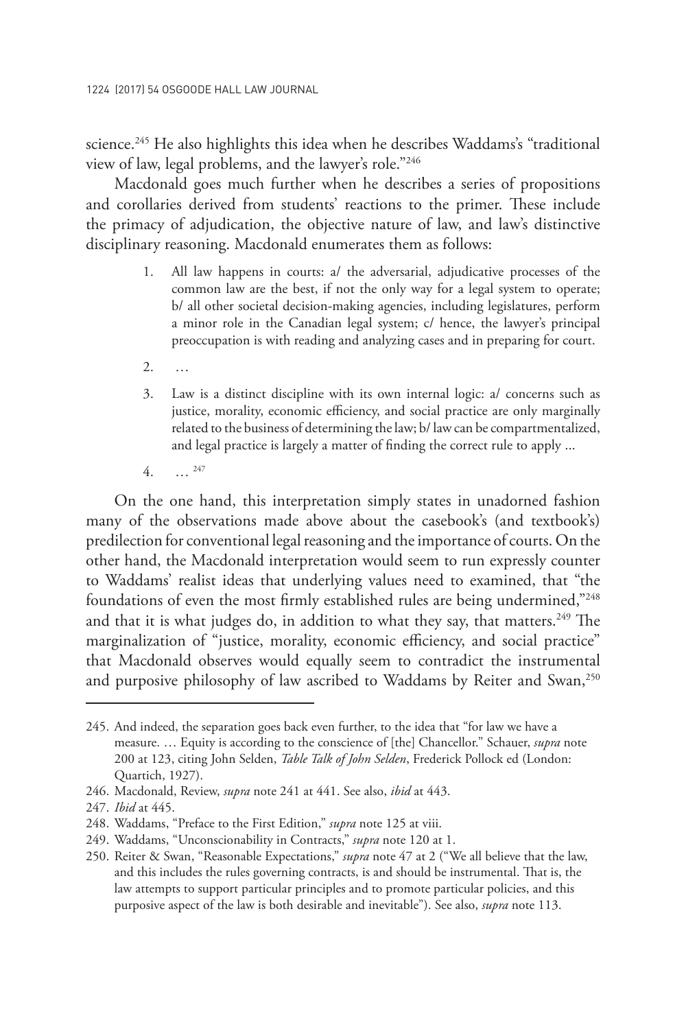science.[245] He also highlights this idea when he describes Waddams's "traditional view of law, legal problems, and the lawyer's role."[246]

Macdonald goes much further when he describes a series of propositions and corollaries derived from students' reactions to the primer. These include the primacy of adjudication, the objective nature of law, and law's distinctive disciplinary reasoning. Macdonald enumerates them as follows:

> 1. All law happens in courts: a/ the adversarial, adjudicative processes of the common law are the best, if not the only way for a legal system to operate; b/ all other societal decision-making agencies, including legislatures, perform a minor role in the Canadian legal system; c/ hence, the lawyer's principal preoccupation is with reading and analyzing cases and in preparing for court.
> 2. …
> 3. Law is a distinct discipline with its own internal logic: a/ concerns such as justice, morality, economic efficiency, and social practice are only marginally related to the business of determining the law; b/ law can be compartmentalized, and legal practice is largely a matter of finding the correct rule to apply ...
> 4. … [247]

On the one hand, this interpretation simply states in unadorned fashion many of the observations made above about the casebook's (and textbook's) predilection for conventional legal reasoning and the importance of courts. On the other hand, the Macdonald interpretation would seem to run expressly counter to Waddams' realist ideas that underlying values need to examined, that "the foundations of even the most firmly established rules are being undermined,"[248] and that it is what judges do, in addition to what they say, that matters.[249] The marginalization of "justice, morality, economic efficiency, and social practice" that Macdonald observes would equally seem to contradict the instrumental and purposive philosophy of law ascribed to Waddams by Reiter and Swan,[250]

---

245. And indeed, the separation goes back even further, to the idea that "for law we have a measure. … Equity is according to the conscience of [the] Chancellor." Schauer, *supra* note 200 at 123, citing John Selden, *Table Talk of John Selden*, Frederick Pollock ed (London: Quartich, 1927).

246. Macdonald, Review, *supra* note 241 at 441. See also, *ibid* at 443.

247. *Ibid* at 445.

248. Waddams, "Preface to the First Edition," *supra* note 125 at viii.

249. Waddams, "Unconscionability in Contracts," *supra* note 120 at 1.

250. Reiter & Swan, "Reasonable Expectations," *supra* note 47 at 2 ("We all believe that the law, and this includes the rules governing contracts, is and should be instrumental. That is, the law attempts to support particular principles and to promote particular policies, and this purposive aspect of the law is both desirable and inevitable"). See also, *supra* note 113.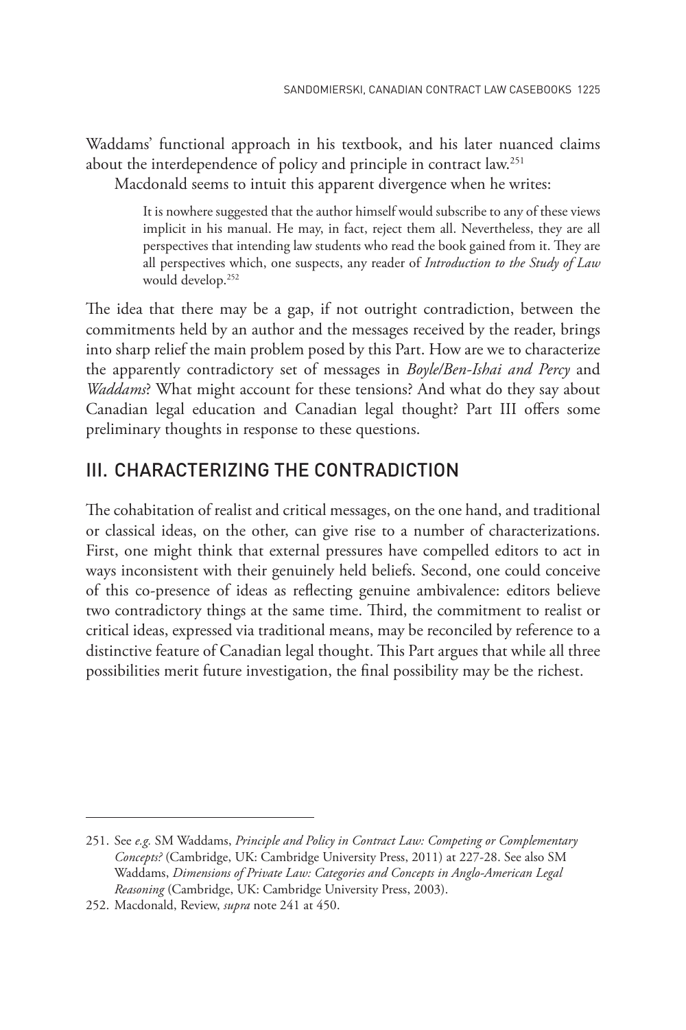Waddams' functional approach in his textbook, and his later nuanced claims about the interdependence of policy and principle in contract law.[251]

Macdonald seems to intuit this apparent divergence when he writes:

> It is nowhere suggested that the author himself would subscribe to any of these views implicit in his manual. He may, in fact, reject them all. Nevertheless, they are all perspectives that intending law students who read the book gained from it. They are all perspectives which, one suspects, any reader of *Introduction to the Study of Law* would develop.[252]

The idea that there may be a gap, if not outright contradiction, between the commitments held by an author and the messages received by the reader, brings into sharp relief the main problem posed by this Part. How are we to characterize the apparently contradictory set of messages in *Boyle/Ben-Ishai and Percy* and *Waddams*? What might account for these tensions? And what do they say about Canadian legal education and Canadian legal thought? Part III offers some preliminary thoughts in response to these questions.

## III. CHARACTERIZING THE CONTRADICTION

The cohabitation of realist and critical messages, on the one hand, and traditional or classical ideas, on the other, can give rise to a number of characterizations. First, one might think that external pressures have compelled editors to act in ways inconsistent with their genuinely held beliefs. Second, one could conceive of this co-presence of ideas as reflecting genuine ambivalence: editors believe two contradictory things at the same time. Third, the commitment to realist or critical ideas, expressed via traditional means, may be reconciled by reference to a distinctive feature of Canadian legal thought. This Part argues that while all three possibilities merit future investigation, the final possibility may be the richest.

---

251. See *e.g.* SM Waddams, *Principle and Policy in Contract Law: Competing or Complementary Concepts?* (Cambridge, UK: Cambridge University Press, 2011) at 227-28. See also SM Waddams, *Dimensions of Private Law: Categories and Concepts in Anglo-American Legal Reasoning* (Cambridge, UK: Cambridge University Press, 2003).

252. Macdonald, Review, *supra* note 241 at 450.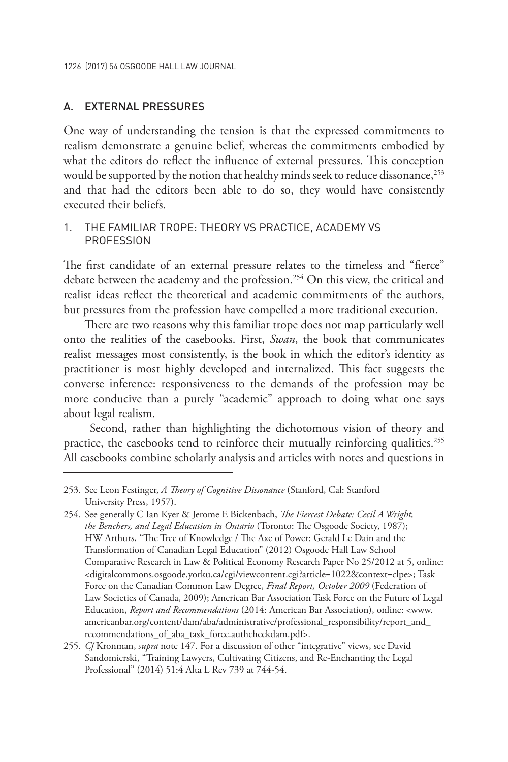## A. EXTERNAL PRESSURES

One way of understanding the tension is that the expressed commitments to realism demonstrate a genuine belief, whereas the commitments embodied by what the editors do reflect the influence of external pressures. This conception would be supported by the notion that healthy minds seek to reduce dissonance,[253] and that had the editors been able to do so, they would have consistently executed their beliefs.

### 1. THE FAMILIAR TROPE: THEORY VS PRACTICE, ACADEMY VS PROFESSION

The first candidate of an external pressure relates to the timeless and "fierce" debate between the academy and the profession.[254] On this view, the critical and realist ideas reflect the theoretical and academic commitments of the authors, but pressures from the profession have compelled a more traditional execution.

There are two reasons why this familiar trope does not map particularly well onto the realities of the casebooks. First, *Swan*, the book that communicates realist messages most consistently, is the book in which the editor's identity as practitioner is most highly developed and internalized. This fact suggests the converse inference: responsiveness to the demands of the profession may be more conducive than a purely "academic" approach to doing what one says about legal realism.

Second, rather than highlighting the dichotomous vision of theory and practice, the casebooks tend to reinforce their mutually reinforcing qualities.[255] All casebooks combine scholarly analysis and articles with notes and questions in

---

253. See Leon Festinger, *A Theory of Cognitive Dissonance* (Stanford, Cal: Stanford University Press, 1957).

254. See generally C Ian Kyer & Jerome E Bickenbach, *The Fiercest Debate: Cecil A Wright, the Benchers, and Legal Education in Ontario* (Toronto: The Osgoode Society, 1987); HW Arthurs, "The Tree of Knowledge / The Axe of Power: Gerald Le Dain and the Transformation of Canadian Legal Education" (2012) Osgoode Hall Law School Comparative Research in Law & Political Economy Research Paper No 25/2012 at 5, online: <digitalcommons.osgoode.yorku.ca/cgi/viewcontent.cgi?article=1022&context=clpe>; Task Force on the Canadian Common Law Degree, *Final Report, October 2009* (Federation of Law Societies of Canada, 2009); American Bar Association Task Force on the Future of Legal Education, *Report and Recommendations* (2014: American Bar Association), online: <www.americanbar.org/content/dam/aba/administrative/professional_responsibility/report_and_recommendations_of_aba_task_force.authcheckdam.pdf>.

255. *Cf* Kronman, *supra* note 147. For a discussion of other "integrative" views, see David Sandomierski, "Training Lawyers, Cultivating Citizens, and Re-Enchanting the Legal Professional" (2014) 51:4 Alta L Rev 739 at 744-54.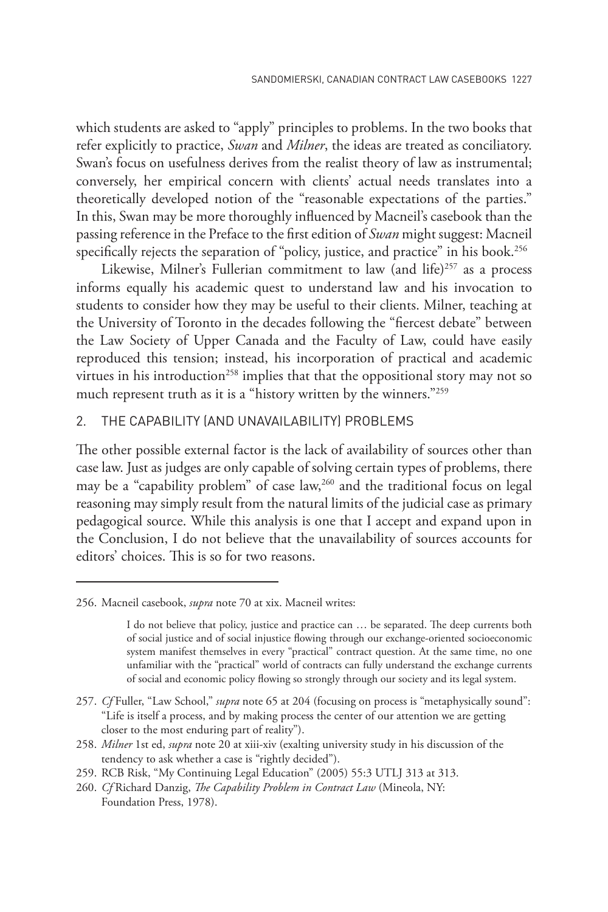which students are asked to "apply" principles to problems. In the two books that refer explicitly to practice, *Swan* and *Milner*, the ideas are treated as conciliatory. Swan's focus on usefulness derives from the realist theory of law as instrumental; conversely, her empirical concern with clients' actual needs translates into a theoretically developed notion of the "reasonable expectations of the parties." In this, Swan may be more thoroughly influenced by Macneil's casebook than the passing reference in the Preface to the first edition of *Swan* might suggest: Macneil specifically rejects the separation of "policy, justice, and practice" in his book.[256]

Likewise, Milner's Fullerian commitment to law (and life)[257] as a process informs equally his academic quest to understand law and his invocation to students to consider how they may be useful to their clients. Milner, teaching at the University of Toronto in the decades following the "fiercest debate" between the Law Society of Upper Canada and the Faculty of Law, could have easily reproduced this tension; instead, his incorporation of practical and academic virtues in his introduction[258] implies that that the oppositional story may not so much represent truth as it is a "history written by the winners."[259]

### 2. THE CAPABILITY (AND UNAVAILABILITY) PROBLEMS

The other possible external factor is the lack of availability of sources other than case law. Just as judges are only capable of solving certain types of problems, there may be a "capability problem" of case law,[260] and the traditional focus on legal reasoning may simply result from the natural limits of the judicial case as primary pedagogical source. While this analysis is one that I accept and expand upon in the Conclusion, I do not believe that the unavailability of sources accounts for editors' choices. This is so for two reasons.

---

256. Macneil casebook, *supra* note 70 at xix. Macneil writes:

> I do not believe that policy, justice and practice can … be separated. The deep currents both of social justice and of social injustice flowing through our exchange-oriented socioeconomic system manifest themselves in every "practical" contract question. At the same time, no one unfamiliar with the "practical" world of contracts can fully understand the exchange currents of social and economic policy flowing so strongly through our society and its legal system.

257. *Cf* Fuller, "Law School," *supra* note 65 at 204 (focusing on process is "metaphysically sound": "Life is itself a process, and by making process the center of our attention we are getting closer to the most enduring part of reality").

258. *Milner* 1st ed, *supra* note 20 at xiii-xiv (exalting university study in his discussion of the tendency to ask whether a case is "rightly decided").

259. RCB Risk, "My Continuing Legal Education" (2005) 55:3 UTLJ 313 at 313.

260. *Cf* Richard Danzig, *The Capability Problem in Contract Law* (Mineola, NY: Foundation Press, 1978).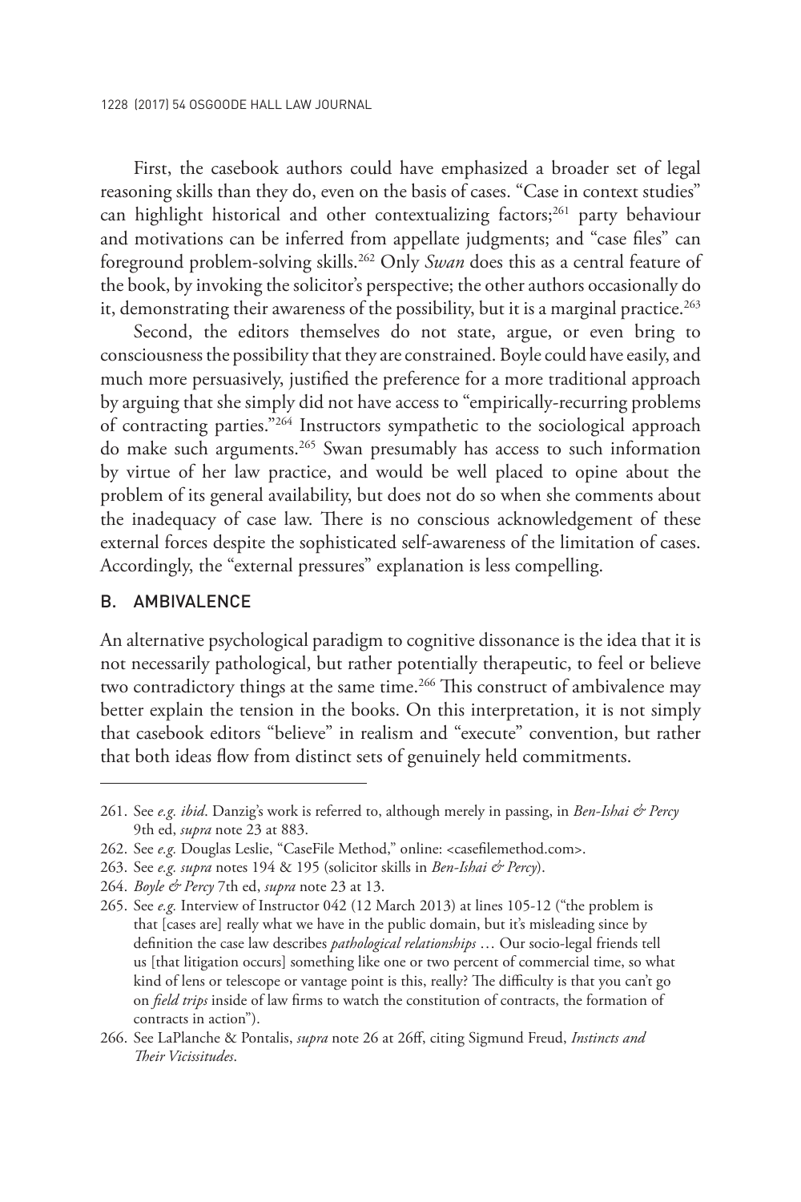First, the casebook authors could have emphasized a broader set of legal reasoning skills than they do, even on the basis of cases. "Case in context studies" can highlight historical and other contextualizing factors;[261] party behaviour and motivations can be inferred from appellate judgments; and "case files" can foreground problem-solving skills.[262] Only *Swan* does this as a central feature of the book, by invoking the solicitor's perspective; the other authors occasionally do it, demonstrating their awareness of the possibility, but it is a marginal practice.[263]

Second, the editors themselves do not state, argue, or even bring to consciousness the possibility that they are constrained. Boyle could have easily, and much more persuasively, justified the preference for a more traditional approach by arguing that she simply did not have access to "empirically-recurring problems of contracting parties."[264] Instructors sympathetic to the sociological approach do make such arguments.[265] Swan presumably has access to such information by virtue of her law practice, and would be well placed to opine about the problem of its general availability, but does not do so when she comments about the inadequacy of case law. There is no conscious acknowledgement of these external forces despite the sophisticated self-awareness of the limitation of cases. Accordingly, the "external pressures" explanation is less compelling.

## B. AMBIVALENCE

An alternative psychological paradigm to cognitive dissonance is the idea that it is not necessarily pathological, but rather potentially therapeutic, to feel or believe two contradictory things at the same time.[266] This construct of ambivalence may better explain the tension in the books. On this interpretation, it is not simply that casebook editors "believe" in realism and "execute" convention, but rather that both ideas flow from distinct sets of genuinely held commitments.

---

261. See *e.g. ibid*. Danzig's work is referred to, although merely in passing, in *Ben-Ishai & Percy* 9th ed, *supra* note 23 at 883.

262. See *e.g.* Douglas Leslie, "CaseFile Method," online: <casefilemethod.com>.

263. See *e.g. supra* notes 194 & 195 (solicitor skills in *Ben-Ishai & Percy*).

264. *Boyle & Percy* 7th ed, *supra* note 23 at 13.

265. See *e.g.* Interview of Instructor 042 (12 March 2013) at lines 105-12 ("the problem is that [cases are] really what we have in the public domain, but it's misleading since by definition the case law describes *pathological relationships* … Our socio-legal friends tell us [that litigation occurs] something like one or two percent of commercial time, so what kind of lens or telescope or vantage point is this, really? The difficulty is that you can't go on *field trips* inside of law firms to watch the constitution of contracts, the formation of contracts in action").

266. See LaPlanche & Pontalis, *supra* note 26 at 26ff, citing Sigmund Freud, *Instincts and Their Vicissitudes*.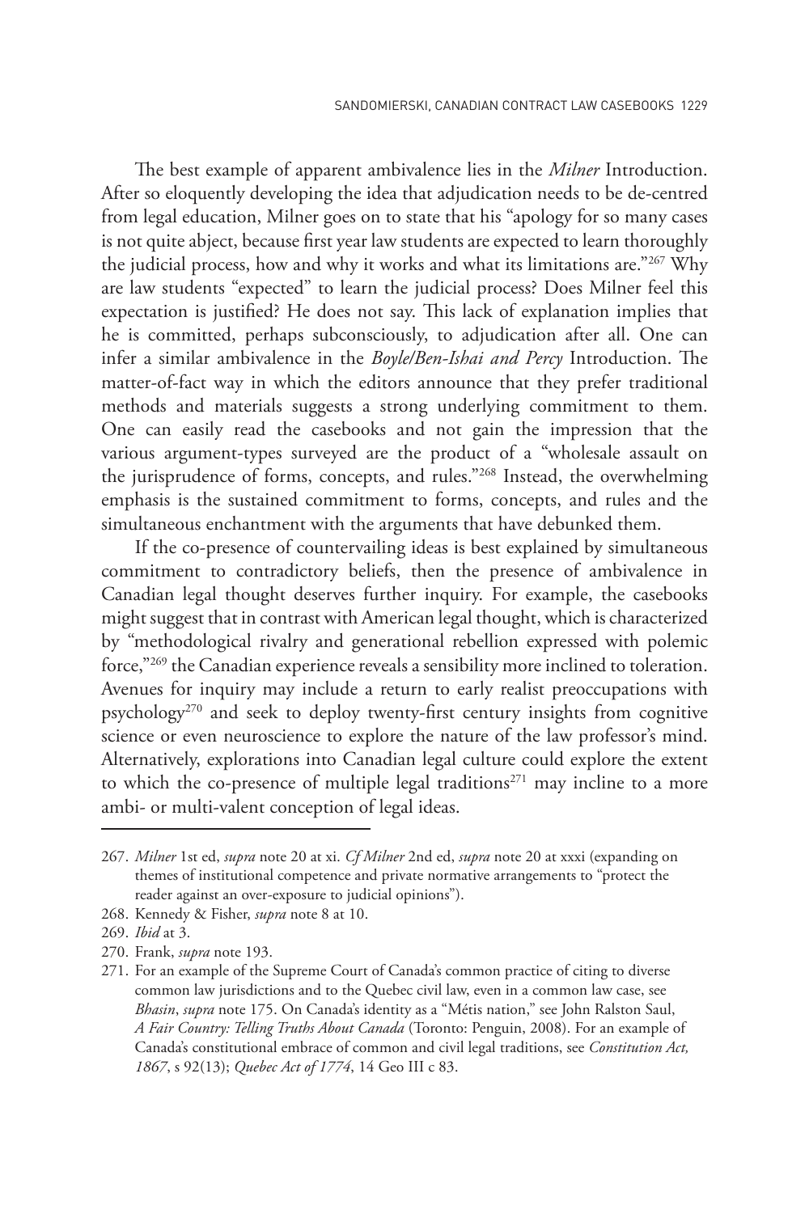The best example of apparent ambivalence lies in the *Milner* Introduction. After so eloquently developing the idea that adjudication needs to be de-centred from legal education, Milner goes on to state that his "apology for so many cases is not quite abject, because first year law students are expected to learn thoroughly the judicial process, how and why it works and what its limitations are."[267] Why are law students "expected" to learn the judicial process? Does Milner feel this expectation is justified? He does not say. This lack of explanation implies that he is committed, perhaps subconsciously, to adjudication after all. One can infer a similar ambivalence in the *Boyle/Ben-Ishai and Percy* Introduction. The matter-of-fact way in which the editors announce that they prefer traditional methods and materials suggests a strong underlying commitment to them. One can easily read the casebooks and not gain the impression that the various argument-types surveyed are the product of a "wholesale assault on the jurisprudence of forms, concepts, and rules."[268] Instead, the overwhelming emphasis is the sustained commitment to forms, concepts, and rules and the simultaneous enchantment with the arguments that have debunked them.

If the co-presence of countervailing ideas is best explained by simultaneous commitment to contradictory beliefs, then the presence of ambivalence in Canadian legal thought deserves further inquiry. For example, the casebooks might suggest that in contrast with American legal thought, which is characterized by "methodological rivalry and generational rebellion expressed with polemic force,"[269] the Canadian experience reveals a sensibility more inclined to toleration. Avenues for inquiry may include a return to early realist preoccupations with psychology[270] and seek to deploy twenty-first century insights from cognitive science or even neuroscience to explore the nature of the law professor's mind. Alternatively, explorations into Canadian legal culture could explore the extent to which the co-presence of multiple legal traditions[271] may incline to a more ambi- or multi-valent conception of legal ideas.

---

267. *Milner* 1st ed, *supra* note 20 at xi. *Cf Milner* 2nd ed, *supra* note 20 at xxxi (expanding on themes of institutional competence and private normative arrangements to "protect the reader against an over-exposure to judicial opinions").

268. Kennedy & Fisher, *supra* note 8 at 10.

269. *Ibid* at 3.

270. Frank, *supra* note 193.

271. For an example of the Supreme Court of Canada's common practice of citing to diverse common law jurisdictions and to the Quebec civil law, even in a common law case, see *Bhasin*, *supra* note 175. On Canada's identity as a "Métis nation," see John Ralston Saul, *A Fair Country: Telling Truths About Canada* (Toronto: Penguin, 2008). For an example of Canada's constitutional embrace of common and civil legal traditions, see *Constitution Act, 1867*, s 92(13); *Quebec Act of 1774*, 14 Geo III c 83.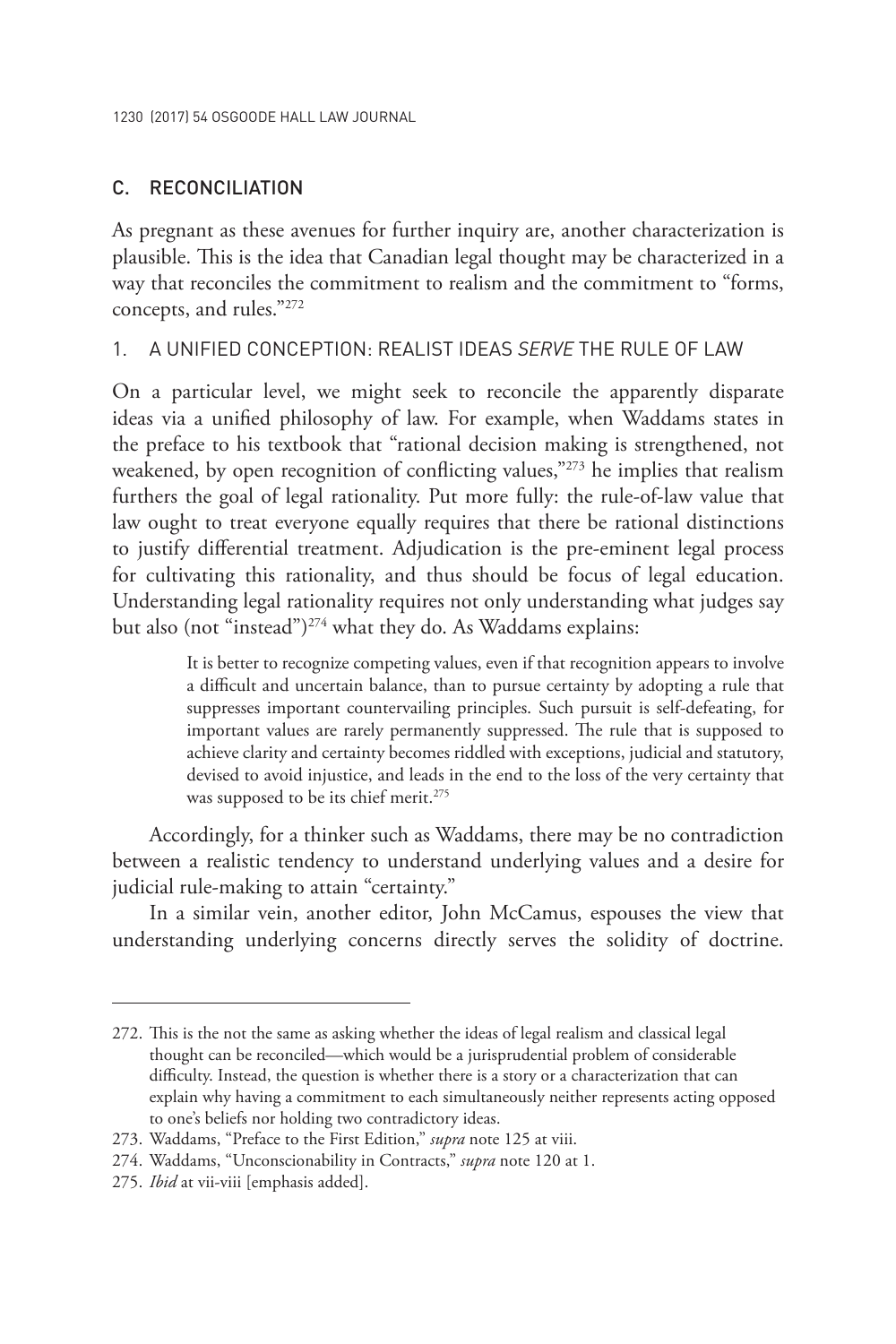## C. RECONCILIATION

As pregnant as these avenues for further inquiry are, another characterization is plausible. This is the idea that Canadian legal thought may be characterized in a way that reconciles the commitment to realism and the commitment to "forms, concepts, and rules."[272]

### 1. A UNIFIED CONCEPTION: REALIST IDEAS *SERVE* THE RULE OF LAW

On a particular level, we might seek to reconcile the apparently disparate ideas via a unified philosophy of law. For example, when Waddams states in the preface to his textbook that "rational decision making is strengthened, not weakened, by open recognition of conflicting values,"[273] he implies that realism furthers the goal of legal rationality. Put more fully: the rule-of-law value that law ought to treat everyone equally requires that there be rational distinctions to justify differential treatment. Adjudication is the pre-eminent legal process for cultivating this rationality, and thus should be focus of legal education. Understanding legal rationality requires not only understanding what judges say but also (not "instead")[274] what they do. As Waddams explains:

> It is better to recognize competing values, even if that recognition appears to involve a difficult and uncertain balance, than to pursue certainty by adopting a rule that suppresses important countervailing principles. Such pursuit is self-defeating, for important values are rarely permanently suppressed. The rule that is supposed to achieve clarity and certainty becomes riddled with exceptions, judicial and statutory, devised to avoid injustice, and leads in the end to the loss of the very certainty that was supposed to be its chief merit.[275]

Accordingly, for a thinker such as Waddams, there may be no contradiction between a realistic tendency to understand underlying values and a desire for judicial rule-making to attain "certainty."

In a similar vein, another editor, John McCamus, espouses the view that understanding underlying concerns directly serves the solidity of doctrine.

---

272. This is the not the same as asking whether the ideas of legal realism and classical legal thought can be reconciled—which would be a jurisprudential problem of considerable difficulty. Instead, the question is whether there is a story or a characterization that can explain why having a commitment to each simultaneously neither represents acting opposed to one's beliefs nor holding two contradictory ideas.

273. Waddams, "Preface to the First Edition," *supra* note 125 at viii.

274. Waddams, "Unconscionability in Contracts," *supra* note 120 at 1.

275. *Ibid* at vii-viii [emphasis added].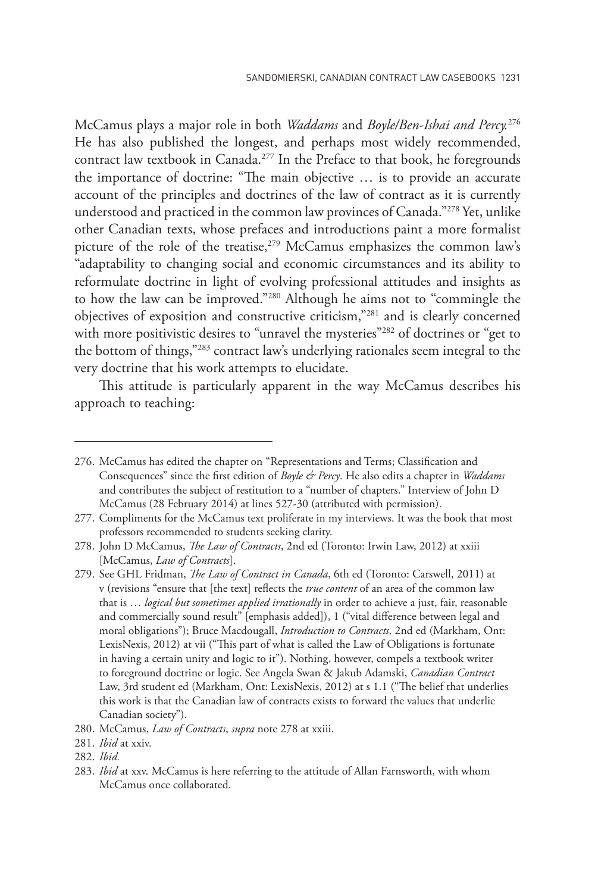McCamus plays a major role in both *Waddams* and *Boyle/Ben-Ishai and Percy.*[276] He has also published the longest, and perhaps most widely recommended, contract law textbook in Canada.[277] In the Preface to that book, he foregrounds the importance of doctrine: "The main objective … is to provide an accurate account of the principles and doctrines of the law of contract as it is currently understood and practiced in the common law provinces of Canada."[278] Yet, unlike other Canadian texts, whose prefaces and introductions paint a more formalist picture of the role of the treatise,[279] McCamus emphasizes the common law's "adaptability to changing social and economic circumstances and its ability to reformulate doctrine in light of evolving professional attitudes and insights as to how the law can be improved."[280] Although he aims not to "commingle the objectives of exposition and constructive criticism,"[281] and is clearly concerned with more positivistic desires to "unravel the mysteries"[282] of doctrines or "get to the bottom of things,"[283] contract law's underlying rationales seem integral to the very doctrine that his work attempts to elucidate.

This attitude is particularly apparent in the way McCamus describes his approach to teaching:

---

276. McCamus has edited the chapter on "Representations and Terms; Classification and Consequences" since the first edition of *Boyle & Percy*. He also edits a chapter in *Waddams* and contributes the subject of restitution to a "number of chapters." Interview of John D McCamus (28 February 2014) at lines 527-30 (attributed with permission).

277. Compliments for the McCamus text proliferate in my interviews. It was the book that most professors recommended to students seeking clarity.

278. John D McCamus, *The Law of Contracts*, 2nd ed (Toronto: Irwin Law, 2012) at xxiii [McCamus, *Law of Contracts*].

279. See GHL Fridman, *The Law of Contract in Canada*, 6th ed (Toronto: Carswell, 2011) at v (revisions "ensure that [the text] reflects the *true content* of an area of the common law that is … *logical but sometimes applied irrationally* in order to achieve a just, fair, reasonable and commercially sound result" [emphasis added]), 1 ("vital difference between legal and moral obligations"); Bruce Macdougall, *Introduction to Contracts,* 2nd ed (Markham, Ont: LexisNexis, 2012) at vii ("This part of what is called the Law of Obligations is fortunate in having a certain unity and logic to it"). Nothing, however, compels a textbook writer to foreground doctrine or logic. See Angela Swan & Jakub Adamski, *Canadian Contract* Law, 3rd student ed (Markham, Ont: LexisNexis, 2012) at s 1.1 ("The belief that underlies this work is that the Canadian law of contracts exists to forward the values that underlie Canadian society").

280. McCamus, *Law of Contracts*, *supra* note 278 at xxiii.

281. *Ibid* at xxiv.

282. *Ibid.*

283. *Ibid* at xxv. McCamus is here referring to the attitude of Allan Farnsworth, with whom McCamus once collaborated.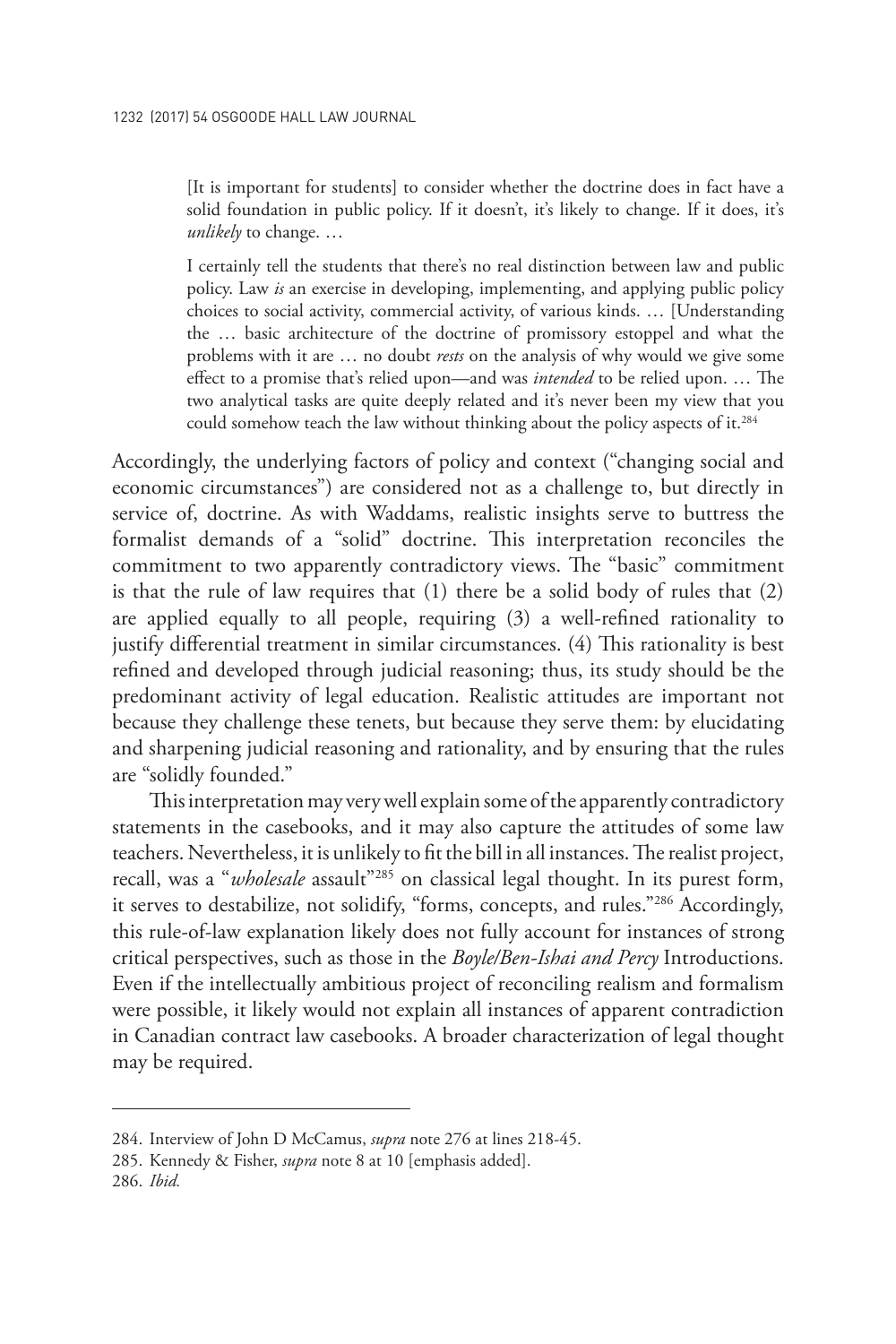> [It is important for students] to consider whether the doctrine does in fact have a solid foundation in public policy. If it doesn't, it's likely to change. If it does, it's *unlikely* to change. …
>
> I certainly tell the students that there's no real distinction between law and public policy. Law *is* an exercise in developing, implementing, and applying public policy choices to social activity, commercial activity, of various kinds. … [Understanding the … basic architecture of the doctrine of promissory estoppel and what the problems with it are … no doubt *rests* on the analysis of why would we give some effect to a promise that's relied upon—and was *intended* to be relied upon. … The two analytical tasks are quite deeply related and it's never been my view that you could somehow teach the law without thinking about the policy aspects of it.[284]

Accordingly, the underlying factors of policy and context ("changing social and economic circumstances") are considered not as a challenge to, but directly in service of, doctrine. As with Waddams, realistic insights serve to buttress the formalist demands of a "solid" doctrine. This interpretation reconciles the commitment to two apparently contradictory views. The "basic" commitment is that the rule of law requires that (1) there be a solid body of rules that (2) are applied equally to all people, requiring (3) a well-refined rationality to justify differential treatment in similar circumstances. (4) This rationality is best refined and developed through judicial reasoning; thus, its study should be the predominant activity of legal education. Realistic attitudes are important not because they challenge these tenets, but because they serve them: by elucidating and sharpening judicial reasoning and rationality, and by ensuring that the rules are "solidly founded."

This interpretation may very well explain some of the apparently contradictory statements in the casebooks, and it may also capture the attitudes of some law teachers. Nevertheless, it is unlikely to fit the bill in all instances. The realist project, recall, was a "*wholesale* assault"[285] on classical legal thought. In its purest form, it serves to destabilize, not solidify, "forms, concepts, and rules."[286] Accordingly, this rule-of-law explanation likely does not fully account for instances of strong critical perspectives, such as those in the *Boyle/Ben-Ishai and Percy* Introductions. Even if the intellectually ambitious project of reconciling realism and formalism were possible, it likely would not explain all instances of apparent contradiction in Canadian contract law casebooks. A broader characterization of legal thought may be required.

---

284. Interview of John D McCamus, *supra* note 276 at lines 218-45.

285. Kennedy & Fisher, *supra* note 8 at 10 [emphasis added].

286. *Ibid.*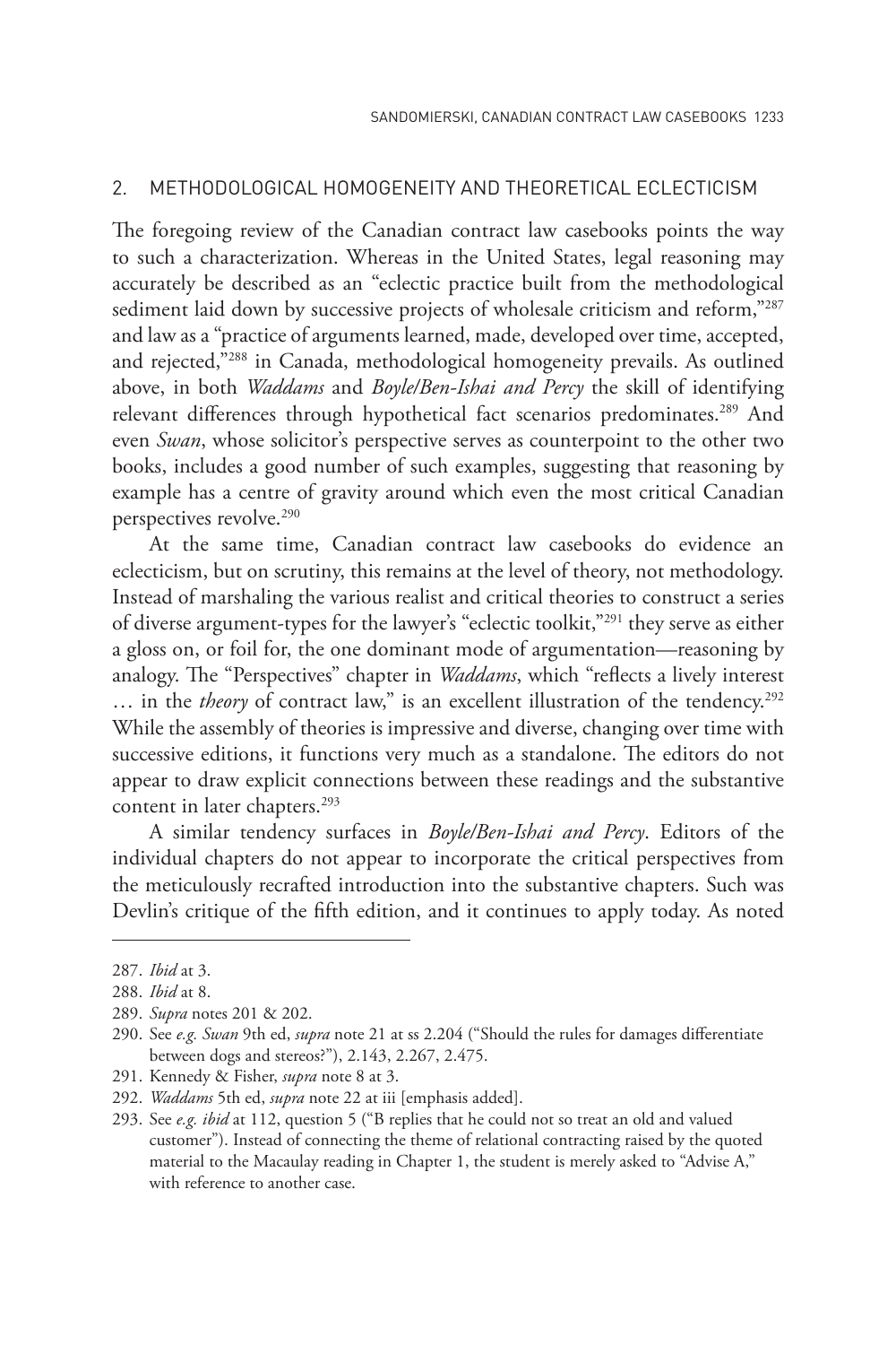## 2. METHODOLOGICAL HOMOGENEITY AND THEORETICAL ECLECTICISM

The foregoing review of the Canadian contract law casebooks points the way to such a characterization. Whereas in the United States, legal reasoning may accurately be described as an "eclectic practice built from the methodological sediment laid down by successive projects of wholesale criticism and reform,"[287] and law as a "practice of arguments learned, made, developed over time, accepted, and rejected,"[288] in Canada, methodological homogeneity prevails. As outlined above, in both *Waddams* and *Boyle/Ben-Ishai and Percy* the skill of identifying relevant differences through hypothetical fact scenarios predominates.[289] And even *Swan*, whose solicitor's perspective serves as counterpoint to the other two books, includes a good number of such examples, suggesting that reasoning by example has a centre of gravity around which even the most critical Canadian perspectives revolve.[290]

At the same time, Canadian contract law casebooks do evidence an eclecticism, but on scrutiny, this remains at the level of theory, not methodology. Instead of marshaling the various realist and critical theories to construct a series of diverse argument-types for the lawyer's "eclectic toolkit,"[291] they serve as either a gloss on, or foil for, the one dominant mode of argumentation—reasoning by analogy. The "Perspectives" chapter in *Waddams*, which "reflects a lively interest … in the *theory* of contract law," is an excellent illustration of the tendency.[292] While the assembly of theories is impressive and diverse, changing over time with successive editions, it functions very much as a standalone. The editors do not appear to draw explicit connections between these readings and the substantive content in later chapters.[293]

A similar tendency surfaces in *Boyle/Ben-Ishai and Percy*. Editors of the individual chapters do not appear to incorporate the critical perspectives from the meticulously recrafted introduction into the substantive chapters. Such was Devlin's critique of the fifth edition, and it continues to apply today. As noted

---

287. *Ibid* at 3.

288. *Ibid* at 8.

289. *Supra* notes 201 & 202.

290. See *e.g. Swan* 9th ed, *supra* note 21 at ss 2.204 ("Should the rules for damages differentiate between dogs and stereos?"), 2.143, 2.267, 2.475.

291. Kennedy & Fisher, *supra* note 8 at 3.

292. *Waddams* 5th ed, *supra* note 22 at iii [emphasis added].

293. See *e.g. ibid* at 112, question 5 ("B replies that he could not so treat an old and valued customer"). Instead of connecting the theme of relational contracting raised by the quoted material to the Macaulay reading in Chapter 1, the student is merely asked to "Advise A," with reference to another case.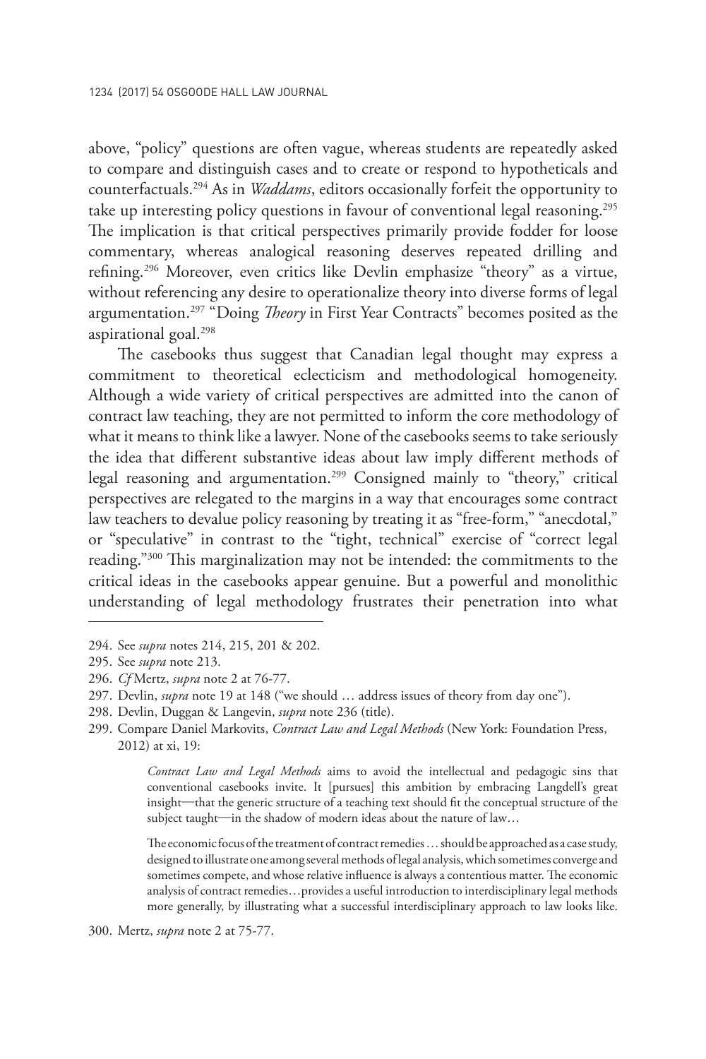above, "policy" questions are often vague, whereas students are repeatedly asked to compare and distinguish cases and to create or respond to hypotheticals and counterfactuals.[294] As in *Waddams*, editors occasionally forfeit the opportunity to take up interesting policy questions in favour of conventional legal reasoning.[295] The implication is that critical perspectives primarily provide fodder for loose commentary, whereas analogical reasoning deserves repeated drilling and refining.[296] Moreover, even critics like Devlin emphasize "theory" as a virtue, without referencing any desire to operationalize theory into diverse forms of legal argumentation.[297] "Doing *Theory* in First Year Contracts" becomes posited as the aspirational goal.[298]

The casebooks thus suggest that Canadian legal thought may express a commitment to theoretical eclecticism and methodological homogeneity. Although a wide variety of critical perspectives are admitted into the canon of contract law teaching, they are not permitted to inform the core methodology of what it means to think like a lawyer. None of the casebooks seems to take seriously the idea that different substantive ideas about law imply different methods of legal reasoning and argumentation.[299] Consigned mainly to "theory," critical perspectives are relegated to the margins in a way that encourages some contract law teachers to devalue policy reasoning by treating it as "free-form," "anecdotal," or "speculative" in contrast to the "tight, technical" exercise of "correct legal reading."[300] This marginalization may not be intended: the commitments to the critical ideas in the casebooks appear genuine. But a powerful and monolithic understanding of legal methodology frustrates their penetration into what

---

294. See *supra* notes 214, 215, 201 & 202.

295. See *supra* note 213.

296. *Cf* Mertz, *supra* note 2 at 76-77.

297. Devlin, *supra* note 19 at 148 ("we should … address issues of theory from day one").

298. Devlin, Duggan & Langevin, *supra* note 236 (title).

299. Compare Daniel Markovits, *Contract Law and Legal Methods* (New York: Foundation Press, 2012) at xi, 19:

> *Contract Law and Legal Methods* aims to avoid the intellectual and pedagogic sins that conventional casebooks invite. It [pursues] this ambition by embracing Langdell's great insight—that the generic structure of a teaching text should fit the conceptual structure of the subject taught—in the shadow of modern ideas about the nature of law…
>
> The economic focus of the treatment of contract remedies … should be approached as a case study, designed to illustrate one among several methods of legal analysis, which sometimes converge and sometimes compete, and whose relative influence is always a contentious matter. The economic analysis of contract remedies…provides a useful introduction to interdisciplinary legal methods more generally, by illustrating what a successful interdisciplinary approach to law looks like.

300. Mertz, *supra* note 2 at 75-77.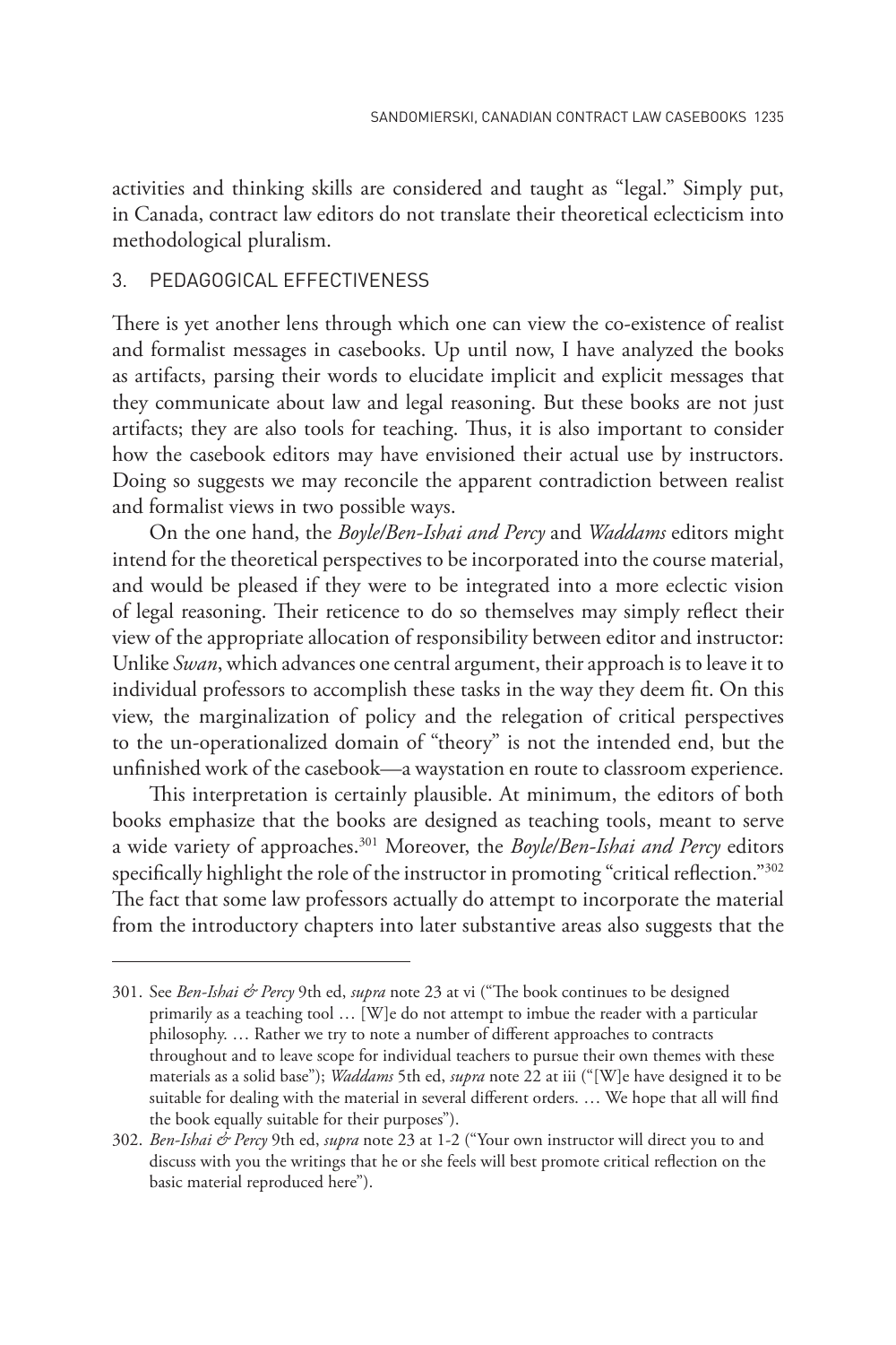activities and thinking skills are considered and taught as "legal." Simply put, in Canada, contract law editors do not translate their theoretical eclecticism into methodological pluralism.

### 3. PEDAGOGICAL EFFECTIVENESS

There is yet another lens through which one can view the co-existence of realist and formalist messages in casebooks. Up until now, I have analyzed the books as artifacts, parsing their words to elucidate implicit and explicit messages that they communicate about law and legal reasoning. But these books are not just artifacts; they are also tools for teaching. Thus, it is also important to consider how the casebook editors may have envisioned their actual use by instructors. Doing so suggests we may reconcile the apparent contradiction between realist and formalist views in two possible ways.

On the one hand, the *Boyle/Ben-Ishai and Percy* and *Waddams* editors might intend for the theoretical perspectives to be incorporated into the course material, and would be pleased if they were to be integrated into a more eclectic vision of legal reasoning. Their reticence to do so themselves may simply reflect their view of the appropriate allocation of responsibility between editor and instructor: Unlike *Swan*, which advances one central argument, their approach is to leave it to individual professors to accomplish these tasks in the way they deem fit. On this view, the marginalization of policy and the relegation of critical perspectives to the un-operationalized domain of "theory" is not the intended end, but the unfinished work of the casebook—a waystation en route to classroom experience.

This interpretation is certainly plausible. At minimum, the editors of both books emphasize that the books are designed as teaching tools, meant to serve a wide variety of approaches.[301] Moreover, the *Boyle/Ben-Ishai and Percy* editors specifically highlight the role of the instructor in promoting "critical reflection."[302] The fact that some law professors actually do attempt to incorporate the material from the introductory chapters into later substantive areas also suggests that the

---

301. See *Ben-Ishai & Percy* 9th ed, *supra* note 23 at vi ("The book continues to be designed primarily as a teaching tool … [W]e do not attempt to imbue the reader with a particular philosophy. … Rather we try to note a number of different approaches to contracts throughout and to leave scope for individual teachers to pursue their own themes with these materials as a solid base"); *Waddams* 5th ed, *supra* note 22 at iii ("[W]e have designed it to be suitable for dealing with the material in several different orders. … We hope that all will find the book equally suitable for their purposes").

302. *Ben-Ishai & Percy* 9th ed, *supra* note 23 at 1-2 ("Your own instructor will direct you to and discuss with you the writings that he or she feels will best promote critical reflection on the basic material reproduced here").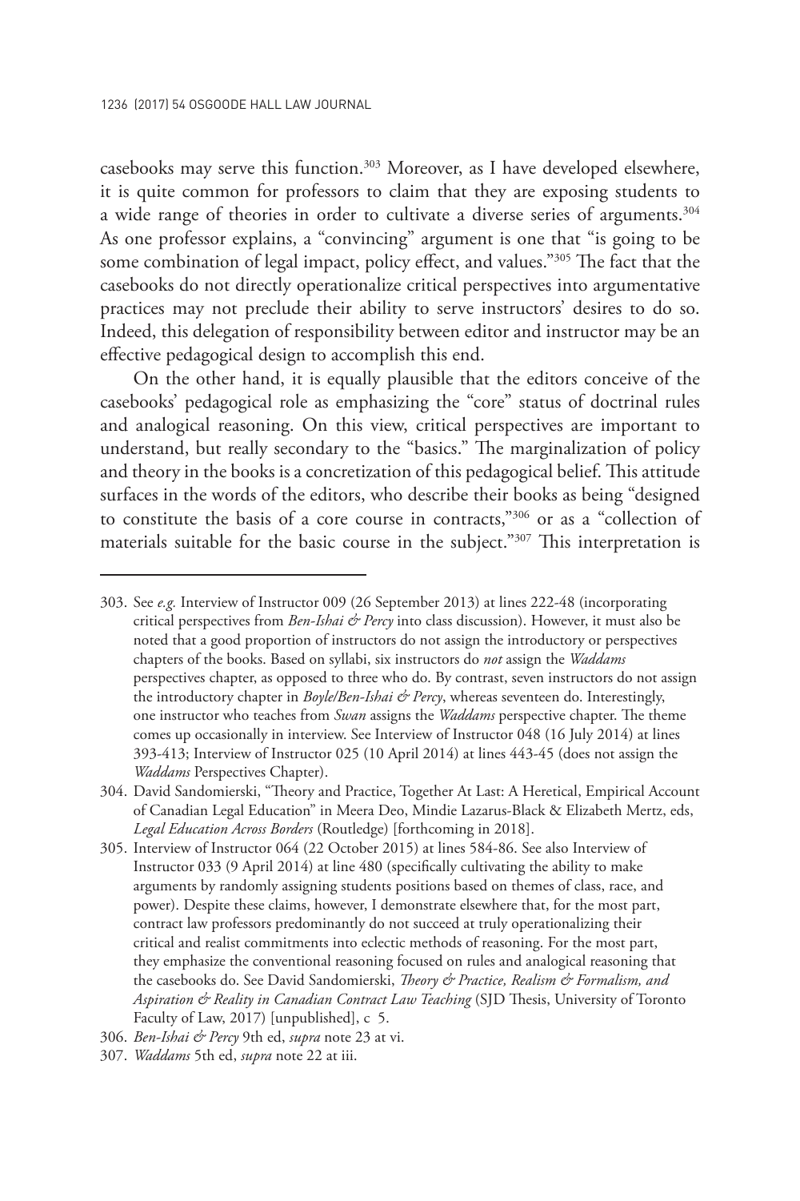casebooks may serve this function.[303] Moreover, as I have developed elsewhere, it is quite common for professors to claim that they are exposing students to a wide range of theories in order to cultivate a diverse series of arguments.[304] As one professor explains, a "convincing" argument is one that "is going to be some combination of legal impact, policy effect, and values."[305] The fact that the casebooks do not directly operationalize critical perspectives into argumentative practices may not preclude their ability to serve instructors' desires to do so. Indeed, this delegation of responsibility between editor and instructor may be an effective pedagogical design to accomplish this end.

On the other hand, it is equally plausible that the editors conceive of the casebooks' pedagogical role as emphasizing the "core" status of doctrinal rules and analogical reasoning. On this view, critical perspectives are important to understand, but really secondary to the "basics." The marginalization of policy and theory in the books is a concretization of this pedagogical belief. This attitude surfaces in the words of the editors, who describe their books as being "designed to constitute the basis of a core course in contracts,"[306] or as a "collection of materials suitable for the basic course in the subject."[307] This interpretation is

---

303. See *e.g.* Interview of Instructor 009 (26 September 2013) at lines 222-48 (incorporating critical perspectives from *Ben-Ishai & Percy* into class discussion). However, it must also be noted that a good proportion of instructors do not assign the introductory or perspectives chapters of the books. Based on syllabi, six instructors do *not* assign the *Waddams* perspectives chapter, as opposed to three who do. By contrast, seven instructors do not assign the introductory chapter in *Boyle/Ben-Ishai & Percy*, whereas seventeen do. Interestingly, one instructor who teaches from *Swan* assigns the *Waddams* perspective chapter. The theme comes up occasionally in interview. See Interview of Instructor 048 (16 July 2014) at lines 393-413; Interview of Instructor 025 (10 April 2014) at lines 443-45 (does not assign the *Waddams* Perspectives Chapter).

304. David Sandomierski, "Theory and Practice, Together At Last: A Heretical, Empirical Account of Canadian Legal Education" in Meera Deo, Mindie Lazarus-Black & Elizabeth Mertz, eds, *Legal Education Across Borders* (Routledge) [forthcoming in 2018].

305. Interview of Instructor 064 (22 October 2015) at lines 584-86. See also Interview of Instructor 033 (9 April 2014) at line 480 (specifically cultivating the ability to make arguments by randomly assigning students positions based on themes of class, race, and power). Despite these claims, however, I demonstrate elsewhere that, for the most part, contract law professors predominantly do not succeed at truly operationalizing their critical and realist commitments into eclectic methods of reasoning. For the most part, they emphasize the conventional reasoning focused on rules and analogical reasoning that the casebooks do. See David Sandomierski, *Theory & Practice, Realism & Formalism, and Aspiration & Reality in Canadian Contract Law Teaching* (SJD Thesis, University of Toronto Faculty of Law, 2017) [unpublished], c 5.

306. *Ben-Ishai & Percy* 9th ed, *supra* note 23 at vi.

307. *Waddams* 5th ed, *supra* note 22 at iii.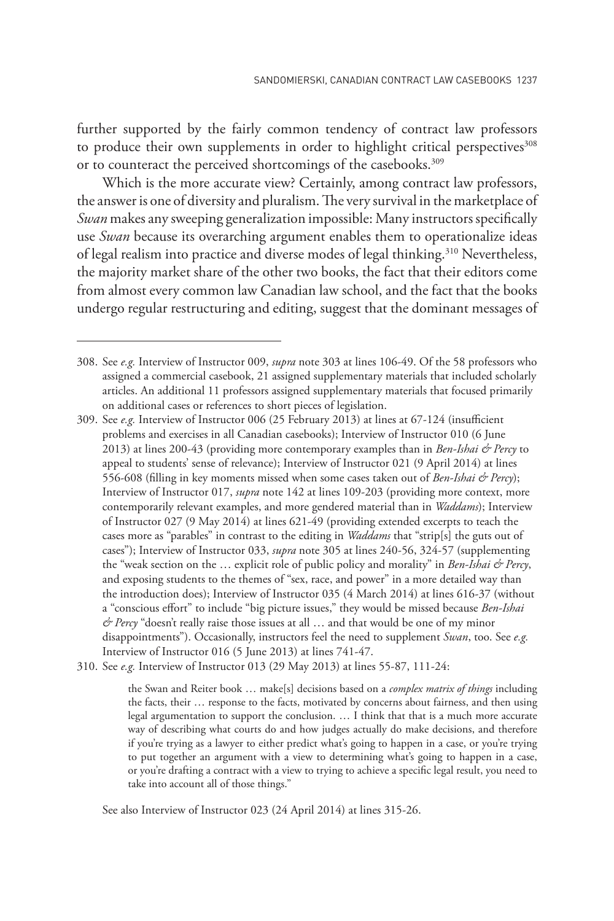further supported by the fairly common tendency of contract law professors to produce their own supplements in order to highlight critical perspectives[308] or to counteract the perceived shortcomings of the casebooks.[309]

Which is the more accurate view? Certainly, among contract law professors, the answer is one of diversity and pluralism. The very survival in the marketplace of *Swan* makes any sweeping generalization impossible: Many instructors specifically use *Swan* because its overarching argument enables them to operationalize ideas of legal realism into practice and diverse modes of legal thinking.[310] Nevertheless, the majority market share of the other two books, the fact that their editors come from almost every common law Canadian law school, and the fact that the books undergo regular restructuring and editing, suggest that the dominant messages of

---

308. See *e.g.* Interview of Instructor 009, *supra* note 303 at lines 106-49. Of the 58 professors who assigned a commercial casebook, 21 assigned supplementary materials that included scholarly articles. An additional 11 professors assigned supplementary materials that focused primarily on additional cases or references to short pieces of legislation.

309. See *e.g.* Interview of Instructor 006 (25 February 2013) at lines at 67-124 (insufficient problems and exercises in all Canadian casebooks); Interview of Instructor 010 (6 June 2013) at lines 200-43 (providing more contemporary examples than in *Ben-Ishai & Percy* to appeal to students' sense of relevance); Interview of Instructor 021 (9 April 2014) at lines 556-608 (filling in key moments missed when some cases taken out of *Ben-Ishai & Percy*); Interview of Instructor 017, *supra* note 142 at lines 109-203 (providing more context, more contemporarily relevant examples, and more gendered material than in *Waddams*); Interview of Instructor 027 (9 May 2014) at lines 621-49 (providing extended excerpts to teach the cases more as "parables" in contrast to the editing in *Waddams* that "strip[s] the guts out of cases"); Interview of Instructor 033, *supra* note 305 at lines 240-56, 324-57 (supplementing the "weak section on the … explicit role of public policy and morality" in *Ben-Ishai & Percy*, and exposing students to the themes of "sex, race, and power" in a more detailed way than the introduction does); Interview of Instructor 035 (4 March 2014) at lines 616-37 (without a "conscious effort" to include "big picture issues," they would be missed because *Ben-Ishai & Percy* "doesn't really raise those issues at all … and that would be one of my minor disappointments"). Occasionally, instructors feel the need to supplement *Swan*, too. See *e.g.* Interview of Instructor 016 (5 June 2013) at lines 741-47.

310. See *e.g.* Interview of Instructor 013 (29 May 2013) at lines 55-87, 111-24:

> the Swan and Reiter book … make[s] decisions based on a *complex matrix of things* including the facts, their … response to the facts, motivated by concerns about fairness, and then using legal argumentation to support the conclusion. … I think that that is a much more accurate way of describing what courts do and how judges actually do make decisions, and therefore if you're trying as a lawyer to either predict what's going to happen in a case, or you're trying to put together an argument with a view to determining what's going to happen in a case, or you're drafting a contract with a view to trying to achieve a specific legal result, you need to take into account all of those things."

See also Interview of Instructor 023 (24 April 2014) at lines 315-26.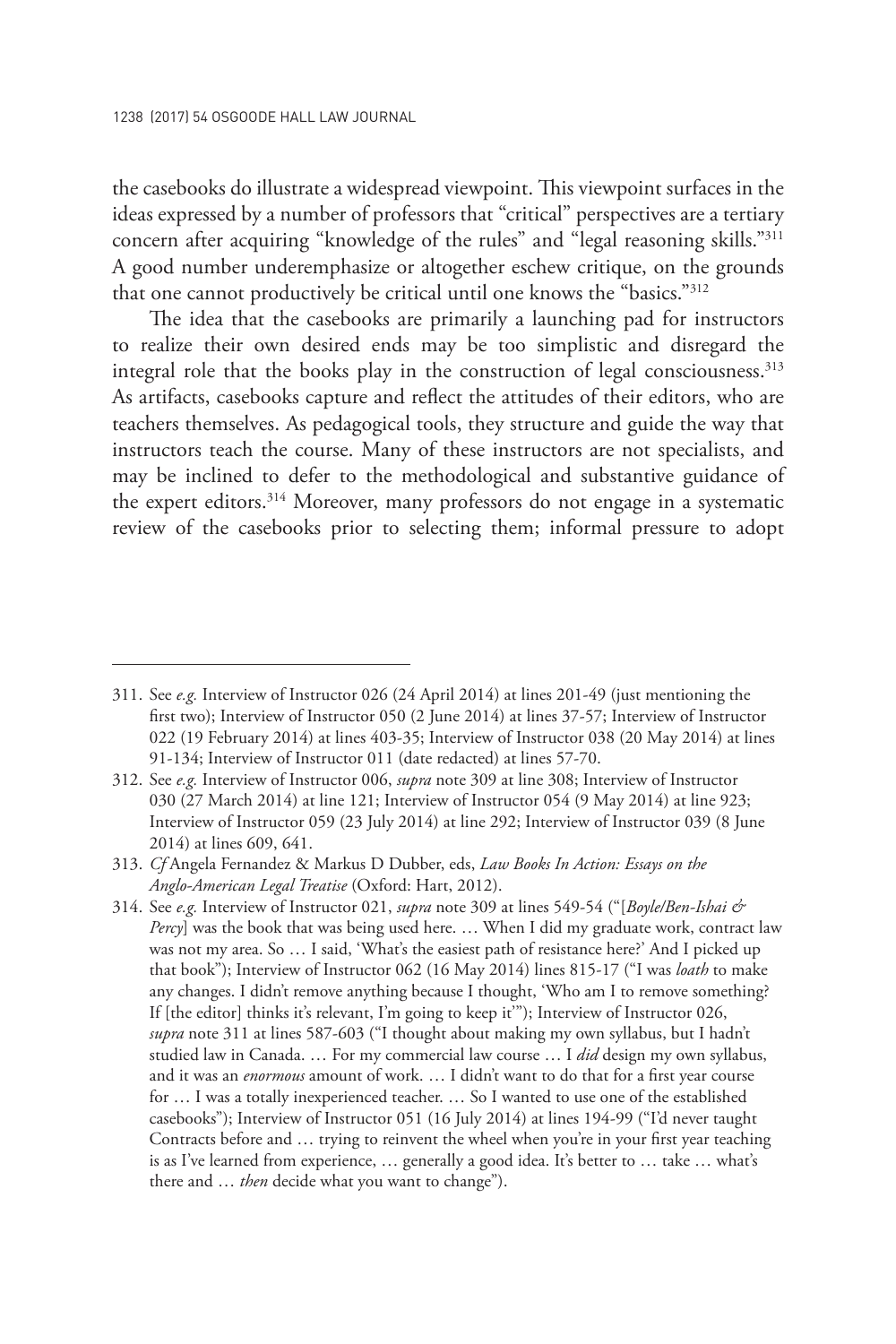the casebooks do illustrate a widespread viewpoint. This viewpoint surfaces in the ideas expressed by a number of professors that "critical" perspectives are a tertiary concern after acquiring "knowledge of the rules" and "legal reasoning skills."[311] A good number underemphasize or altogether eschew critique, on the grounds that one cannot productively be critical until one knows the "basics."[312]

The idea that the casebooks are primarily a launching pad for instructors to realize their own desired ends may be too simplistic and disregard the integral role that the books play in the construction of legal consciousness.[313] As artifacts, casebooks capture and reflect the attitudes of their editors, who are teachers themselves. As pedagogical tools, they structure and guide the way that instructors teach the course. Many of these instructors are not specialists, and may be inclined to defer to the methodological and substantive guidance of the expert editors.[314] Moreover, many professors do not engage in a systematic review of the casebooks prior to selecting them; informal pressure to adopt

---

311. See *e.g.* Interview of Instructor 026 (24 April 2014) at lines 201-49 (just mentioning the first two); Interview of Instructor 050 (2 June 2014) at lines 37-57; Interview of Instructor 022 (19 February 2014) at lines 403-35; Interview of Instructor 038 (20 May 2014) at lines 91-134; Interview of Instructor 011 (date redacted) at lines 57-70.

312. See *e.g.* Interview of Instructor 006, *supra* note 309 at line 308; Interview of Instructor 030 (27 March 2014) at line 121; Interview of Instructor 054 (9 May 2014) at line 923; Interview of Instructor 059 (23 July 2014) at line 292; Interview of Instructor 039 (8 June 2014) at lines 609, 641.

313. *Cf* Angela Fernandez & Markus D Dubber, eds, *Law Books In Action: Essays on the Anglo-American Legal Treatise* (Oxford: Hart, 2012).

314. See *e.g.* Interview of Instructor 021, *supra* note 309 at lines 549-54 ("[*Boyle/Ben-Ishai & Percy*] was the book that was being used here. … When I did my graduate work, contract law was not my area. So … I said, 'What's the easiest path of resistance here?' And I picked up that book"); Interview of Instructor 062 (16 May 2014) lines 815-17 ("I was *loath* to make any changes. I didn't remove anything because I thought, 'Who am I to remove something? If [the editor] thinks it's relevant, I'm going to keep it'"); Interview of Instructor 026, *supra* note 311 at lines 587-603 ("I thought about making my own syllabus, but I hadn't studied law in Canada. … For my commercial law course … I *did* design my own syllabus, and it was an *enormous* amount of work. … I didn't want to do that for a first year course for … I was a totally inexperienced teacher. … So I wanted to use one of the established casebooks"); Interview of Instructor 051 (16 July 2014) at lines 194-99 ("I'd never taught Contracts before and … trying to reinvent the wheel when you're in your first year teaching is as I've learned from experience, … generally a good idea. It's better to … take … what's there and … *then* decide what you want to change").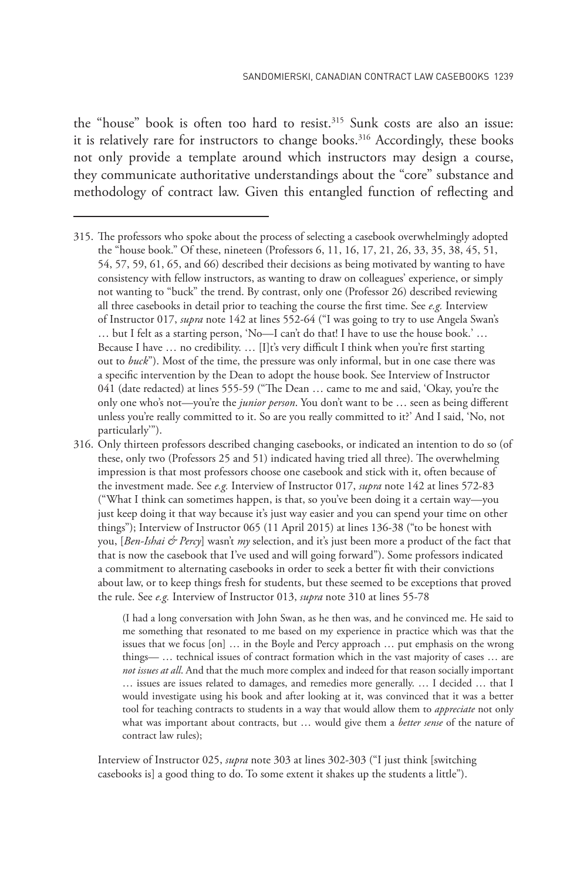the "house" book is often too hard to resist.[315] Sunk costs are also an issue: it is relatively rare for instructors to change books.[316] Accordingly, these books not only provide a template around which instructors may design a course, they communicate authoritative understandings about the "core" substance and methodology of contract law. Given this entangled function of reflecting and

---

315. The professors who spoke about the process of selecting a casebook overwhelmingly adopted the "house book." Of these, nineteen (Professors 6, 11, 16, 17, 21, 26, 33, 35, 38, 45, 51, 54, 57, 59, 61, 65, and 66) described their decisions as being motivated by wanting to have consistency with fellow instructors, as wanting to draw on colleagues' experience, or simply not wanting to "buck" the trend. By contrast, only one (Professor 26) described reviewing all three casebooks in detail prior to teaching the course the first time. See *e.g.* Interview of Instructor 017, *supra* note 142 at lines 552-64 ("I was going to try to use Angela Swan's … but I felt as a starting person, 'No—I can't do that! I have to use the house book.' … Because I have … no credibility. … [I]t's very difficult I think when you're first starting out to *buck*"). Most of the time, the pressure was only informal, but in one case there was a specific intervention by the Dean to adopt the house book. See Interview of Instructor 041 (date redacted) at lines 555-59 ("The Dean … came to me and said, 'Okay, you're the only one who's not—you're the *junior person*. You don't want to be … seen as being different unless you're really committed to it. So are you really committed to it?' And I said, 'No, not particularly'").

316. Only thirteen professors described changing casebooks, or indicated an intention to do so (of these, only two (Professors 25 and 51) indicated having tried all three). The overwhelming impression is that most professors choose one casebook and stick with it, often because of the investment made. See *e.g.* Interview of Instructor 017, *supra* note 142 at lines 572-83 ("What I think can sometimes happen, is that, so you've been doing it a certain way—you just keep doing it that way because it's just way easier and you can spend your time on other things"); Interview of Instructor 065 (11 April 2015) at lines 136-38 ("to be honest with you, [*Ben-Ishai & Percy*] wasn't *my* selection, and it's just been more a product of the fact that that is now the casebook that I've used and will going forward"). Some professors indicated a commitment to alternating casebooks in order to seek a better fit with their convictions about law, or to keep things fresh for students, but these seemed to be exceptions that proved the rule. See *e.g.* Interview of Instructor 013, *supra* note 310 at lines 55-78

> (I had a long conversation with John Swan, as he then was, and he convinced me. He said to me something that resonated to me based on my experience in practice which was that the issues that we focus [on] … in the Boyle and Percy approach … put emphasis on the wrong things— … technical issues of contract formation which in the vast majority of cases … are *not issues at all*. And that the much more complex and indeed for that reason socially important … issues are issues related to damages, and remedies more generally. … I decided … that I would investigate using his book and after looking at it, was convinced that it was a better tool for teaching contracts to students in a way that would allow them to *appreciate* not only what was important about contracts, but … would give them a *better sense* of the nature of contract law rules);

Interview of Instructor 025, *supra* note 303 at lines 302-303 ("I just think [switching casebooks is] a good thing to do. To some extent it shakes up the students a little").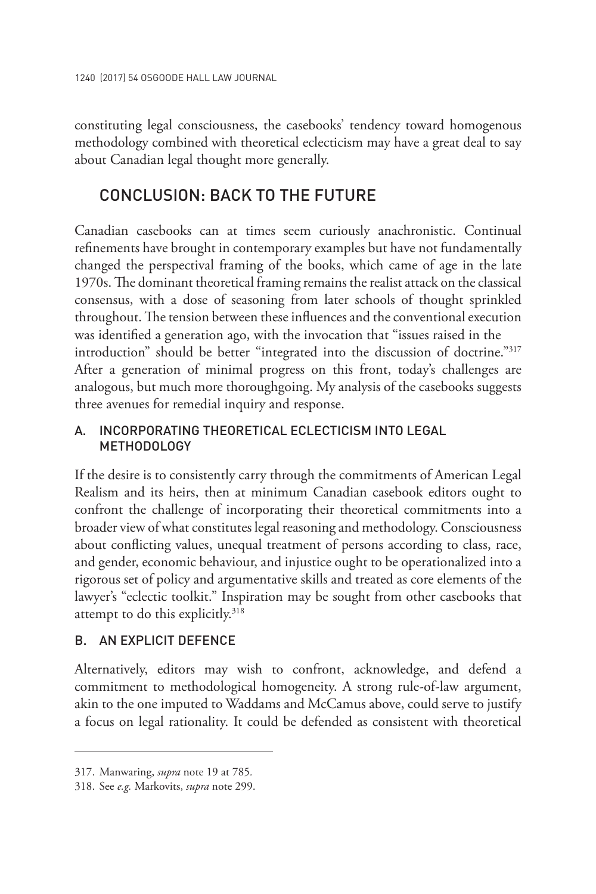constituting legal consciousness, the casebooks' tendency toward homogenous methodology combined with theoretical eclecticism may have a great deal to say about Canadian legal thought more generally.

## CONCLUSION: BACK TO THE FUTURE

Canadian casebooks can at times seem curiously anachronistic. Continual refinements have brought in contemporary examples but have not fundamentally changed the perspectival framing of the books, which came of age in the late 1970s. The dominant theoretical framing remains the realist attack on the classical consensus, with a dose of seasoning from later schools of thought sprinkled throughout. The tension between these influences and the conventional execution was identified a generation ago, with the invocation that "issues raised in the introduction" should be better "integrated into the discussion of doctrine."[317] After a generation of minimal progress on this front, today's challenges are analogous, but much more thoroughgoing. My analysis of the casebooks suggests three avenues for remedial inquiry and response.

### A. INCORPORATING THEORETICAL ECLECTICISM INTO LEGAL METHODOLOGY

If the desire is to consistently carry through the commitments of American Legal Realism and its heirs, then at minimum Canadian casebook editors ought to confront the challenge of incorporating their theoretical commitments into a broader view of what constitutes legal reasoning and methodology. Consciousness about conflicting values, unequal treatment of persons according to class, race, and gender, economic behaviour, and injustice ought to be operationalized into a rigorous set of policy and argumentative skills and treated as core elements of the lawyer's "eclectic toolkit." Inspiration may be sought from other casebooks that attempt to do this explicitly.[318]

### B. AN EXPLICIT DEFENCE

Alternatively, editors may wish to confront, acknowledge, and defend a commitment to methodological homogeneity. A strong rule-of-law argument, akin to the one imputed to Waddams and McCamus above, could serve to justify a focus on legal rationality. It could be defended as consistent with theoretical

---

317. Manwaring, *supra* note 19 at 785.

318. See *e.g.* Markovits, *supra* note 299.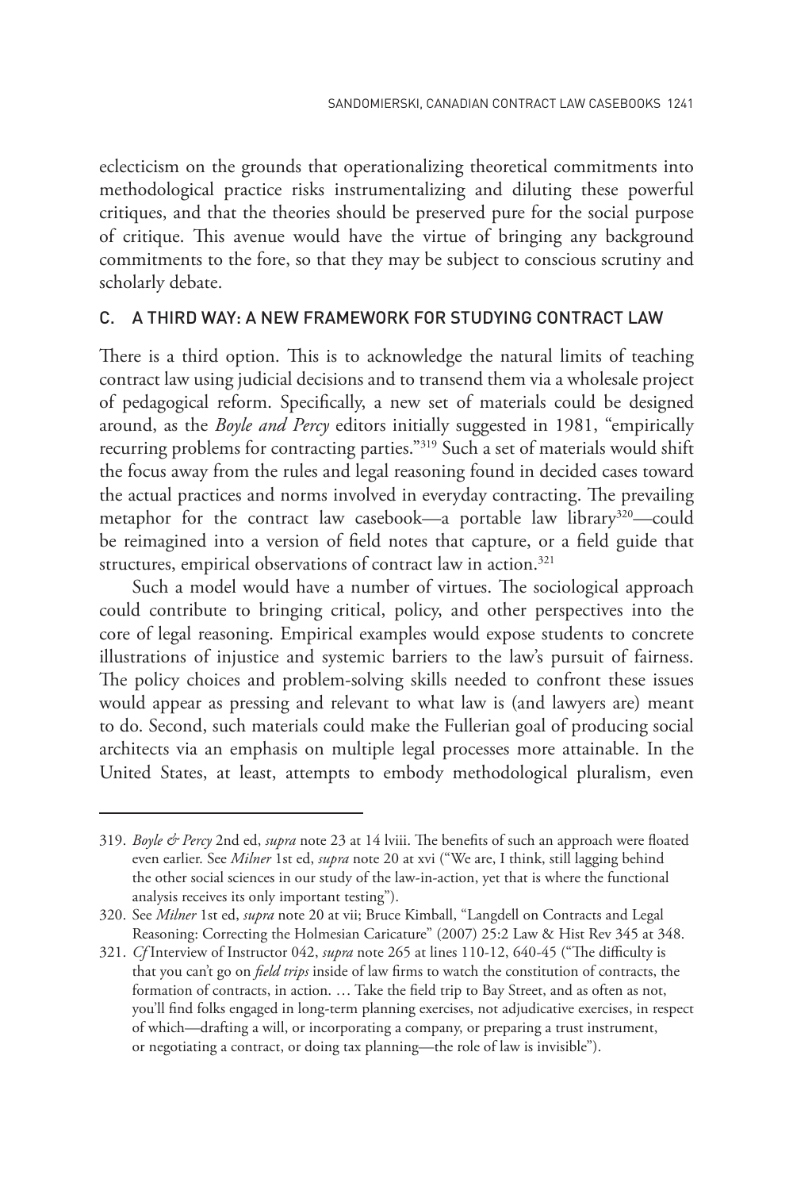eclecticism on the grounds that operationalizing theoretical commitments into methodological practice risks instrumentalizing and diluting these powerful critiques, and that the theories should be preserved pure for the social purpose of critique. This avenue would have the virtue of bringing any background commitments to the fore, so that they may be subject to conscious scrutiny and scholarly debate.

### C. A THIRD WAY: A NEW FRAMEWORK FOR STUDYING CONTRACT LAW

There is a third option. This is to acknowledge the natural limits of teaching contract law using judicial decisions and to transend them via a wholesale project of pedagogical reform. Specifically, a new set of materials could be designed around, as the *Boyle and Percy* editors initially suggested in 1981, "empirically recurring problems for contracting parties."[319] Such a set of materials would shift the focus away from the rules and legal reasoning found in decided cases toward the actual practices and norms involved in everyday contracting. The prevailing metaphor for the contract law casebook—a portable law library[320]—could be reimagined into a version of field notes that capture, or a field guide that structures, empirical observations of contract law in action.[321]

Such a model would have a number of virtues. The sociological approach could contribute to bringing critical, policy, and other perspectives into the core of legal reasoning. Empirical examples would expose students to concrete illustrations of injustice and systemic barriers to the law's pursuit of fairness. The policy choices and problem-solving skills needed to confront these issues would appear as pressing and relevant to what law is (and lawyers are) meant to do. Second, such materials could make the Fullerian goal of producing social architects via an emphasis on multiple legal processes more attainable. In the United States, at least, attempts to embody methodological pluralism, even

---

319. *Boyle & Percy* 2nd ed, *supra* note 23 at 14 lviii. The benefits of such an approach were floated even earlier. See *Milner* 1st ed, *supra* note 20 at xvi ("We are, I think, still lagging behind the other social sciences in our study of the law-in-action, yet that is where the functional analysis receives its only important testing").

320. See *Milner* 1st ed, *supra* note 20 at vii; Bruce Kimball, "Langdell on Contracts and Legal Reasoning: Correcting the Holmesian Caricature" (2007) 25:2 Law & Hist Rev 345 at 348.

321. *Cf* Interview of Instructor 042, *supra* note 265 at lines 110-12, 640-45 ("The difficulty is that you can't go on *field trips* inside of law firms to watch the constitution of contracts, the formation of contracts, in action. … Take the field trip to Bay Street, and as often as not, you'll find folks engaged in long-term planning exercises, not adjudicative exercises, in respect of which—drafting a will, or incorporating a company, or preparing a trust instrument, or negotiating a contract, or doing tax planning—the role of law is invisible").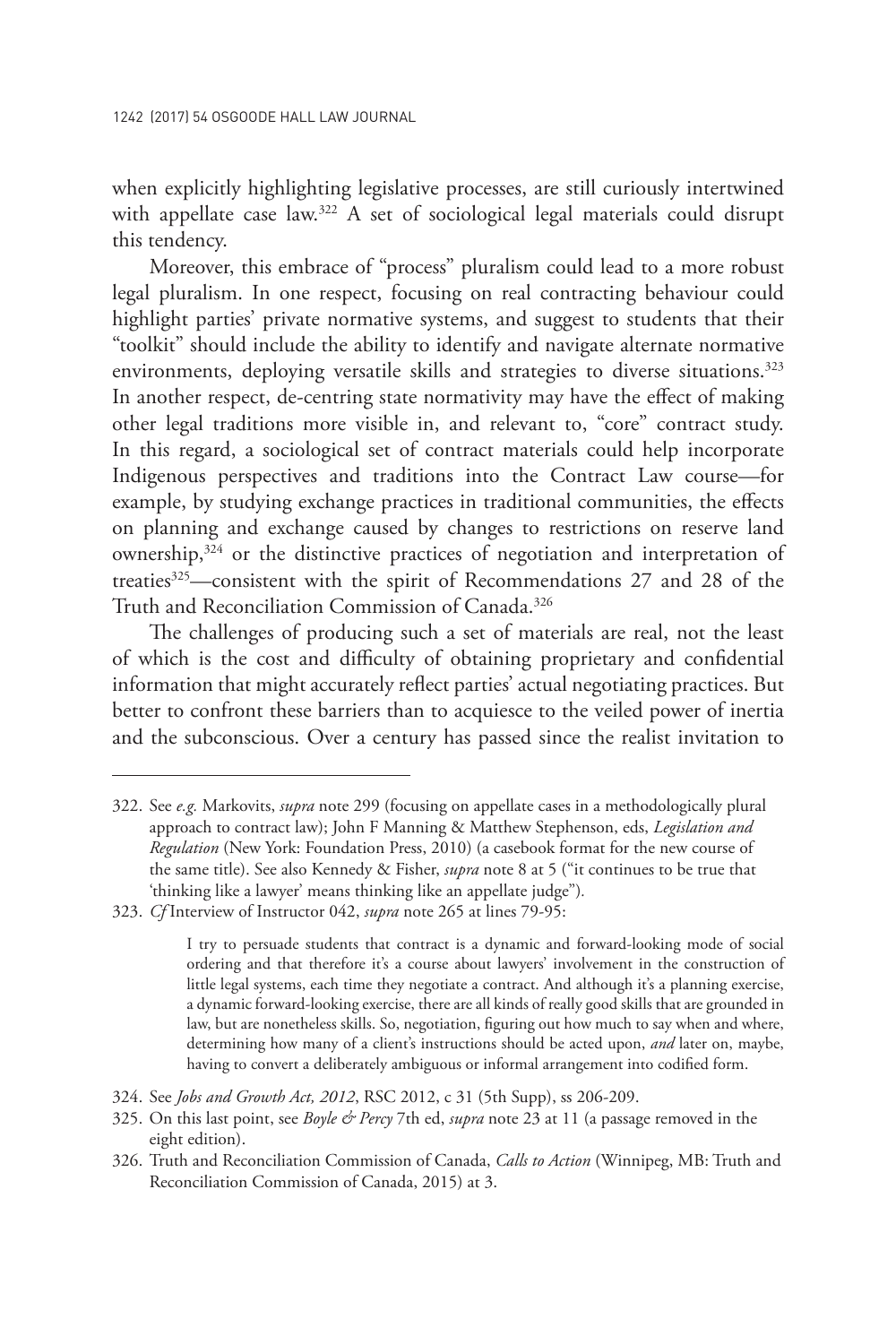when explicitly highlighting legislative processes, are still curiously intertwined with appellate case law.[322] A set of sociological legal materials could disrupt this tendency.

Moreover, this embrace of "process" pluralism could lead to a more robust legal pluralism. In one respect, focusing on real contracting behaviour could highlight parties' private normative systems, and suggest to students that their "toolkit" should include the ability to identify and navigate alternate normative environments, deploying versatile skills and strategies to diverse situations.[323] In another respect, de-centring state normativity may have the effect of making other legal traditions more visible in, and relevant to, "core" contract study. In this regard, a sociological set of contract materials could help incorporate Indigenous perspectives and traditions into the Contract Law course—for example, by studying exchange practices in traditional communities, the effects on planning and exchange caused by changes to restrictions on reserve land ownership,[324] or the distinctive practices of negotiation and interpretation of treaties[325]—consistent with the spirit of Recommendations 27 and 28 of the Truth and Reconciliation Commission of Canada.[326]

The challenges of producing such a set of materials are real, not the least of which is the cost and difficulty of obtaining proprietary and confidential information that might accurately reflect parties' actual negotiating practices. But better to confront these barriers than to acquiesce to the veiled power of inertia and the subconscious. Over a century has passed since the realist invitation to

---

322. See *e.g.* Markovits, *supra* note 299 (focusing on appellate cases in a methodologically plural approach to contract law); John F Manning & Matthew Stephenson, eds, *Legislation and Regulation* (New York: Foundation Press, 2010) (a casebook format for the new course of the same title). See also Kennedy & Fisher, *supra* note 8 at 5 ("it continues to be true that 'thinking like a lawyer' means thinking like an appellate judge").

323. *Cf* Interview of Instructor 042, *supra* note 265 at lines 79-95:

> I try to persuade students that contract is a dynamic and forward-looking mode of social ordering and that therefore it's a course about lawyers' involvement in the construction of little legal systems, each time they negotiate a contract. And although it's a planning exercise, a dynamic forward-looking exercise, there are all kinds of really good skills that are grounded in law, but are nonetheless skills. So, negotiation, figuring out how much to say when and where, determining how many of a client's instructions should be acted upon, *and* later on, maybe, having to convert a deliberately ambiguous or informal arrangement into codified form.

324. See *Jobs and Growth Act, 2012*, RSC 2012, c 31 (5th Supp), ss 206-209.

325. On this last point, see *Boyle & Percy* 7th ed, *supra* note 23 at 11 (a passage removed in the eight edition).

326. Truth and Reconciliation Commission of Canada, *Calls to Action* (Winnipeg, MB: Truth and Reconciliation Commission of Canada, 2015) at 3.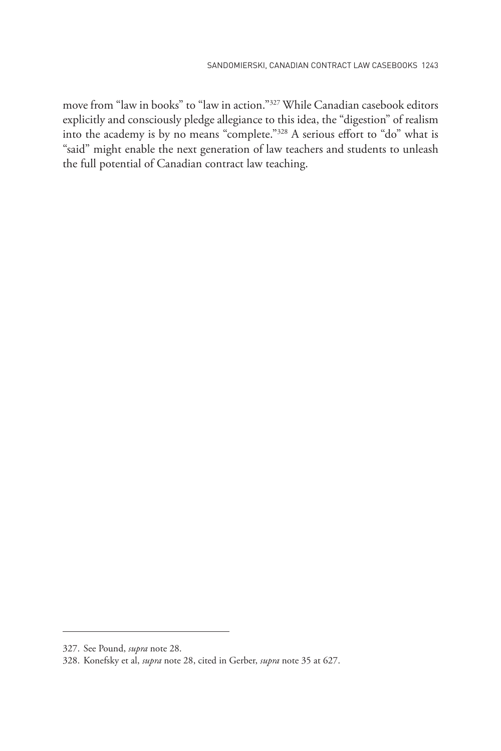move from “law in books” to “law in action.”[327] While Canadian casebook editors explicitly and consciously pledge allegiance to this idea, the “digestion” of realism into the academy is by no means “complete.”[328] A serious effort to “do” what is “said” might enable the next generation of law teachers and students to unleash the full potential of Canadian contract law teaching.

---

327. See Pound, *supra* note 28.

328. Konefsky et al, *supra* note 28, cited in Gerber, *supra* note 35 at 627.